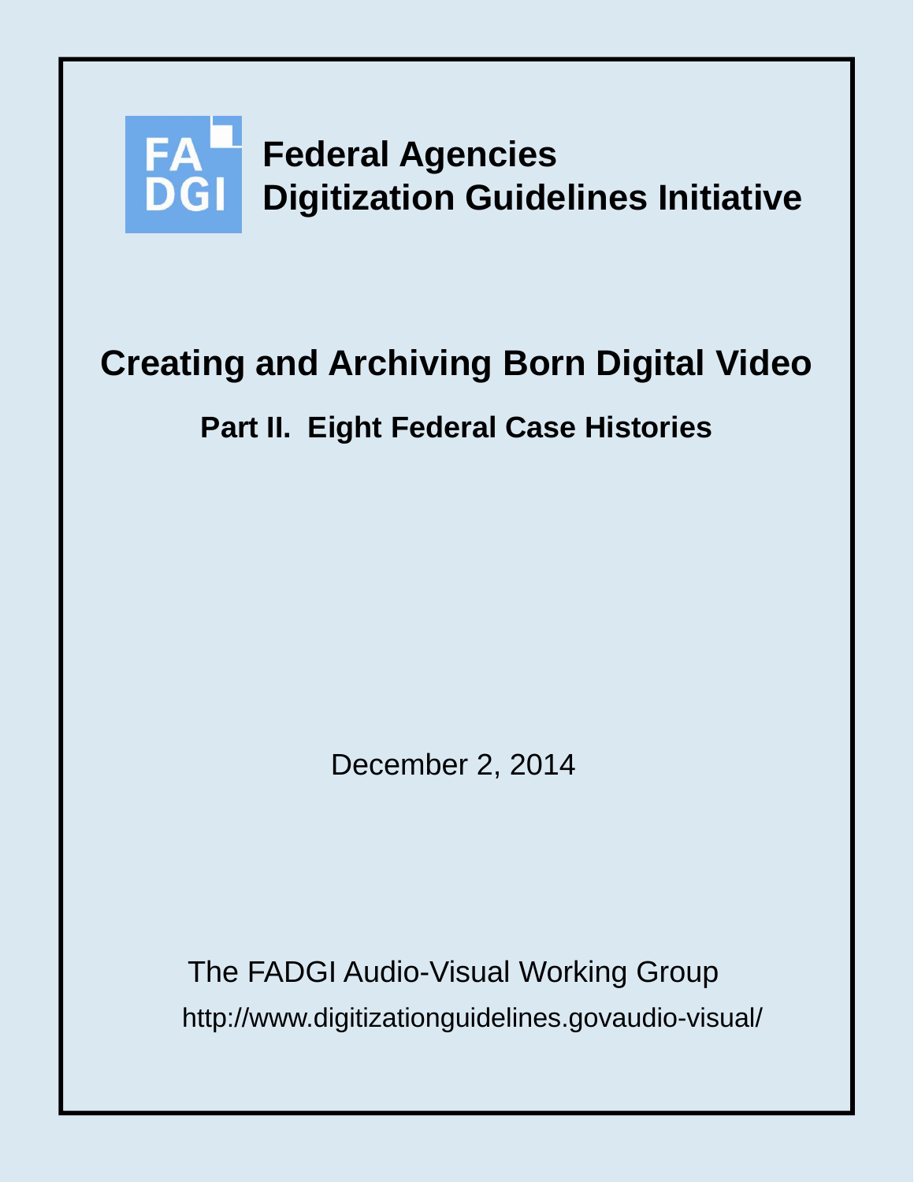**FADGI**

**Federal Agencies**
**Digitization Guidelines Initiative**

# Creating and Archiving Born Digital Video

## Part II. Eight Federal Case Histories

December 2, 2014

The FADGI Audio-Visual Working Group

http://www.digitizationguidelines.govaudio-visual/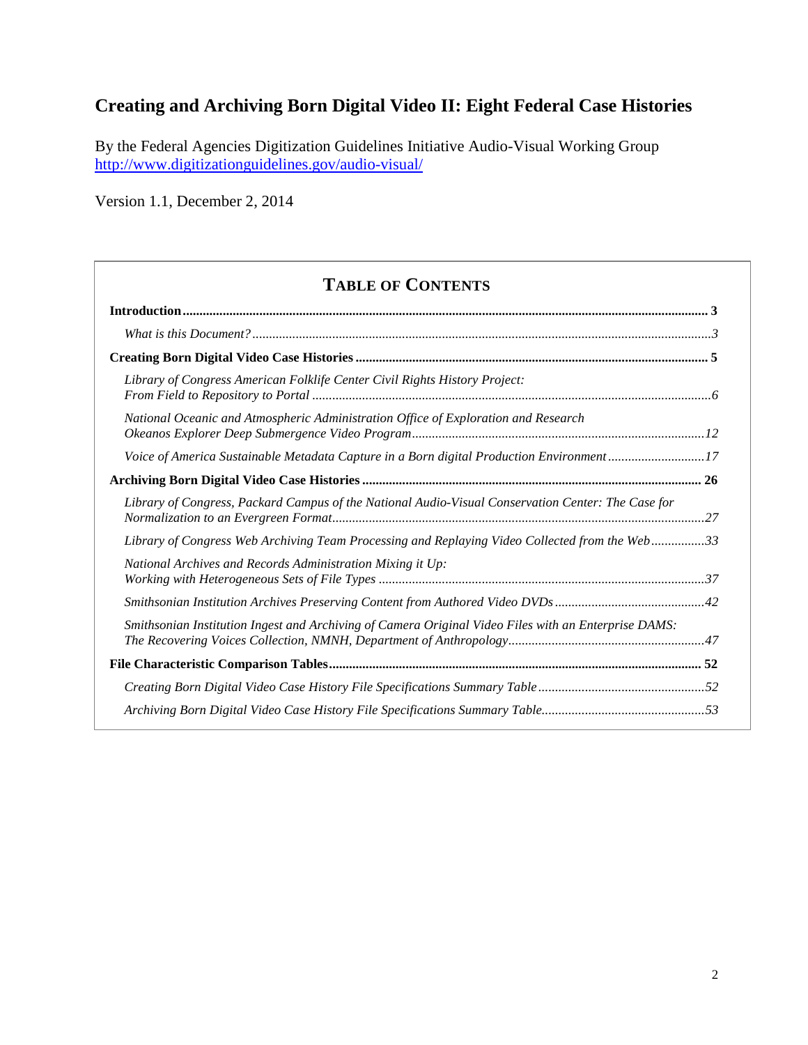# Creating and Archiving Born Digital Video II: Eight Federal Case Histories

By the Federal Agencies Digitization Guidelines Initiative Audio-Visual Working Group
http://www.digitizationguidelines.gov/audio-visual/

Version 1.1, December 2, 2014

## Table of Contents

**Introduction** ... 3

*What is this Document?* ... 3

**Creating Born Digital Video Case Histories** ... 5

*Library of Congress American Folklife Center Civil Rights History Project: From Field to Repository to Portal* ... 6

*National Oceanic and Atmospheric Administration Office of Exploration and Research Okeanos Explorer Deep Submergence Video Program* ... 12

*Voice of America Sustainable Metadata Capture in a Born digital Production Environment* ... 17

**Archiving Born Digital Video Case Histories** ... 26

*Library of Congress, Packard Campus of the National Audio-Visual Conservation Center: The Case for Normalization to an Evergreen Format* ... 27

*Library of Congress Web Archiving Team Processing and Replaying Video Collected from the Web* ... 33

*National Archives and Records Administration Mixing it Up: Working with Heterogeneous Sets of File Types* ... 37

*Smithsonian Institution Archives Preserving Content from Authored Video DVDs* ... 42

*Smithsonian Institution Ingest and Archiving of Camera Original Video Files with an Enterprise DAMS: The Recovering Voices Collection, NMNH, Department of Anthropology* ... 47

**File Characteristic Comparison Tables** ... 52

*Creating Born Digital Video Case History File Specifications Summary Table* ... 52

*Archiving Born Digital Video Case History File Specifications Summary Table* ... 53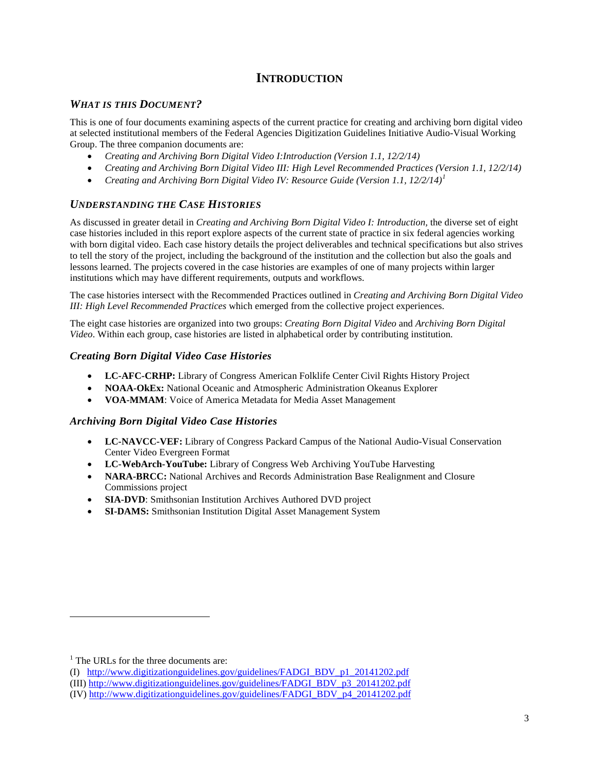# INTRODUCTION

## *WHAT IS THIS DOCUMENT?*

This is one of four documents examining aspects of the current practice for creating and archiving born digital video at selected institutional members of the Federal Agencies Digitization Guidelines Initiative Audio-Visual Working Group. The three companion documents are:

- *Creating and Archiving Born Digital Video I:Introduction (Version 1.1, 12/2/14)*
- *Creating and Archiving Born Digital Video III: High Level Recommended Practices (Version 1.1, 12/2/14)*
- *Creating and Archiving Born Digital Video IV: Resource Guide (Version 1.1, 12/2/14)*[1]

## *UNDERSTANDING THE CASE HISTORIES*

As discussed in greater detail in *Creating and Archiving Born Digital Video I: Introduction,* the diverse set of eight case histories included in this report explore aspects of the current state of practice in six federal agencies working with born digital video. Each case history details the project deliverables and technical specifications but also strives to tell the story of the project, including the background of the institution and the collection but also the goals and lessons learned. The projects covered in the case histories are examples of one of many projects within larger institutions which may have different requirements, outputs and workflows.

The case histories intersect with the Recommended Practices outlined in *Creating and Archiving Born Digital Video III: High Level Recommended Practices* which emerged from the collective project experiences.

The eight case histories are organized into two groups: *Creating Born Digital Video* and *Archiving Born Digital Video*. Within each group, case histories are listed in alphabetical order by contributing institution.

### *Creating Born Digital Video Case Histories*

- **LC-AFC-CRHP:** Library of Congress American Folklife Center Civil Rights History Project
- **NOAA-OkEx:** National Oceanic and Atmospheric Administration Okeanus Explorer
- **VOA-MMAM**: Voice of America Metadata for Media Asset Management

### *Archiving Born Digital Video Case Histories*

- **LC-NAVCC-VEF:** Library of Congress Packard Campus of the National Audio-Visual Conservation Center Video Evergreen Format
- **LC-WebArch-YouTube:** Library of Congress Web Archiving YouTube Harvesting
- **NARA-BRCC:** National Archives and Records Administration Base Realignment and Closure Commissions project
- **SIA-DVD**: Smithsonian Institution Archives Authored DVD project
- **SI-DAMS:** Smithsonian Institution Digital Asset Management System

---

[1] The URLs for the three documents are:
(I) http://www.digitizationguidelines.gov/guidelines/FADGI_BDV_p1_20141202.pdf
(III) http://www.digitizationguidelines.gov/guidelines/FADGI_BDV_p3_20141202.pdf
(IV) http://www.digitizationguidelines.gov/guidelines/FADGI_BDV_p4_20141202.pdf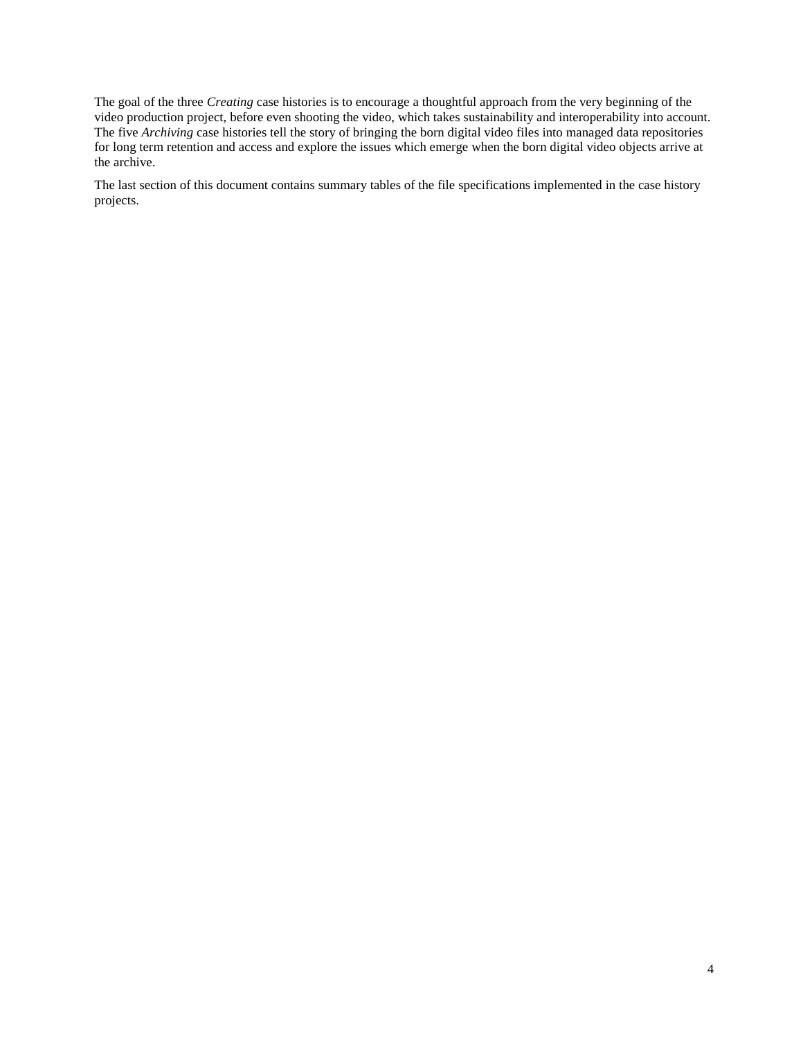The goal of the three *Creating* case histories is to encourage a thoughtful approach from the very beginning of the video production project, before even shooting the video, which takes sustainability and interoperability into account. The five *Archiving* case histories tell the story of bringing the born digital video files into managed data repositories for long term retention and access and explore the issues which emerge when the born digital video objects arrive at the archive.

The last section of this document contains summary tables of the file specifications implemented in the case history projects.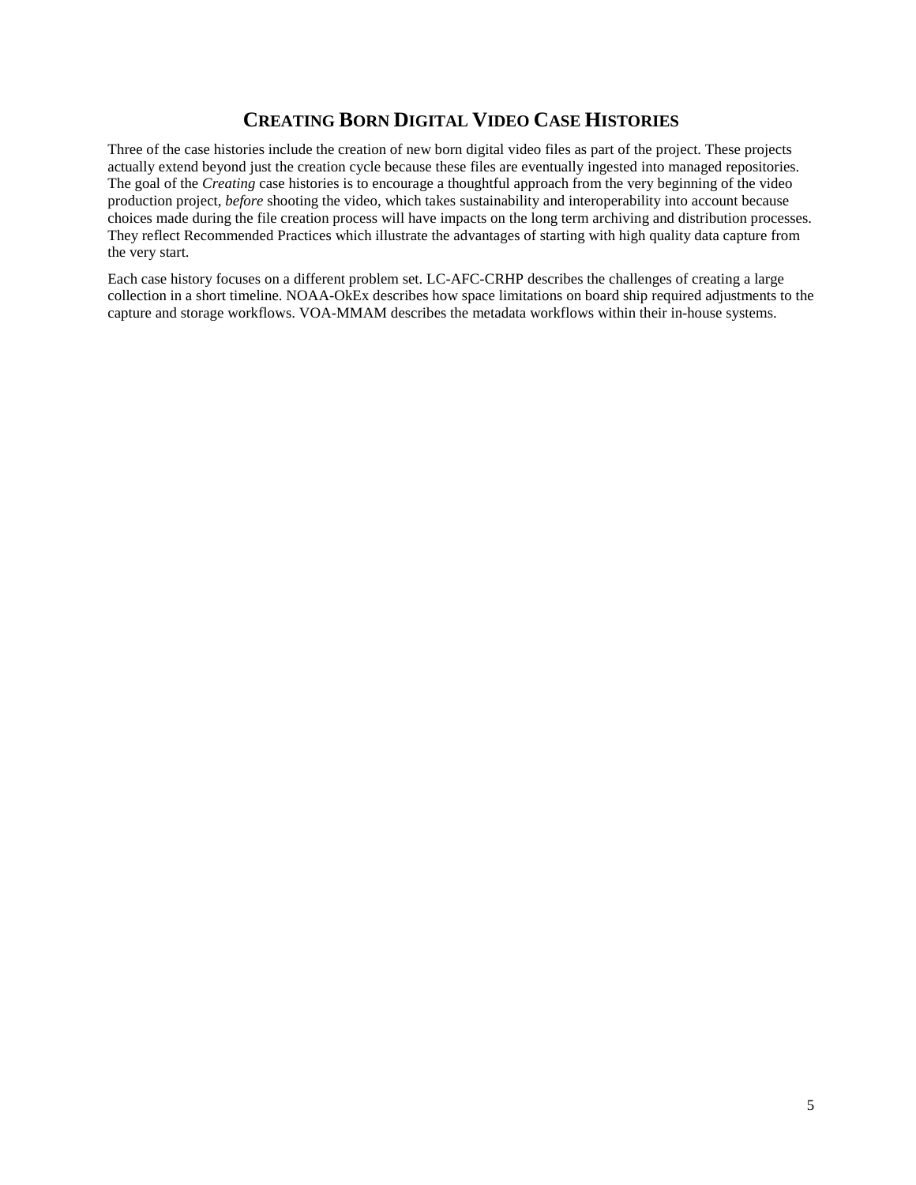# Creating Born Digital Video Case Histories

Three of the case histories include the creation of new born digital video files as part of the project. These projects actually extend beyond just the creation cycle because these files are eventually ingested into managed repositories. The goal of the *Creating* case histories is to encourage a thoughtful approach from the very beginning of the video production project, *before* shooting the video, which takes sustainability and interoperability into account because choices made during the file creation process will have impacts on the long term archiving and distribution processes. They reflect Recommended Practices which illustrate the advantages of starting with high quality data capture from the very start.

Each case history focuses on a different problem set. LC-AFC-CRHP describes the challenges of creating a large collection in a short timeline. NOAA-OkEx describes how space limitations on board ship required adjustments to the capture and storage workflows. VOA-MMAM describes the metadata workflows within their in-house systems.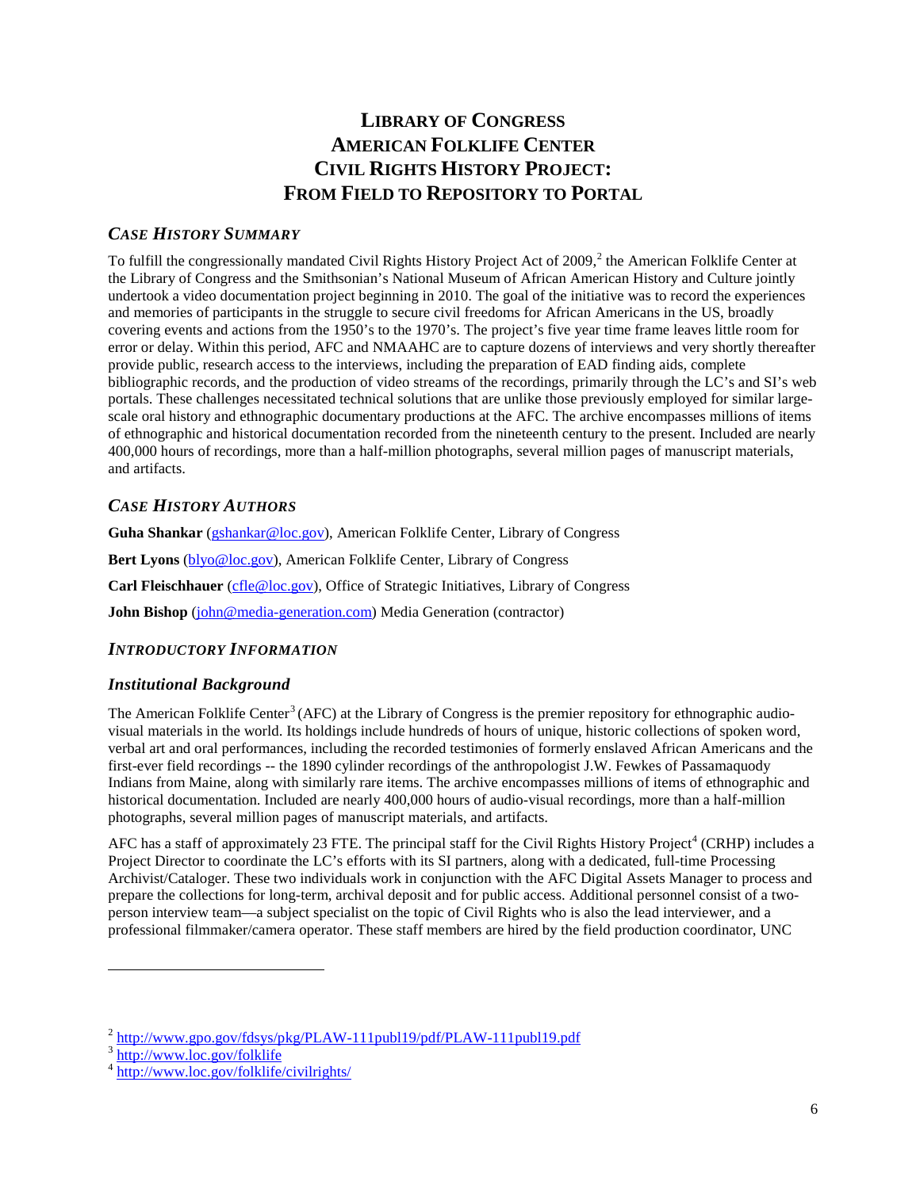# Library of Congress American Folklife Center Civil Rights History Project: From Field to Repository to Portal

## *Case History Summary*

To fulfill the congressionally mandated Civil Rights History Project Act of 2009,[2] the American Folklife Center at the Library of Congress and the Smithsonian's National Museum of African American History and Culture jointly undertook a video documentation project beginning in 2010. The goal of the initiative was to record the experiences and memories of participants in the struggle to secure civil freedoms for African Americans in the US, broadly covering events and actions from the 1950's to the 1970's. The project's five year time frame leaves little room for error or delay. Within this period, AFC and NMAAHC are to capture dozens of interviews and very shortly thereafter provide public, research access to the interviews, including the preparation of EAD finding aids, complete bibliographic records, and the production of video streams of the recordings, primarily through the LC's and SI's web portals. These challenges necessitated technical solutions that are unlike those previously employed for similar large-scale oral history and ethnographic documentary productions at the AFC. The archive encompasses millions of items of ethnographic and historical documentation recorded from the nineteenth century to the present. Included are nearly 400,000 hours of recordings, more than a half-million photographs, several million pages of manuscript materials, and artifacts.

## *Case History Authors*

**Guha Shankar** (gshankar@loc.gov), American Folklife Center, Library of Congress

**Bert Lyons** (blyo@loc.gov), American Folklife Center, Library of Congress

**Carl Fleischhauer** (cfle@loc.gov), Office of Strategic Initiatives, Library of Congress

**John Bishop** (john@media-generation.com) Media Generation (contractor)

## *Introductory Information*

### *Institutional Background*

The American Folklife Center[3] (AFC) at the Library of Congress is the premier repository for ethnographic audio-visual materials in the world. Its holdings include hundreds of hours of unique, historic collections of spoken word, verbal art and oral performances, including the recorded testimonies of formerly enslaved African Americans and the first-ever field recordings -- the 1890 cylinder recordings of the anthropologist J.W. Fewkes of Passamaquody Indians from Maine, along with similarly rare items. The archive encompasses millions of items of ethnographic and historical documentation. Included are nearly 400,000 hours of audio-visual recordings, more than a half-million photographs, several million pages of manuscript materials, and artifacts.

AFC has a staff of approximately 23 FTE. The principal staff for the Civil Rights History Project[4] (CRHP) includes a Project Director to coordinate the LC's efforts with its SI partners, along with a dedicated, full-time Processing Archivist/Cataloger. These two individuals work in conjunction with the AFC Digital Assets Manager to process and prepare the collections for long-term, archival deposit and for public access. Additional personnel consist of a two-person interview team—a subject specialist on the topic of Civil Rights who is also the lead interviewer, and a professional filmmaker/camera operator. These staff members are hired by the field production coordinator, UNC

---

[2] http://www.gpo.gov/fdsys/pkg/PLAW-111publ19/pdf/PLAW-111publ19.pdf

[3] http://www.loc.gov/folklife

[4] http://www.loc.gov/folklife/civilrights/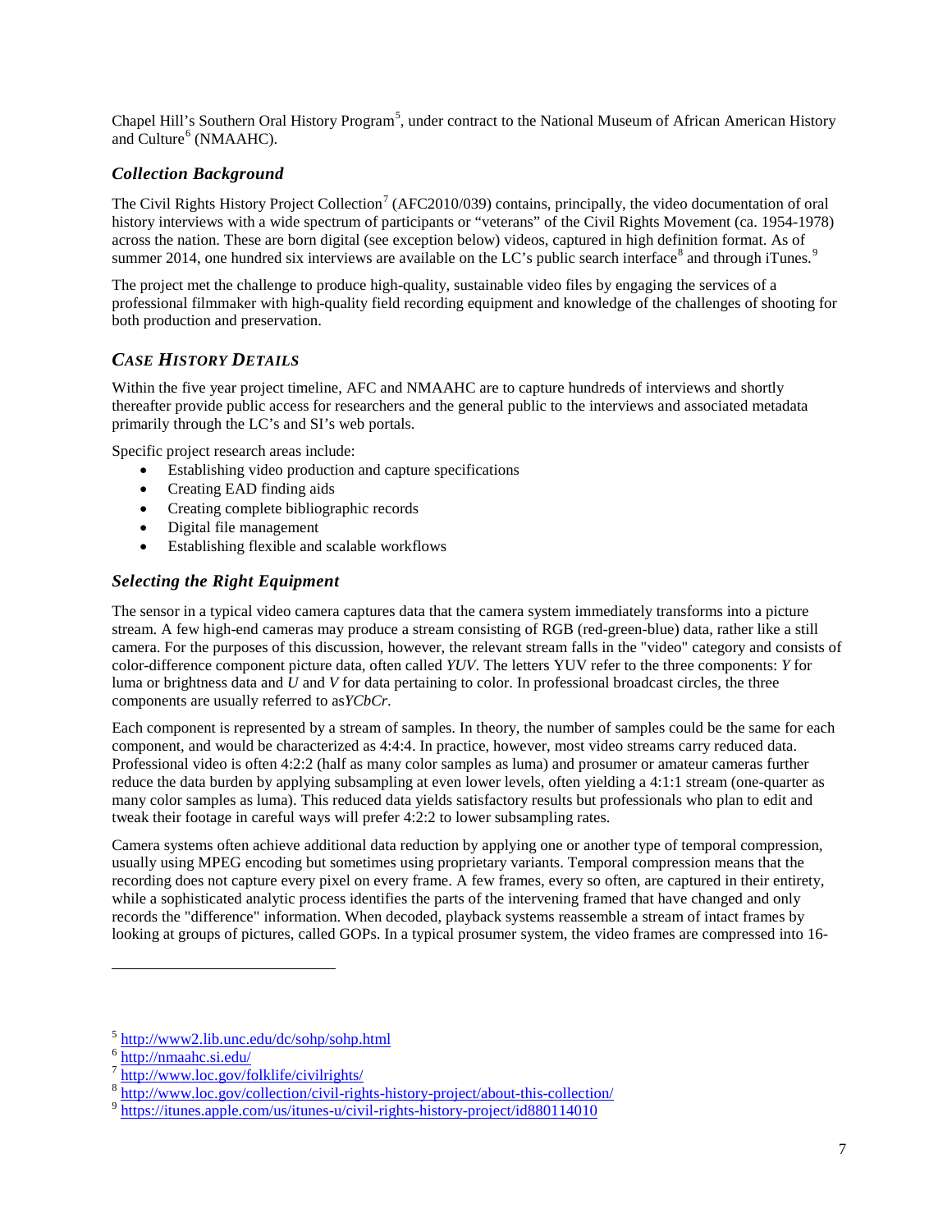Chapel Hill's Southern Oral History Program[5], under contract to the National Museum of African American History and Culture[6] (NMAAHC).

### *Collection Background*

The Civil Rights History Project Collection[7] (AFC2010/039) contains, principally, the video documentation of oral history interviews with a wide spectrum of participants or "veterans" of the Civil Rights Movement (ca. 1954-1978) across the nation. These are born digital (see exception below) videos, captured in high definition format. As of summer 2014, one hundred six interviews are available on the LC's public search interface[8] and through iTunes.[9]

The project met the challenge to produce high-quality, sustainable video files by engaging the services of a professional filmmaker with high-quality field recording equipment and knowledge of the challenges of shooting for both production and preservation.

## *CASE HISTORY DETAILS*

Within the five year project timeline, AFC and NMAAHC are to capture hundreds of interviews and shortly thereafter provide public access for researchers and the general public to the interviews and associated metadata primarily through the LC's and SI's web portals.

Specific project research areas include:

- Establishing video production and capture specifications
- Creating EAD finding aids
- Creating complete bibliographic records
- Digital file management
- Establishing flexible and scalable workflows

### *Selecting the Right Equipment*

The sensor in a typical video camera captures data that the camera system immediately transforms into a picture stream. A few high-end cameras may produce a stream consisting of RGB (red-green-blue) data, rather like a still camera. For the purposes of this discussion, however, the relevant stream falls in the "video" category and consists of color-difference component picture data, often called *YUV*. The letters YUV refer to the three components: *Y* for luma or brightness data and *U* and *V* for data pertaining to color. In professional broadcast circles, the three components are usually referred to as*YCbCr*.

Each component is represented by a stream of samples. In theory, the number of samples could be the same for each component, and would be characterized as 4:4:4. In practice, however, most video streams carry reduced data. Professional video is often 4:2:2 (half as many color samples as luma) and prosumer or amateur cameras further reduce the data burden by applying subsampling at even lower levels, often yielding a 4:1:1 stream (one-quarter as many color samples as luma). This reduced data yields satisfactory results but professionals who plan to edit and tweak their footage in careful ways will prefer 4:2:2 to lower subsampling rates.

Camera systems often achieve additional data reduction by applying one or another type of temporal compression, usually using MPEG encoding but sometimes using proprietary variants. Temporal compression means that the recording does not capture every pixel on every frame. A few frames, every so often, are captured in their entirety, while a sophisticated analytic process identifies the parts of the intervening framed that have changed and only records the "difference" information. When decoded, playback systems reassemble a stream of intact frames by looking at groups of pictures, called GOPs. In a typical prosumer system, the video frames are compressed into 16-

---

[5] http://www2.lib.unc.edu/dc/sohp/sohp.html
[6] http://nmaahc.si.edu/
[7] http://www.loc.gov/folklife/civilrights/
[8] http://www.loc.gov/collection/civil-rights-history-project/about-this-collection/
[9] https://itunes.apple.com/us/itunes-u/civil-rights-history-project/id880114010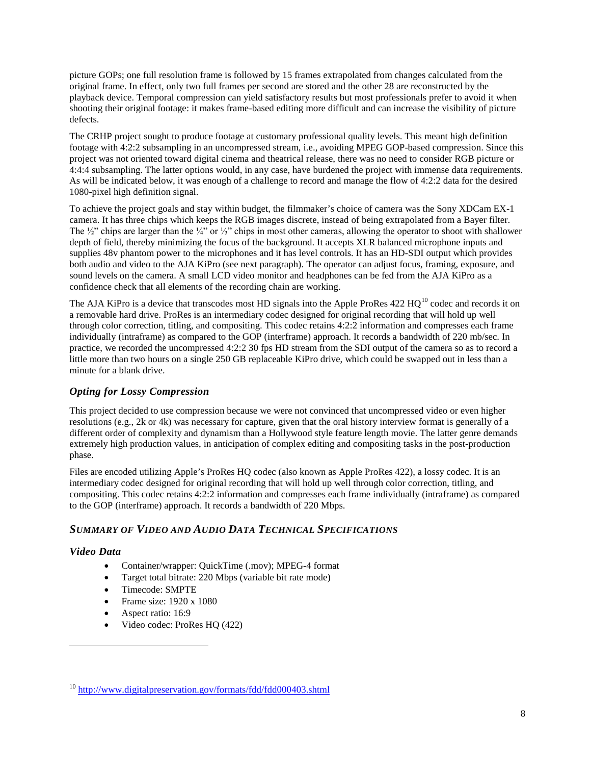picture GOPs; one full resolution frame is followed by 15 frames extrapolated from changes calculated from the original frame. In effect, only two full frames per second are stored and the other 28 are reconstructed by the playback device. Temporal compression can yield satisfactory results but most professionals prefer to avoid it when shooting their original footage: it makes frame-based editing more difficult and can increase the visibility of picture defects.

The CRHP project sought to produce footage at customary professional quality levels. This meant high definition footage with 4:2:2 subsampling in an uncompressed stream, i.e., avoiding MPEG GOP-based compression. Since this project was not oriented toward digital cinema and theatrical release, there was no need to consider RGB picture or 4:4:4 subsampling. The latter options would, in any case, have burdened the project with immense data requirements. As will be indicated below, it was enough of a challenge to record and manage the flow of 4:2:2 data for the desired 1080-pixel high definition signal.

To achieve the project goals and stay within budget, the filmmaker's choice of camera was the Sony XDCam EX-1 camera. It has three chips which keeps the RGB images discrete, instead of being extrapolated from a Bayer filter. The ½" chips are larger than the ¼" or ⅓" chips in most other cameras, allowing the operator to shoot with shallower depth of field, thereby minimizing the focus of the background. It accepts XLR balanced microphone inputs and supplies 48v phantom power to the microphones and it has level controls. It has an HD-SDI output which provides both audio and video to the AJA KiPro (see next paragraph). The operator can adjust focus, framing, exposure, and sound levels on the camera. A small LCD video monitor and headphones can be fed from the AJA KiPro as a confidence check that all elements of the recording chain are working.

The AJA KiPro is a device that transcodes most HD signals into the Apple ProRes 422 HQ[10] codec and records it on a removable hard drive. ProRes is an intermediary codec designed for original recording that will hold up well through color correction, titling, and compositing. This codec retains 4:2:2 information and compresses each frame individually (intraframe) as compared to the GOP (interframe) approach. It records a bandwidth of 220 mb/sec. In practice, we recorded the uncompressed 4:2:2 30 fps HD stream from the SDI output of the camera so as to record a little more than two hours on a single 250 GB replaceable KiPro drive, which could be swapped out in less than a minute for a blank drive.

### *Opting for Lossy Compression*

This project decided to use compression because we were not convinced that uncompressed video or even higher resolutions (e.g., 2k or 4k) was necessary for capture, given that the oral history interview format is generally of a different order of complexity and dynamism than a Hollywood style feature length movie. The latter genre demands extremely high production values, in anticipation of complex editing and compositing tasks in the post-production phase.

Files are encoded utilizing Apple's ProRes HQ codec (also known as Apple ProRes 422), a lossy codec. It is an intermediary codec designed for original recording that will hold up well through color correction, titling, and compositing. This codec retains 4:2:2 information and compresses each frame individually (intraframe) as compared to the GOP (interframe) approach. It records a bandwidth of 220 Mbps.

## *SUMMARY OF VIDEO AND AUDIO DATA TECHNICAL SPECIFICATIONS*

### *Video Data*

- Container/wrapper: QuickTime (.mov); MPEG-4 format
- Target total bitrate: 220 Mbps (variable bit rate mode)
- Timecode: SMPTE
- Frame size: 1920 x 1080
- Aspect ratio: 16:9
- Video codec: ProRes HQ (422)

[10] http://www.digitalpreservation.gov/formats/fdd/fdd000403.shtml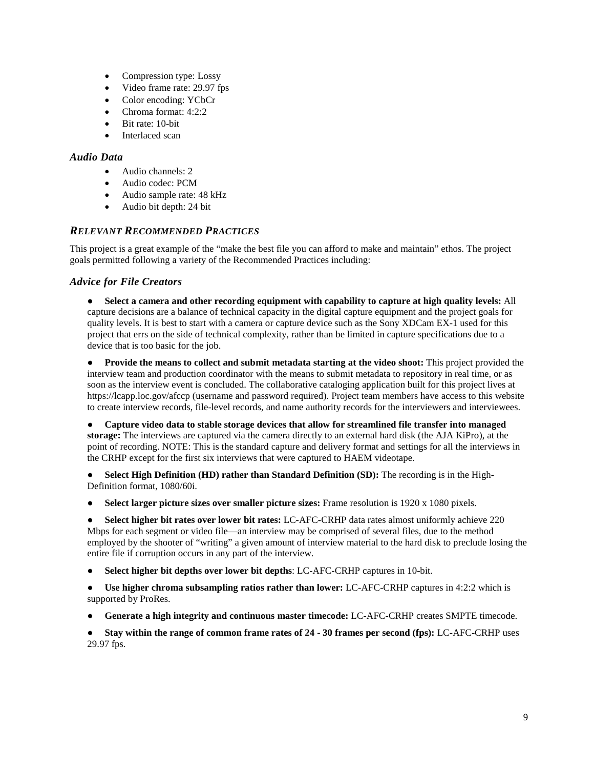- Compression type: Lossy
- Video frame rate: 29.97 fps
- Color encoding: YCbCr
- Chroma format: 4:2:2
- Bit rate: 10-bit
- Interlaced scan

### *Audio Data*

- Audio channels: 2
- Audio codec: PCM
- Audio sample rate: 48 kHz
- Audio bit depth: 24 bit

## *RELEVANT RECOMMENDED PRACTICES*

This project is a great example of the "make the best file you can afford to make and maintain" ethos. The project goals permitted following a variety of the Recommended Practices including:

### *Advice for File Creators*

- **Select a camera and other recording equipment with capability to capture at high quality levels:** All capture decisions are a balance of technical capacity in the digital capture equipment and the project goals for quality levels. It is best to start with a camera or capture device such as the Sony XDCam EX-1 used for this project that errs on the side of technical complexity, rather than be limited in capture specifications due to a device that is too basic for the job.

- **Provide the means to collect and submit metadata starting at the video shoot:** This project provided the interview team and production coordinator with the means to submit metadata to repository in real time, or as soon as the interview event is concluded. The collaborative cataloging application built for this project lives at https://lcapp.loc.gov/afccp (username and password required). Project team members have access to this website to create interview records, file-level records, and name authority records for the interviewers and interviewees.

- **Capture video data to stable storage devices that allow for streamlined file transfer into managed storage:** The interviews are captured via the camera directly to an external hard disk (the AJA KiPro), at the point of recording. NOTE: This is the standard capture and delivery format and settings for all the interviews in the CRHP except for the first six interviews that were captured to HAEM videotape.

- **Select High Definition (HD) rather than Standard Definition (SD):** The recording is in the High-Definition format, 1080/60i.

- **Select larger picture sizes over smaller picture sizes:** Frame resolution is 1920 x 1080 pixels.

- **Select higher bit rates over lower bit rates:** LC-AFC-CRHP data rates almost uniformly achieve 220 Mbps for each segment or video file—an interview may be comprised of several files, due to the method employed by the shooter of "writing" a given amount of interview material to the hard disk to preclude losing the entire file if corruption occurs in any part of the interview.

- **Select higher bit depths over lower bit depths**: LC-AFC-CRHP captures in 10-bit.

- **Use higher chroma subsampling ratios rather than lower:** LC-AFC-CRHP captures in 4:2:2 which is supported by ProRes.

- **Generate a high integrity and continuous master timecode:** LC-AFC-CRHP creates SMPTE timecode.

- **Stay within the range of common frame rates of 24 - 30 frames per second (fps):** LC-AFC-CRHP uses 29.97 fps.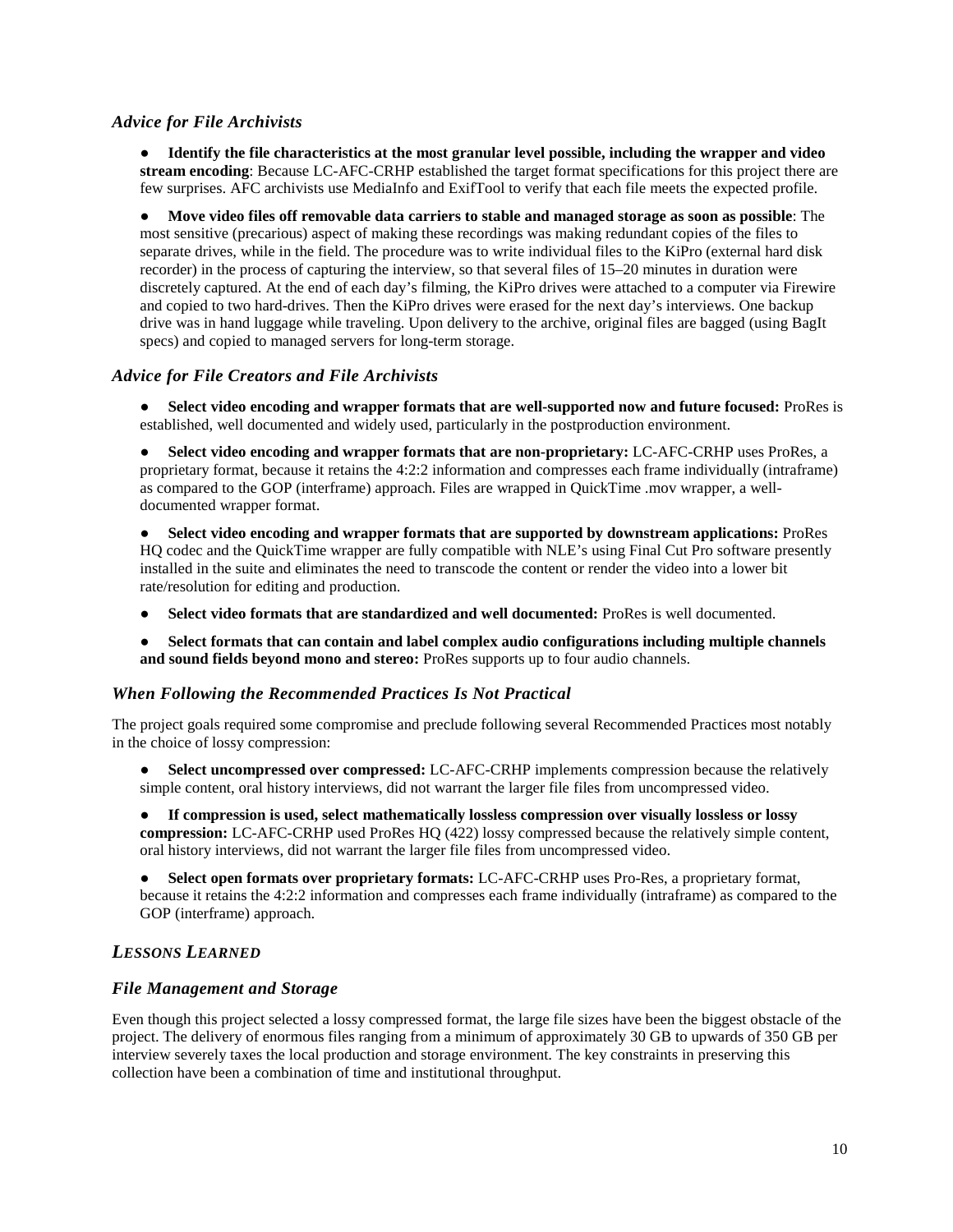### *Advice for File Archivists*

- **Identify the file characteristics at the most granular level possible, including the wrapper and video stream encoding**: Because LC-AFC-CRHP established the target format specifications for this project there are few surprises. AFC archivists use MediaInfo and ExifTool to verify that each file meets the expected profile.

- **Move video files off removable data carriers to stable and managed storage as soon as possible**: The most sensitive (precarious) aspect of making these recordings was making redundant copies of the files to separate drives, while in the field. The procedure was to write individual files to the KiPro (external hard disk recorder) in the process of capturing the interview, so that several files of 15–20 minutes in duration were discretely captured. At the end of each day's filming, the KiPro drives were attached to a computer via Firewire and copied to two hard-drives. Then the KiPro drives were erased for the next day's interviews. One backup drive was in hand luggage while traveling. Upon delivery to the archive, original files are bagged (using BagIt specs) and copied to managed servers for long-term storage.

### *Advice for File Creators and File Archivists*

- **Select video encoding and wrapper formats that are well-supported now and future focused:** ProRes is established, well documented and widely used, particularly in the postproduction environment.

- **Select video encoding and wrapper formats that are non-proprietary:** LC-AFC-CRHP uses ProRes, a proprietary format, because it retains the 4:2:2 information and compresses each frame individually (intraframe) as compared to the GOP (interframe) approach. Files are wrapped in QuickTime .mov wrapper, a well-documented wrapper format.

- **Select video encoding and wrapper formats that are supported by downstream applications:** ProRes HQ codec and the QuickTime wrapper are fully compatible with NLE's using Final Cut Pro software presently installed in the suite and eliminates the need to transcode the content or render the video into a lower bit rate/resolution for editing and production.

- **Select video formats that are standardized and well documented:** ProRes is well documented.

- **Select formats that can contain and label complex audio configurations including multiple channels and sound fields beyond mono and stereo:** ProRes supports up to four audio channels.

### *When Following the Recommended Practices Is Not Practical*

The project goals required some compromise and preclude following several Recommended Practices most notably in the choice of lossy compression:

- **Select uncompressed over compressed:** LC-AFC-CRHP implements compression because the relatively simple content, oral history interviews, did not warrant the larger file files from uncompressed video.

- **If compression is used, select mathematically lossless compression over visually lossless or lossy compression:** LC-AFC-CRHP used ProRes HQ (422) lossy compressed because the relatively simple content, oral history interviews, did not warrant the larger file files from uncompressed video.

- **Select open formats over proprietary formats:** LC-AFC-CRHP uses Pro-Res, a proprietary format, because it retains the 4:2:2 information and compresses each frame individually (intraframe) as compared to the GOP (interframe) approach.

## *LESSONS LEARNED*

### *File Management and Storage*

Even though this project selected a lossy compressed format, the large file sizes have been the biggest obstacle of the project. The delivery of enormous files ranging from a minimum of approximately 30 GB to upwards of 350 GB per interview severely taxes the local production and storage environment. The key constraints in preserving this collection have been a combination of time and institutional throughput.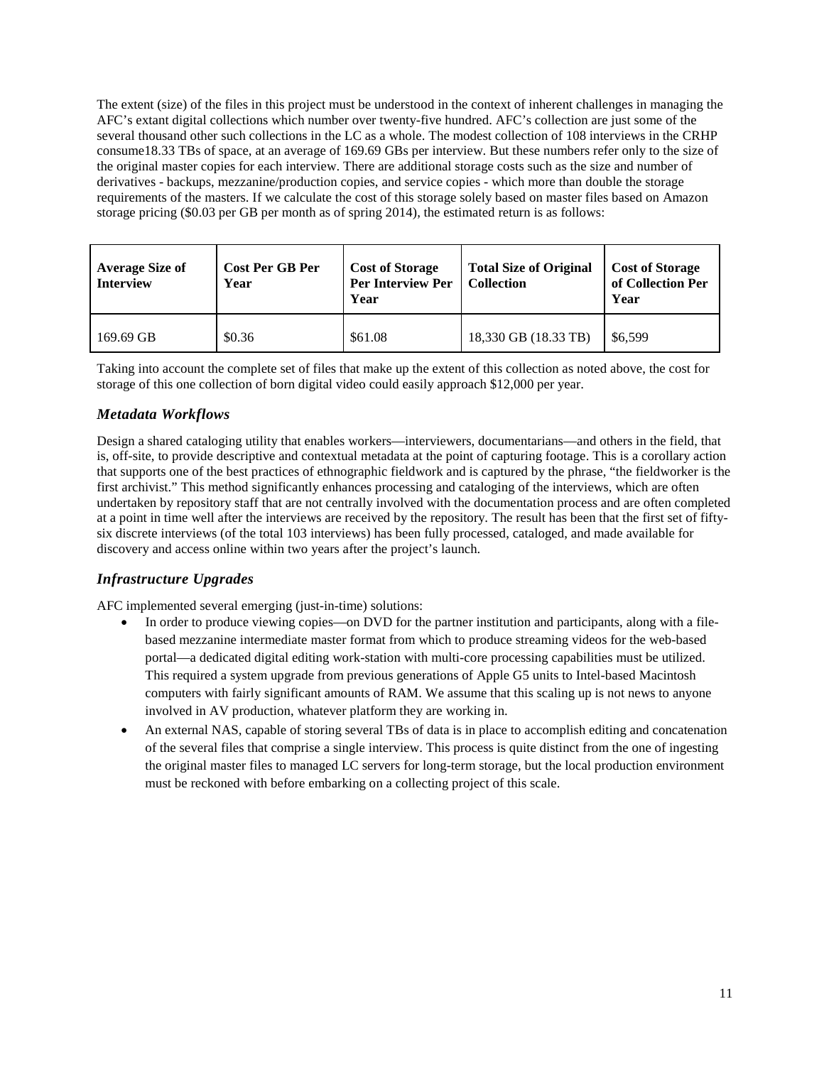The extent (size) of the files in this project must be understood in the context of inherent challenges in managing the AFC's extant digital collections which number over twenty-five hundred. AFC's collection are just some of the several thousand other such collections in the LC as a whole. The modest collection of 108 interviews in the CRHP consume18.33 TBs of space, at an average of 169.69 GBs per interview. But these numbers refer only to the size of the original master copies for each interview. There are additional storage costs such as the size and number of derivatives - backups, mezzanine/production copies, and service copies - which more than double the storage requirements of the masters. If we calculate the cost of this storage solely based on master files based on Amazon storage pricing ($0.03 per GB per month as of spring 2014), the estimated return is as follows:

| Average Size of Interview | Cost Per GB Per Year | Cost of Storage Per Interview Per Year | Total Size of Original Collection | Cost of Storage of Collection Per Year |
|---|---|---|---|---|
| 169.69 GB | $0.36 | $61.08 | 18,330 GB (18.33 TB) | $6,599 |

Taking into account the complete set of files that make up the extent of this collection as noted above, the cost for storage of this one collection of born digital video could easily approach $12,000 per year.

### *Metadata Workflows*

Design a shared cataloging utility that enables workers—interviewers, documentarians—and others in the field, that is, off-site, to provide descriptive and contextual metadata at the point of capturing footage. This is a corollary action that supports one of the best practices of ethnographic fieldwork and is captured by the phrase, "the fieldworker is the first archivist." This method significantly enhances processing and cataloging of the interviews, which are often undertaken by repository staff that are not centrally involved with the documentation process and are often completed at a point in time well after the interviews are received by the repository. The result has been that the first set of fifty-six discrete interviews (of the total 103 interviews) has been fully processed, cataloged, and made available for discovery and access online within two years after the project's launch.

### *Infrastructure Upgrades*

AFC implemented several emerging (just-in-time) solutions:

- In order to produce viewing copies—on DVD for the partner institution and participants, along with a file-based mezzanine intermediate master format from which to produce streaming videos for the web-based portal—a dedicated digital editing work-station with multi-core processing capabilities must be utilized. This required a system upgrade from previous generations of Apple G5 units to Intel-based Macintosh computers with fairly significant amounts of RAM. We assume that this scaling up is not news to anyone involved in AV production, whatever platform they are working in.
- An external NAS, capable of storing several TBs of data is in place to accomplish editing and concatenation of the several files that comprise a single interview. This process is quite distinct from the one of ingesting the original master files to managed LC servers for long-term storage, but the local production environment must be reckoned with before embarking on a collecting project of this scale.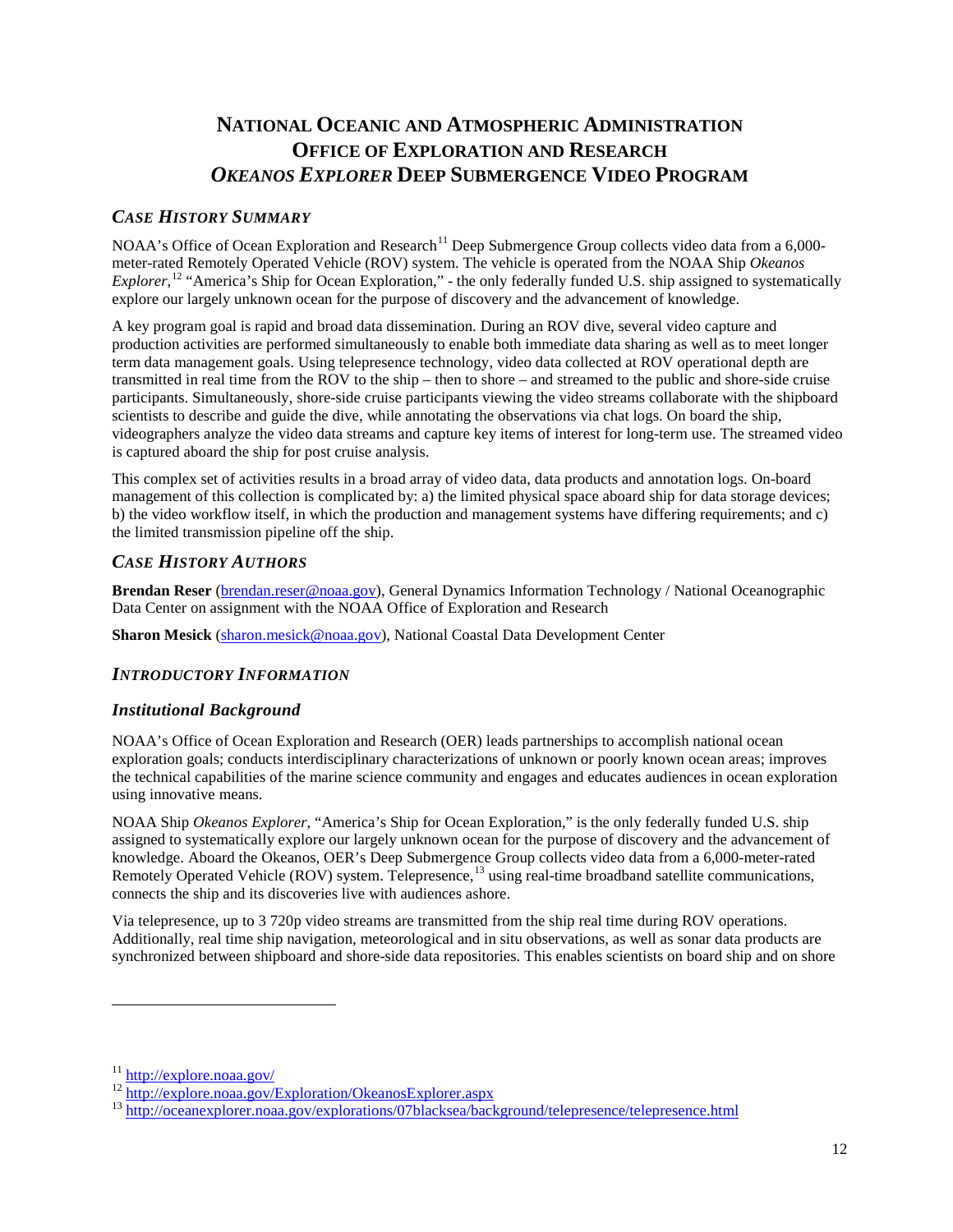# National Oceanic and Atmospheric Administration Office of Exploration and Research *Okeanos Explorer* Deep Submergence Video Program

## *Case History Summary*

NOAA's Office of Ocean Exploration and Research[11] Deep Submergence Group collects video data from a 6,000-meter-rated Remotely Operated Vehicle (ROV) system. The vehicle is operated from the NOAA Ship *Okeanos Explorer*,[12] "America's Ship for Ocean Exploration," - the only federally funded U.S. ship assigned to systematically explore our largely unknown ocean for the purpose of discovery and the advancement of knowledge.

A key program goal is rapid and broad data dissemination. During an ROV dive, several video capture and production activities are performed simultaneously to enable both immediate data sharing as well as to meet longer term data management goals. Using telepresence technology, video data collected at ROV operational depth are transmitted in real time from the ROV to the ship – then to shore – and streamed to the public and shore-side cruise participants. Simultaneously, shore-side cruise participants viewing the video streams collaborate with the shipboard scientists to describe and guide the dive, while annotating the observations via chat logs. On board the ship, videographers analyze the video data streams and capture key items of interest for long-term use. The streamed video is captured aboard the ship for post cruise analysis.

This complex set of activities results in a broad array of video data, data products and annotation logs. On-board management of this collection is complicated by: a) the limited physical space aboard ship for data storage devices; b) the video workflow itself, in which the production and management systems have differing requirements; and c) the limited transmission pipeline off the ship.

## *Case History Authors*

**Brendan Reser** (brendan.reser@noaa.gov), General Dynamics Information Technology / National Oceanographic Data Center on assignment with the NOAA Office of Exploration and Research

**Sharon Mesick** (sharon.mesick@noaa.gov), National Coastal Data Development Center

## *Introductory Information*

### *Institutional Background*

NOAA's Office of Ocean Exploration and Research (OER) leads partnerships to accomplish national ocean exploration goals; conducts interdisciplinary characterizations of unknown or poorly known ocean areas; improves the technical capabilities of the marine science community and engages and educates audiences in ocean exploration using innovative means.

NOAA Ship *Okeanos Explorer*, "America's Ship for Ocean Exploration," is the only federally funded U.S. ship assigned to systematically explore our largely unknown ocean for the purpose of discovery and the advancement of knowledge. Aboard the Okeanos, OER's Deep Submergence Group collects video data from a 6,000-meter-rated Remotely Operated Vehicle (ROV) system. Telepresence,[13] using real-time broadband satellite communications, connects the ship and its discoveries live with audiences ashore.

Via telepresence, up to 3 720p video streams are transmitted from the ship real time during ROV operations. Additionally, real time ship navigation, meteorological and in situ observations, as well as sonar data products are synchronized between shipboard and shore-side data repositories. This enables scientists on board ship and on shore

---

[11] http://explore.noaa.gov/

[12] http://explore.noaa.gov/Exploration/OkeanosExplorer.aspx

[13] http://oceanexplorer.noaa.gov/explorations/07blacksea/background/telepresence/telepresence.html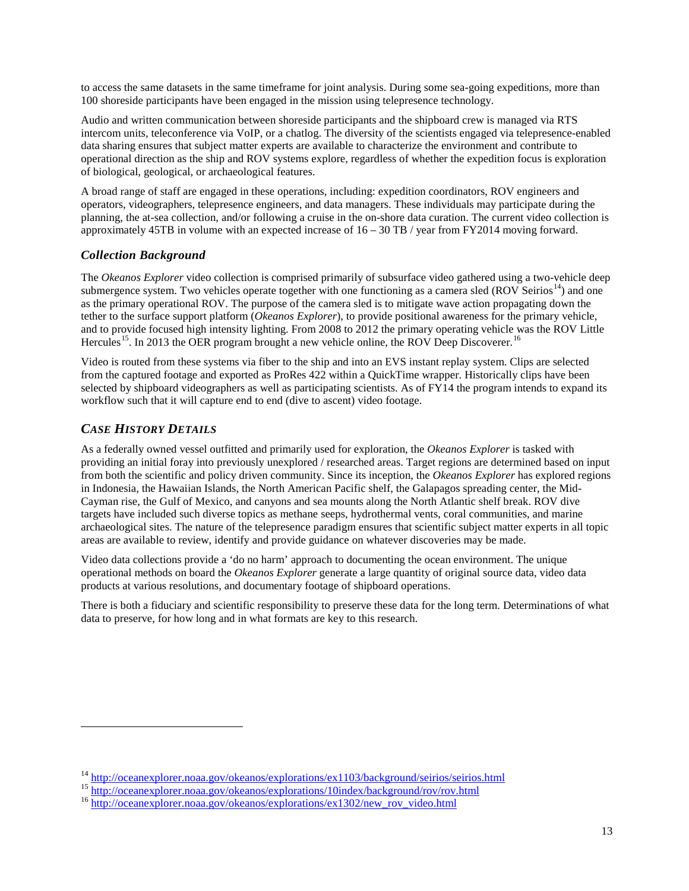to access the same datasets in the same timeframe for joint analysis. During some sea-going expeditions, more than 100 shoreside participants have been engaged in the mission using telepresence technology.

Audio and written communication between shoreside participants and the shipboard crew is managed via RTS intercom units, teleconference via VoIP, or a chatlog. The diversity of the scientists engaged via telepresence-enabled data sharing ensures that subject matter experts are available to characterize the environment and contribute to operational direction as the ship and ROV systems explore, regardless of whether the expedition focus is exploration of biological, geological, or archaeological features.

A broad range of staff are engaged in these operations, including: expedition coordinators, ROV engineers and operators, videographers, telepresence engineers, and data managers. These individuals may participate during the planning, the at-sea collection, and/or following a cruise in the on-shore data curation. The current video collection is approximately 45TB in volume with an expected increase of 16 – 30 TB / year from FY2014 moving forward.

### *Collection Background*

The *Okeanos Explorer* video collection is comprised primarily of subsurface video gathered using a two-vehicle deep submergence system. Two vehicles operate together with one functioning as a camera sled (ROV Seirios[14]) and one as the primary operational ROV. The purpose of the camera sled is to mitigate wave action propagating down the tether to the surface support platform (*Okeanos Explorer*), to provide positional awareness for the primary vehicle, and to provide focused high intensity lighting. From 2008 to 2012 the primary operating vehicle was the ROV Little Hercules[15]. In 2013 the OER program brought a new vehicle online, the ROV Deep Discoverer.[16]

Video is routed from these systems via fiber to the ship and into an EVS instant replay system. Clips are selected from the captured footage and exported as ProRes 422 within a QuickTime wrapper. Historically clips have been selected by shipboard videographers as well as participating scientists. As of FY14 the program intends to expand its workflow such that it will capture end to end (dive to ascent) video footage.

### *CASE HISTORY DETAILS*

As a federally owned vessel outfitted and primarily used for exploration, the *Okeanos Explorer* is tasked with providing an initial foray into previously unexplored / researched areas. Target regions are determined based on input from both the scientific and policy driven community. Since its inception, the *Okeanos Explorer* has explored regions in Indonesia, the Hawaiian Islands, the North American Pacific shelf, the Galapagos spreading center, the Mid-Cayman rise, the Gulf of Mexico, and canyons and sea mounts along the North Atlantic shelf break. ROV dive targets have included such diverse topics as methane seeps, hydrothermal vents, coral communities, and marine archaeological sites. The nature of the telepresence paradigm ensures that scientific subject matter experts in all topic areas are available to review, identify and provide guidance on whatever discoveries may be made.

Video data collections provide a 'do no harm' approach to documenting the ocean environment. The unique operational methods on board the *Okeanos Explorer* generate a large quantity of original source data, video data products at various resolutions, and documentary footage of shipboard operations.

There is both a fiduciary and scientific responsibility to preserve these data for the long term. Determinations of what data to preserve, for how long and in what formats are key to this research.

---

[14] http://oceanexplorer.noaa.gov/okeanos/explorations/ex1103/background/seirios/seirios.html

[15] http://oceanexplorer.noaa.gov/okeanos/explorations/10index/background/rov/rov.html

[16] http://oceanexplorer.noaa.gov/okeanos/explorations/ex1302/new_rov_video.html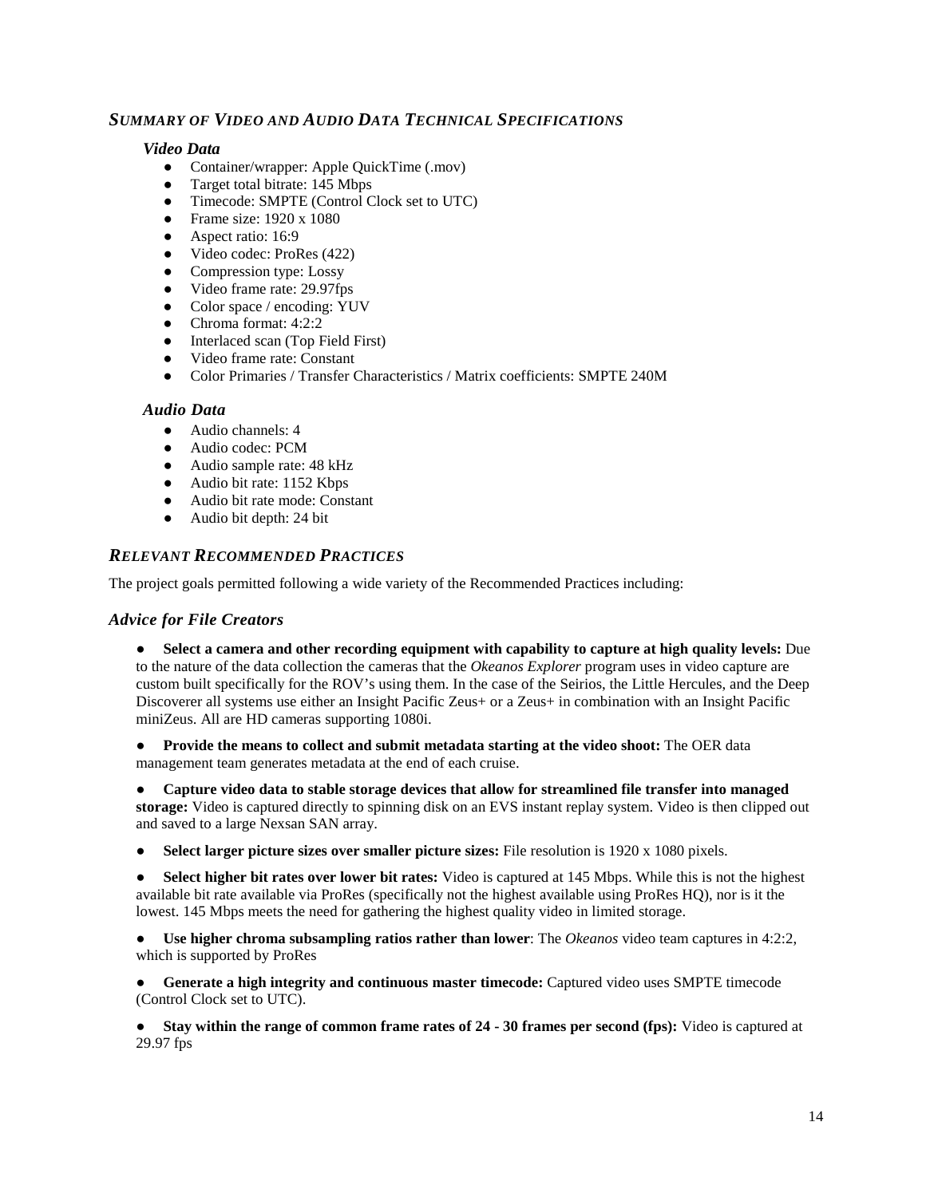## *SUMMARY OF VIDEO AND AUDIO DATA TECHNICAL SPECIFICATIONS*

### *Video Data*

- Container/wrapper: Apple QuickTime (.mov)
- Target total bitrate: 145 Mbps
- Timecode: SMPTE (Control Clock set to UTC)
- Frame size: 1920 x 1080
- Aspect ratio: 16:9
- Video codec: ProRes (422)
- Compression type: Lossy
- Video frame rate: 29.97fps
- Color space / encoding: YUV
- Chroma format: 4:2:2
- Interlaced scan (Top Field First)
- Video frame rate: Constant
- Color Primaries / Transfer Characteristics / Matrix coefficients: SMPTE 240M

### *Audio Data*

- Audio channels: 4
- Audio codec: PCM
- Audio sample rate: 48 kHz
- Audio bit rate: 1152 Kbps
- Audio bit rate mode: Constant
- Audio bit depth: 24 bit

## *RELEVANT RECOMMENDED PRACTICES*

The project goals permitted following a wide variety of the Recommended Practices including:

### *Advice for File Creators*

- **Select a camera and other recording equipment with capability to capture at high quality levels:** Due to the nature of the data collection the cameras that the *Okeanos Explorer* program uses in video capture are custom built specifically for the ROV's using them. In the case of the Seirios, the Little Hercules, and the Deep Discoverer all systems use either an Insight Pacific Zeus+ or a Zeus+ in combination with an Insight Pacific miniZeus. All are HD cameras supporting 1080i.

- **Provide the means to collect and submit metadata starting at the video shoot:** The OER data management team generates metadata at the end of each cruise.

- **Capture video data to stable storage devices that allow for streamlined file transfer into managed storage:** Video is captured directly to spinning disk on an EVS instant replay system. Video is then clipped out and saved to a large Nexsan SAN array.

- **Select larger picture sizes over smaller picture sizes:** File resolution is 1920 x 1080 pixels.

- **Select higher bit rates over lower bit rates:** Video is captured at 145 Mbps. While this is not the highest available bit rate available via ProRes (specifically not the highest available using ProRes HQ), nor is it the lowest. 145 Mbps meets the need for gathering the highest quality video in limited storage.

- **Use higher chroma subsampling ratios rather than lower**: The *Okeanos* video team captures in 4:2:2, which is supported by ProRes

- **Generate a high integrity and continuous master timecode:** Captured video uses SMPTE timecode (Control Clock set to UTC).

- **Stay within the range of common frame rates of 24 - 30 frames per second (fps):** Video is captured at 29.97 fps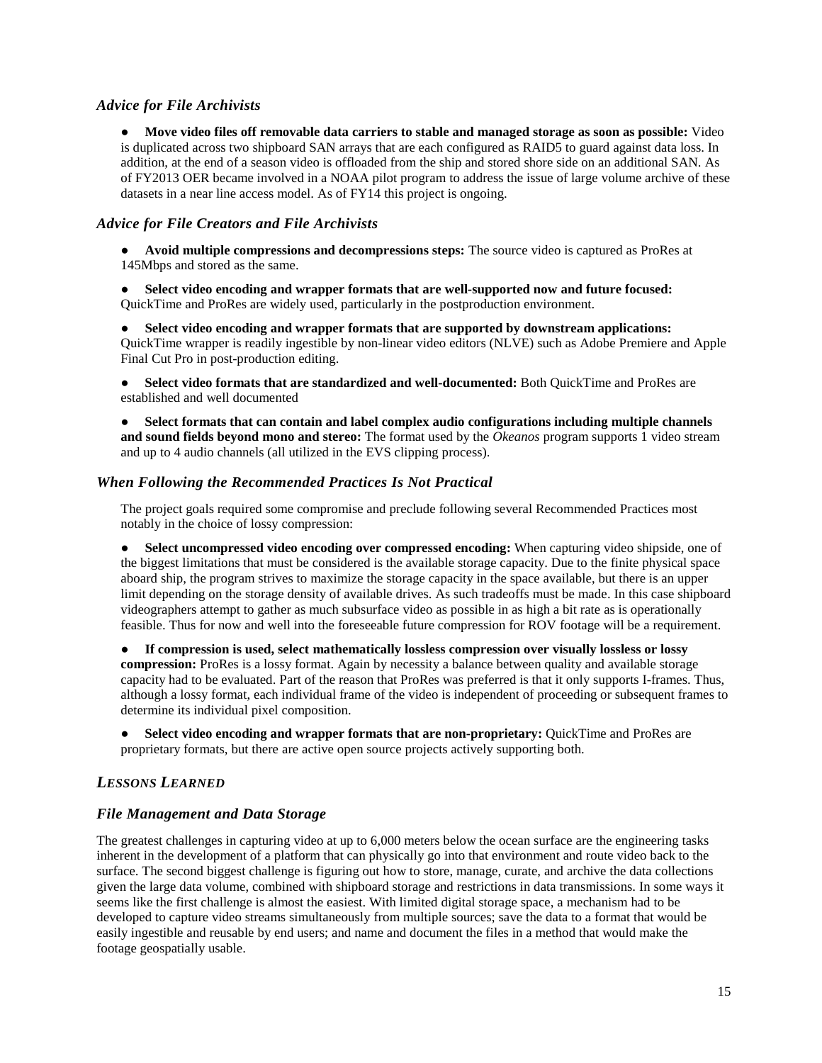### *Advice for File Archivists*

- **Move video files off removable data carriers to stable and managed storage as soon as possible:** Video is duplicated across two shipboard SAN arrays that are each configured as RAID5 to guard against data loss. In addition, at the end of a season video is offloaded from the ship and stored shore side on an additional SAN. As of FY2013 OER became involved in a NOAA pilot program to address the issue of large volume archive of these datasets in a near line access model. As of FY14 this project is ongoing.

### *Advice for File Creators and File Archivists*

- **Avoid multiple compressions and decompressions steps:** The source video is captured as ProRes at 145Mbps and stored as the same.

- **Select video encoding and wrapper formats that are well-supported now and future focused:** QuickTime and ProRes are widely used, particularly in the postproduction environment.

- **Select video encoding and wrapper formats that are supported by downstream applications:** QuickTime wrapper is readily ingestible by non-linear video editors (NLVE) such as Adobe Premiere and Apple Final Cut Pro in post-production editing.

- **Select video formats that are standardized and well-documented:** Both QuickTime and ProRes are established and well documented

- **Select formats that can contain and label complex audio configurations including multiple channels and sound fields beyond mono and stereo:** The format used by the *Okeanos* program supports 1 video stream and up to 4 audio channels (all utilized in the EVS clipping process).

### *When Following the Recommended Practices Is Not Practical*

The project goals required some compromise and preclude following several Recommended Practices most notably in the choice of lossy compression:

- **Select uncompressed video encoding over compressed encoding:** When capturing video shipside, one of the biggest limitations that must be considered is the available storage capacity. Due to the finite physical space aboard ship, the program strives to maximize the storage capacity in the space available, but there is an upper limit depending on the storage density of available drives. As such tradeoffs must be made. In this case shipboard videographers attempt to gather as much subsurface video as possible in as high a bit rate as is operationally feasible. Thus for now and well into the foreseeable future compression for ROV footage will be a requirement.

- **If compression is used, select mathematically lossless compression over visually lossless or lossy compression:** ProRes is a lossy format. Again by necessity a balance between quality and available storage capacity had to be evaluated. Part of the reason that ProRes was preferred is that it only supports I-frames. Thus, although a lossy format, each individual frame of the video is independent of proceeding or subsequent frames to determine its individual pixel composition.

- **Select video encoding and wrapper formats that are non-proprietary:** QuickTime and ProRes are proprietary formats, but there are active open source projects actively supporting both.

## *LESSONS LEARNED*

### *File Management and Data Storage*

The greatest challenges in capturing video at up to 6,000 meters below the ocean surface are the engineering tasks inherent in the development of a platform that can physically go into that environment and route video back to the surface. The second biggest challenge is figuring out how to store, manage, curate, and archive the data collections given the large data volume, combined with shipboard storage and restrictions in data transmissions. In some ways it seems like the first challenge is almost the easiest. With limited digital storage space, a mechanism had to be developed to capture video streams simultaneously from multiple sources; save the data to a format that would be easily ingestible and reusable by end users; and name and document the files in a method that would make the footage geospatially usable.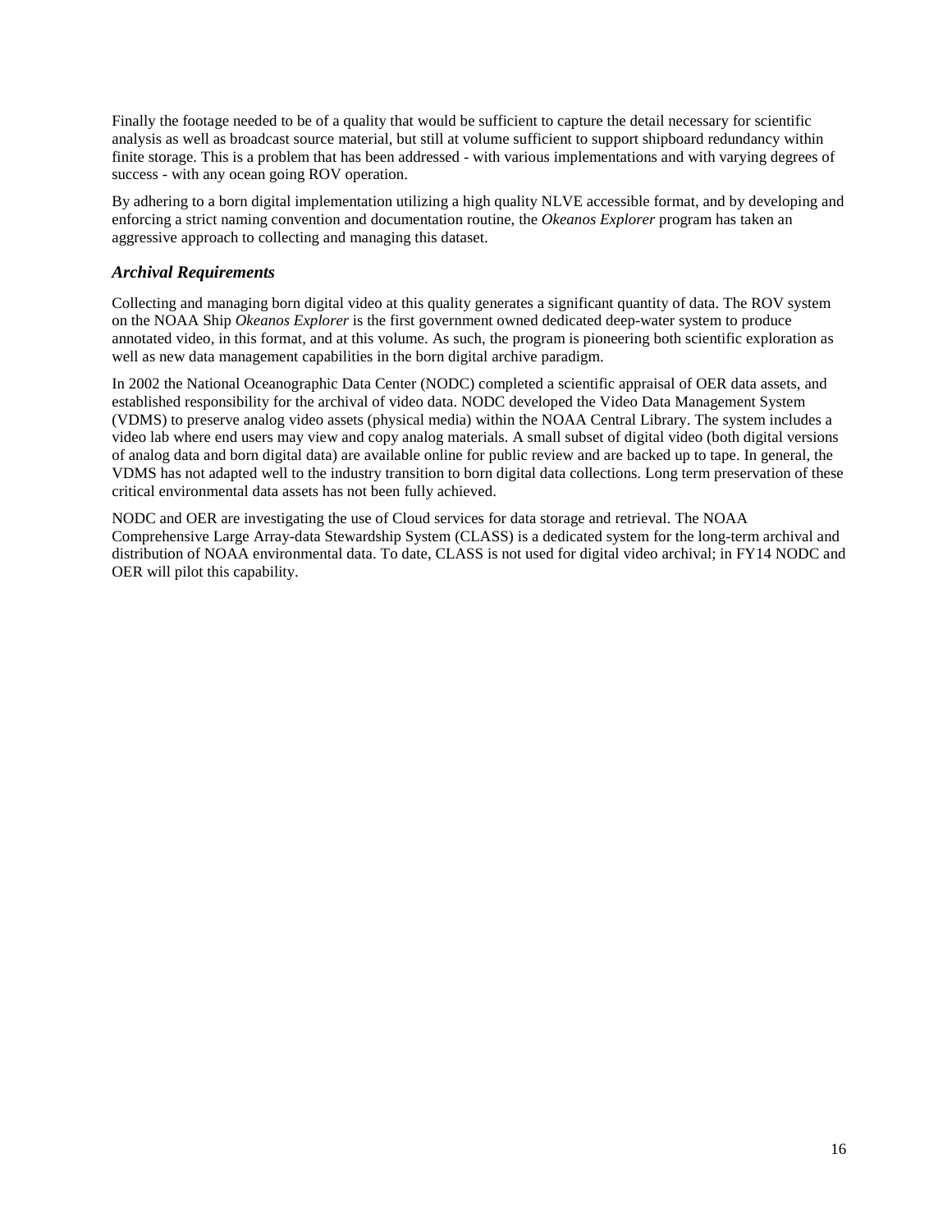Finally the footage needed to be of a quality that would be sufficient to capture the detail necessary for scientific analysis as well as broadcast source material, but still at volume sufficient to support shipboard redundancy within finite storage. This is a problem that has been addressed - with various implementations and with varying degrees of success - with any ocean going ROV operation.

By adhering to a born digital implementation utilizing a high quality NLVE accessible format, and by developing and enforcing a strict naming convention and documentation routine, the *Okeanos Explorer* program has taken an aggressive approach to collecting and managing this dataset.

### *Archival Requirements*

Collecting and managing born digital video at this quality generates a significant quantity of data. The ROV system on the NOAA Ship *Okeanos Explorer* is the first government owned dedicated deep-water system to produce annotated video, in this format, and at this volume. As such, the program is pioneering both scientific exploration as well as new data management capabilities in the born digital archive paradigm.

In 2002 the National Oceanographic Data Center (NODC) completed a scientific appraisal of OER data assets, and established responsibility for the archival of video data. NODC developed the Video Data Management System (VDMS) to preserve analog video assets (physical media) within the NOAA Central Library. The system includes a video lab where end users may view and copy analog materials. A small subset of digital video (both digital versions of analog data and born digital data) are available online for public review and are backed up to tape. In general, the VDMS has not adapted well to the industry transition to born digital data collections. Long term preservation of these critical environmental data assets has not been fully achieved.

NODC and OER are investigating the use of Cloud services for data storage and retrieval. The NOAA Comprehensive Large Array-data Stewardship System (CLASS) is a dedicated system for the long-term archival and distribution of NOAA environmental data. To date, CLASS is not used for digital video archival; in FY14 NODC and OER will pilot this capability.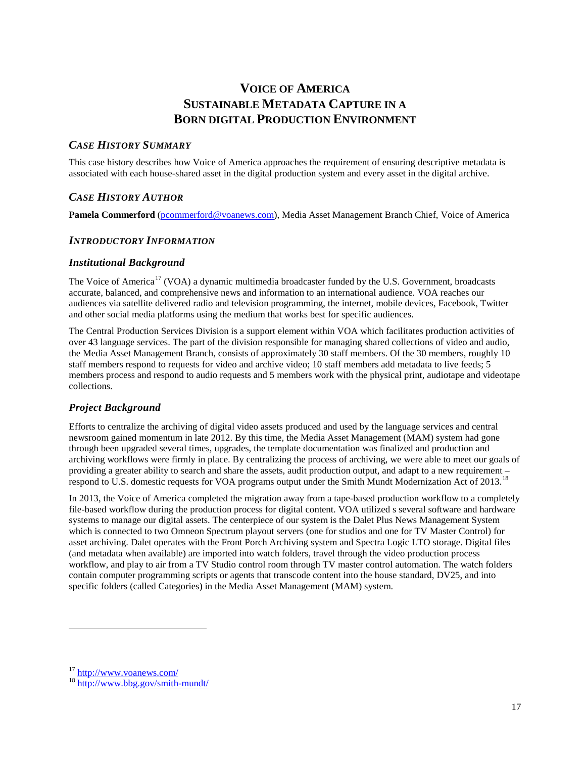# VOICE OF AMERICA SUSTAINABLE METADATA CAPTURE IN A BORN DIGITAL PRODUCTION ENVIRONMENT

## *CASE HISTORY SUMMARY*

This case history describes how Voice of America approaches the requirement of ensuring descriptive metadata is associated with each house-shared asset in the digital production system and every asset in the digital archive.

## *CASE HISTORY AUTHOR*

**Pamela Commerford** (pcommerford@voanews.com), Media Asset Management Branch Chief, Voice of America

## *INTRODUCTORY INFORMATION*

### *Institutional Background*

The Voice of America[17] (VOA) a dynamic multimedia broadcaster funded by the U.S. Government, broadcasts accurate, balanced, and comprehensive news and information to an international audience. VOA reaches our audiences via satellite delivered radio and television programming, the internet, mobile devices, Facebook, Twitter and other social media platforms using the medium that works best for specific audiences.

The Central Production Services Division is a support element within VOA which facilitates production activities of over 43 language services. The part of the division responsible for managing shared collections of video and audio, the Media Asset Management Branch, consists of approximately 30 staff members. Of the 30 members, roughly 10 staff members respond to requests for video and archive video; 10 staff members add metadata to live feeds; 5 members process and respond to audio requests and 5 members work with the physical print, audiotape and videotape collections.

### *Project Background*

Efforts to centralize the archiving of digital video assets produced and used by the language services and central newsroom gained momentum in late 2012. By this time, the Media Asset Management (MAM) system had gone through been upgraded several times, upgrades, the template documentation was finalized and production and archiving workflows were firmly in place. By centralizing the process of archiving, we were able to meet our goals of providing a greater ability to search and share the assets, audit production output, and adapt to a new requirement – respond to U.S. domestic requests for VOA programs output under the Smith Mundt Modernization Act of 2013.[18]

In 2013, the Voice of America completed the migration away from a tape-based production workflow to a completely file-based workflow during the production process for digital content. VOA utilized s several software and hardware systems to manage our digital assets. The centerpiece of our system is the Dalet Plus News Management System which is connected to two Omneon Spectrum playout servers (one for studios and one for TV Master Control) for asset archiving. Dalet operates with the Front Porch Archiving system and Spectra Logic LTO storage. Digital files (and metadata when available) are imported into watch folders, travel through the video production process workflow, and play to air from a TV Studio control room through TV master control automation. The watch folders contain computer programming scripts or agents that transcode content into the house standard, DV25, and into specific folders (called Categories) in the Media Asset Management (MAM) system.

---

[17] http://www.voanews.com/

[18] http://www.bbg.gov/smith-mundt/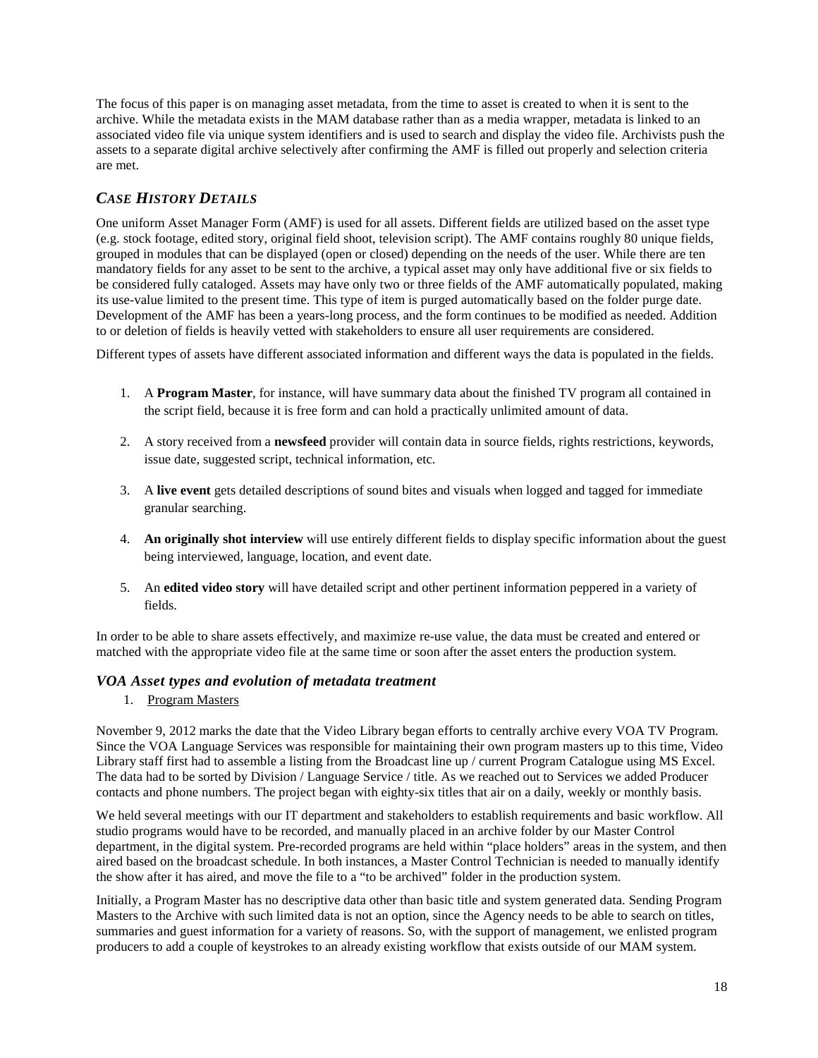The focus of this paper is on managing asset metadata, from the time to asset is created to when it is sent to the archive. While the metadata exists in the MAM database rather than as a media wrapper, metadata is linked to an associated video file via unique system identifiers and is used to search and display the video file. Archivists push the assets to a separate digital archive selectively after confirming the AMF is filled out properly and selection criteria are met.

## *CASE HISTORY DETAILS*

One uniform Asset Manager Form (AMF) is used for all assets. Different fields are utilized based on the asset type (e.g. stock footage, edited story, original field shoot, television script). The AMF contains roughly 80 unique fields, grouped in modules that can be displayed (open or closed) depending on the needs of the user. While there are ten mandatory fields for any asset to be sent to the archive, a typical asset may only have additional five or six fields to be considered fully cataloged. Assets may have only two or three fields of the AMF automatically populated, making its use-value limited to the present time. This type of item is purged automatically based on the folder purge date. Development of the AMF has been a years-long process, and the form continues to be modified as needed. Addition to or deletion of fields is heavily vetted with stakeholders to ensure all user requirements are considered.

Different types of assets have different associated information and different ways the data is populated in the fields.

1. A **Program Master**, for instance, will have summary data about the finished TV program all contained in the script field, because it is free form and can hold a practically unlimited amount of data.

2. A story received from a **newsfeed** provider will contain data in source fields, rights restrictions, keywords, issue date, suggested script, technical information, etc.

3. A **live event** gets detailed descriptions of sound bites and visuals when logged and tagged for immediate granular searching.

4. **An originally shot interview** will use entirely different fields to display specific information about the guest being interviewed, language, location, and event date.

5. An **edited video story** will have detailed script and other pertinent information peppered in a variety of fields.

In order to be able to share assets effectively, and maximize re-use value, the data must be created and entered or matched with the appropriate video file at the same time or soon after the asset enters the production system.

### *VOA Asset types and evolution of metadata treatment*

1. <u>Program Masters</u>

November 9, 2012 marks the date that the Video Library began efforts to centrally archive every VOA TV Program. Since the VOA Language Services was responsible for maintaining their own program masters up to this time, Video Library staff first had to assemble a listing from the Broadcast line up / current Program Catalogue using MS Excel. The data had to be sorted by Division / Language Service / title. As we reached out to Services we added Producer contacts and phone numbers. The project began with eighty-six titles that air on a daily, weekly or monthly basis.

We held several meetings with our IT department and stakeholders to establish requirements and basic workflow. All studio programs would have to be recorded, and manually placed in an archive folder by our Master Control department, in the digital system. Pre-recorded programs are held within "place holders" areas in the system, and then aired based on the broadcast schedule. In both instances, a Master Control Technician is needed to manually identify the show after it has aired, and move the file to a "to be archived" folder in the production system.

Initially, a Program Master has no descriptive data other than basic title and system generated data. Sending Program Masters to the Archive with such limited data is not an option, since the Agency needs to be able to search on titles, summaries and guest information for a variety of reasons. So, with the support of management, we enlisted program producers to add a couple of keystrokes to an already existing workflow that exists outside of our MAM system.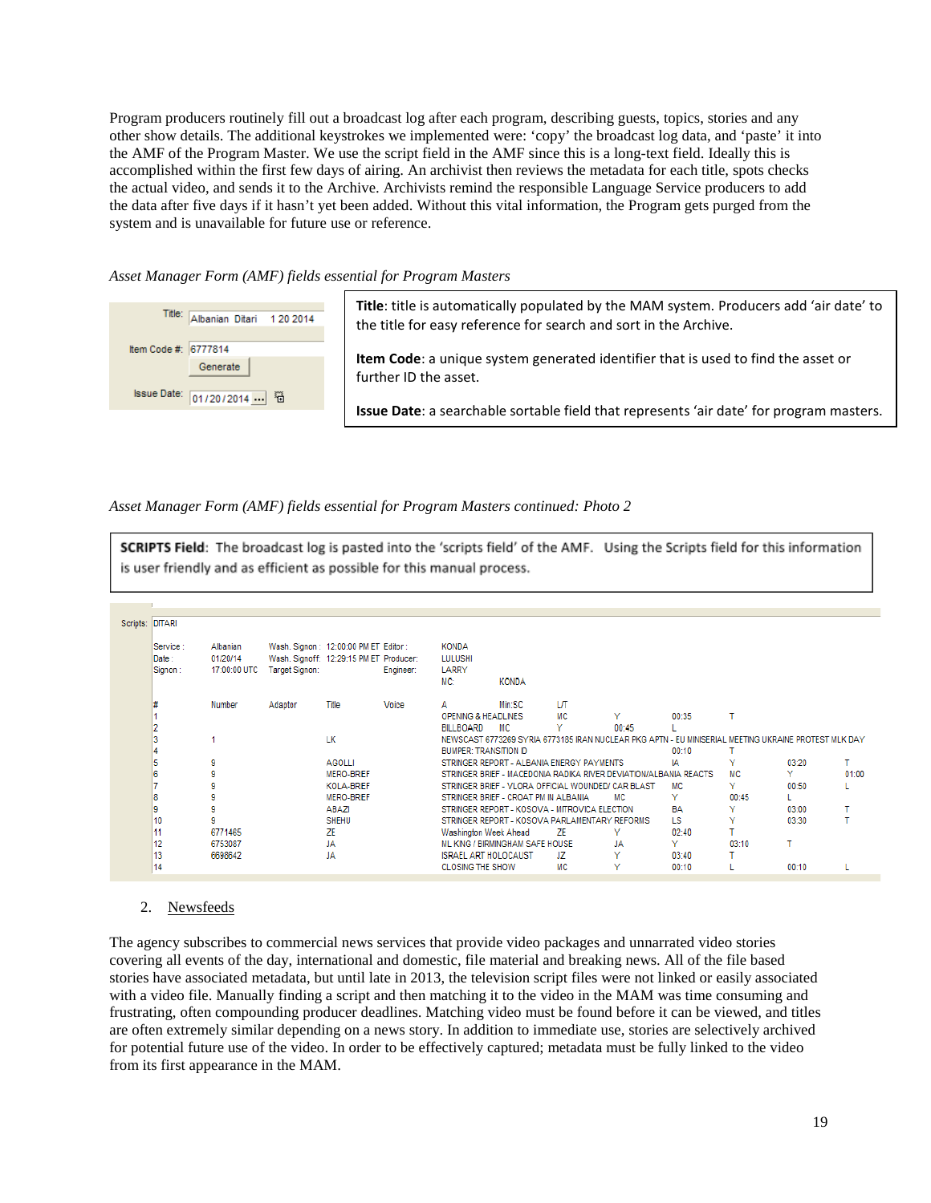Program producers routinely fill out a broadcast log after each program, describing guests, topics, stories and any other show details. The additional keystrokes we implemented were: 'copy' the broadcast log data, and 'paste' it into the AMF of the Program Master. We use the script field in the AMF since this is a long-text field. Ideally this is accomplished within the first few days of airing. An archivist then reviews the metadata for each title, spots checks the actual video, and sends it to the Archive. Archivists remind the responsible Language Service producers to add the data after five days if it hasn't yet been added. Without this vital information, the Program gets purged from the system and is unavailable for future use or reference.

*Asset Manager Form (AMF) fields essential for Program Masters*

Title: Albanian Ditari 1 20 2014

Item Code #: 6777814
Generate

Issue Date: 01/20/2014

**Title**: title is automatically populated by the MAM system. Producers add 'air date' to the title for easy reference for search and sort in the Archive.

**Item Code**: a unique system generated identifier that is used to find the asset or further ID the asset.

**Issue Date**: a searchable sortable field that represents 'air date' for program masters.

*Asset Manager Form (AMF) fields essential for Program Masters continued: Photo 2*

**SCRIPTS Field**: The broadcast log is pasted into the 'scripts field' of the AMF. Using the Scripts field for this information is user friendly and as efficient as possible for this manual process.

Scripts: DITARI

| Service : | Albanian | Wash. Signon : | 12:00:00 PM ET | Editor : | KONDA |
|---|---|---|---|---|---|
| Date : | 01/20/14 | Wash. Signoff: | 12:29:15 PM ET | Producer: | LULUSHI |
| Signon : | 17:00:00 UTC | Target Signon: | | Engineer: | LARRY |
| | | | | MC: | KONDA |

| # | Number | Adaptor | Title | Voice | A | Min:SC | L/T | | | |
|---|---|---|---|---|---|---|---|---|---|---|
| 1 | | | | | OPENING & HEADLINES | MC | Y | 00:35 | T | |
| 2 | | | | | BILLBOARD | MC | Y | 00:45 | L | |
| 3 | 1 | | LK | | NEWSCAST 6773269 SYRIA 6773185 IRAN NUCLEAR PKG APTN - EU MINISERIAL MEETING UKRAINE PROTEST MLK DAY | | | | | |
| 4 | | | | | BUMPER: TRANSITION ID | | | 00:10 | T | |
| 5 | 9 | | AGOLLI | | STRINGER REPORT - ALBANIA ENERGY PAYMENTS | IA | Y | 03:20 | T | |
| 6 | 9 | | MERO-BREF | | STRINGER BRIEF - MACEDONIA RADIKA RIVER DEVIATION/ALBANIA REACTS | MC | Y | 01:00 | | |
| 7 | 9 | | KOLA-BREF | | STRINGER BRIEF - VLORA OFFICIAL WOUNDED/ CAR BLAST | MC | Y | 00:50 | L | |
| 8 | 9 | | MERO-BREF | | STRINGER BRIEF - CROAT PM IN ALBANIA | MC | Y | 00:45 | L | |
| 9 | 9 | | ABAZI | | STRINGER REPORT - KOSOVA - MITROVICA ELECTION | BA | Y | 03:00 | T | |
| 10 | 9 | | SHEHU | | STRINGER REPORT - KOSOVA PARLAMENTARY REFORMS | LS | Y | 03:30 | T | |
| 11 | 6771465 | | ZE | | Washington Week Ahead | ZE | Y | 02:40 | T | |
| 12 | 6753087 | | JA | | ML KING / BIRMINGHAM SAFE HOUSE | JA | Y | 03:10 | T | |
| 13 | 6698642 | | JA | | ISRAEL ART HOLOCAUST | JZ | Y | 03:40 | T | |
| 14 | | | | | CLOSING THE SHOW | MC | Y | 00:10 | L | |

2. <u>Newsfeeds</u>

The agency subscribes to commercial news services that provide video packages and unnarrated video stories covering all events of the day, international and domestic, file material and breaking news. All of the file based stories have associated metadata, but until late in 2013, the television script files were not linked or easily associated with a video file. Manually finding a script and then matching it to the video in the MAM was time consuming and frustrating, often compounding producer deadlines. Matching video must be found before it can be viewed, and titles are often extremely similar depending on a news story. In addition to immediate use, stories are selectively archived for potential future use of the video. In order to be effectively captured; metadata must be fully linked to the video from its first appearance in the MAM.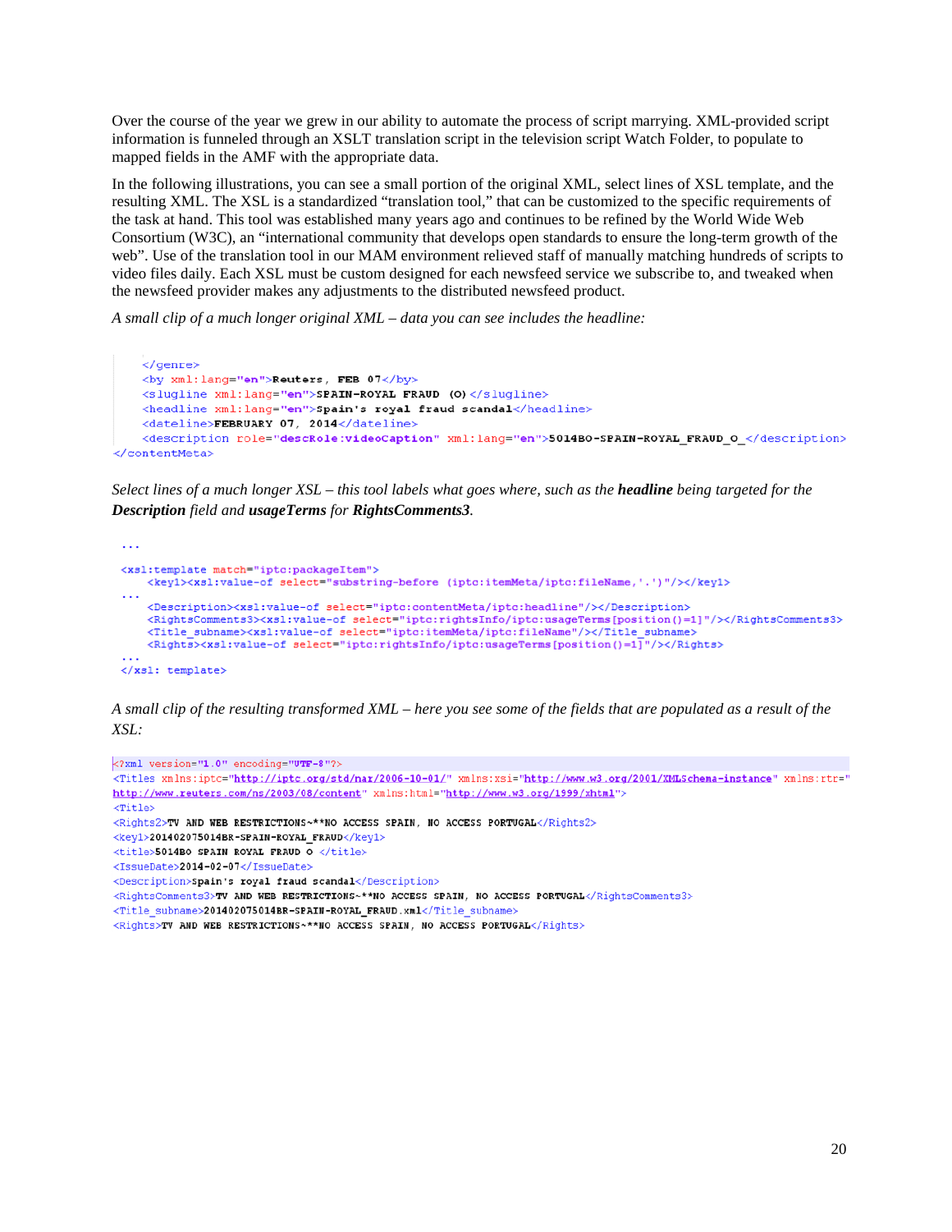Over the course of the year we grew in our ability to automate the process of script marrying. XML-provided script information is funneled through an XSLT translation script in the television script Watch Folder, to populate to mapped fields in the AMF with the appropriate data.

In the following illustrations, you can see a small portion of the original XML, select lines of XSL template, and the resulting XML. The XSL is a standardized "translation tool," that can be customized to the specific requirements of the task at hand. This tool was established many years ago and continues to be refined by the World Wide Web Consortium (W3C), an "international community that develops open standards to ensure the long-term growth of the web". Use of the translation tool in our MAM environment relieved staff of manually matching hundreds of scripts to video files daily. Each XSL must be custom designed for each newsfeed service we subscribe to, and tweaked when the newsfeed provider makes any adjustments to the distributed newsfeed product.

*A small clip of a much longer original XML – data you can see includes the headline:*

```
    </genre>
    <by xml:lang="en">Reuters, FEB 07</by>
    <slugline xml:lang="en">SPAIN-ROYAL FRAUD (O)</slugline>
    <headline xml:lang="en">Spain's royal fraud scandal</headline>
    <dateline>FEBRUARY 07, 2014</dateline>
    <description role="descRole:videoCaption" xml:lang="en">5014BO-SPAIN-ROYAL_FRAUD_O_</description>
</contentMeta>
```

*Select lines of a much longer XSL – this tool labels what goes where, such as the* ***headline*** *being targeted for the* ***Description*** *field and* ***usageTerms*** *for* ***RightsComments3****.*

```
 ...
 <xsl:template match="iptc:packageItem">
     <key1><xsl:value-of select="substring-before (iptc:itemMeta/iptc:fileName,'.')"/></key1>
 ...
     <Description><xsl:value-of select="iptc:contentMeta/iptc:headline"/></Description>
     <RightsComments3><xsl:value-of select="iptc:rightsInfo/iptc:usageTerms[position()=1]"/></RightsComments3>
     <Title_subname><xsl:value-of select="iptc:itemMeta/iptc:fileName"/></Title_subname>
     <Rights><xsl:value-of select="iptc:rightsInfo/iptc:usageTerms[position()=1]"/></Rights>
 ...
 </xsl: template>
```

*A small clip of the resulting transformed XML – here you see some of the fields that are populated as a result of the XSL:*

```
<?xml version="1.0" encoding="UTF-8"?>
<Titles xmlns:iptc="http://iptc.org/std/nar/2006-10-01/" xmlns:xsi="http://www.w3.org/2001/XMLSchema-instance" xmlns:rtr="
http://www.reuters.com/ns/2003/08/content" xmlns:html="http://www.w3.org/1999/xhtml">
<Title>
<Rights2>TV AND WEB RESTRICTIONS~**NO ACCESS SPAIN, NO ACCESS PORTUGAL</Rights2>
<key1>201402075014BR-SPAIN-ROYAL_FRAUD</key1>
<title>5014BO SPAIN ROYAL FRAUD O </title>
<IssueDate>2014-02-07</IssueDate>
<Description>Spain's royal fraud scandal</Description>
<RightsComments3>TV AND WEB RESTRICTIONS~**NO ACCESS SPAIN, NO ACCESS PORTUGAL</RightsComments3>
<Title_subname>201402075014BR-SPAIN-ROYAL_FRAUD.xml</Title_subname>
<Rights>TV AND WEB RESTRICTIONS~**NO ACCESS SPAIN, NO ACCESS PORTUGAL</Rights>
```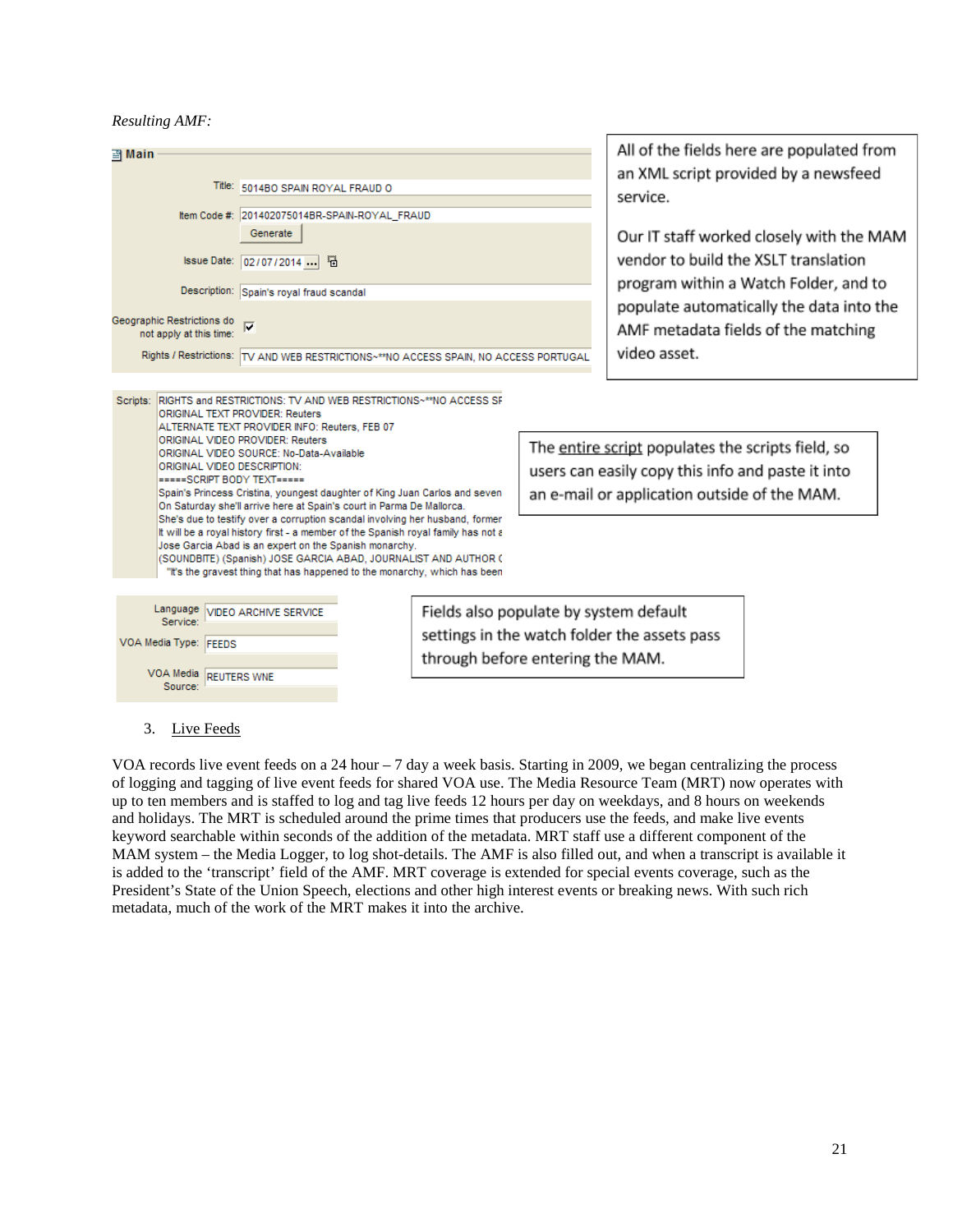*Resulting AMF:*

**Main**

Title: 5014BO SPAIN ROYAL FRAUD O

Item Code #: 201402075014BR-SPAIN-ROYAL_FRAUD

Generate

Issue Date: 02/07/2014

Description: Spain's royal fraud scandal

Geographic Restrictions do not apply at this time: ☑

Rights / Restrictions: TV AND WEB RESTRICTIONS~**NO ACCESS SPAIN, NO ACCESS PORTUGAL

All of the fields here are populated from an XML script provided by a newsfeed service.

Our IT staff worked closely with the MAM vendor to build the XSLT translation program within a Watch Folder, and to populate automatically the data into the AMF metadata fields of the matching video asset.

Scripts: RIGHTS and RESTRICTIONS: TV AND WEB RESTRICTIONS~**NO ACCESS SF
ORIGINAL TEXT PROVIDER: Reuters
ALTERNATE TEXT PROVIDER INFO: Reuters, FEB 07
ORIGINAL VIDEO PROVIDER: Reuters
ORIGINAL VIDEO SOURCE: No-Data-Available
ORIGINAL VIDEO DESCRIPTION:
=====SCRIPT BODY TEXT=====
Spain's Princess Cristina, youngest daughter of King Juan Carlos and seven
On Saturday she'll arrive here at Spain's court in Parma De Mallorca.
She's due to testify over a corruption scandal involving her husband, former
It will be a royal history first - a member of the Spanish royal family has not a
Jose Garcia Abad is an expert on the Spanish monarchy.
(SOUNDBITE) (Spanish) JOSE GARCIA ABAD, JOURNALIST AND AUTHOR (
"It's the gravest thing that has happened to the monarchy, which has been

The entire script populates the scripts field, so users can easily copy this info and paste it into an e-mail or application outside of the MAM.

Language Service: VIDEO ARCHIVE SERVICE

VOA Media Type: FEEDS

VOA Media Source: REUTERS WNE

Fields also populate by system default settings in the watch folder the assets pass through before entering the MAM.

3. Live Feeds

VOA records live event feeds on a 24 hour – 7 day a week basis. Starting in 2009, we began centralizing the process of logging and tagging of live event feeds for shared VOA use. The Media Resource Team (MRT) now operates with up to ten members and is staffed to log and tag live feeds 12 hours per day on weekdays, and 8 hours on weekends and holidays. The MRT is scheduled around the prime times that producers use the feeds, and make live events keyword searchable within seconds of the addition of the metadata. MRT staff use a different component of the MAM system – the Media Logger, to log shot-details. The AMF is also filled out, and when a transcript is available it is added to the 'transcript' field of the AMF. MRT coverage is extended for special events coverage, such as the President's State of the Union Speech, elections and other high interest events or breaking news. With such rich metadata, much of the work of the MRT makes it into the archive.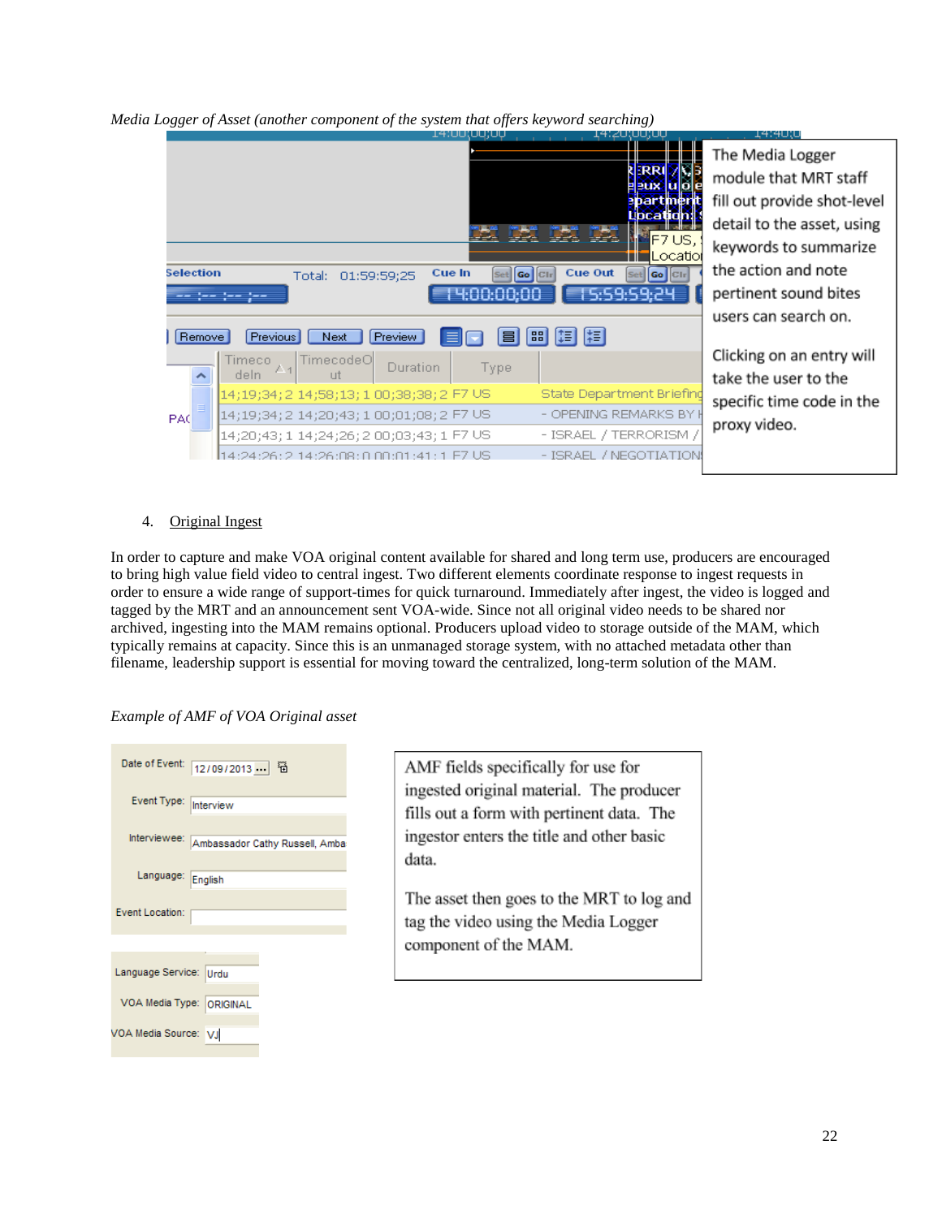*Media Logger of Asset (another component of the system that offers keyword searching)*

The Media Logger module that MRT staff fill out provide shot-level detail to the asset, using keywords to summarize the action and note pertinent sound bites users can search on.

Clicking on an entry will take the user to the specific time code in the proxy video.

4. Original Ingest

In order to capture and make VOA original content available for shared and long term use, producers are encouraged to bring high value field video to central ingest. Two different elements coordinate response to ingest requests in order to ensure a wide range of support-times for quick turnaround. Immediately after ingest, the video is logged and tagged by the MRT and an announcement sent VOA-wide. Since not all original video needs to be shared nor archived, ingesting into the MAM remains optional. Producers upload video to storage outside of the MAM, which typically remains at capacity. Since this is an unmanaged storage system, with no attached metadata other than filename, leadership support is essential for moving toward the centralized, long-term solution of the MAM.

*Example of AMF of VOA Original asset*

AMF fields specifically for use for ingested original material. The producer fills out a form with pertinent data. The ingestor enters the title and other basic data.

The asset then goes to the MRT to log and tag the video using the Media Logger component of the MAM.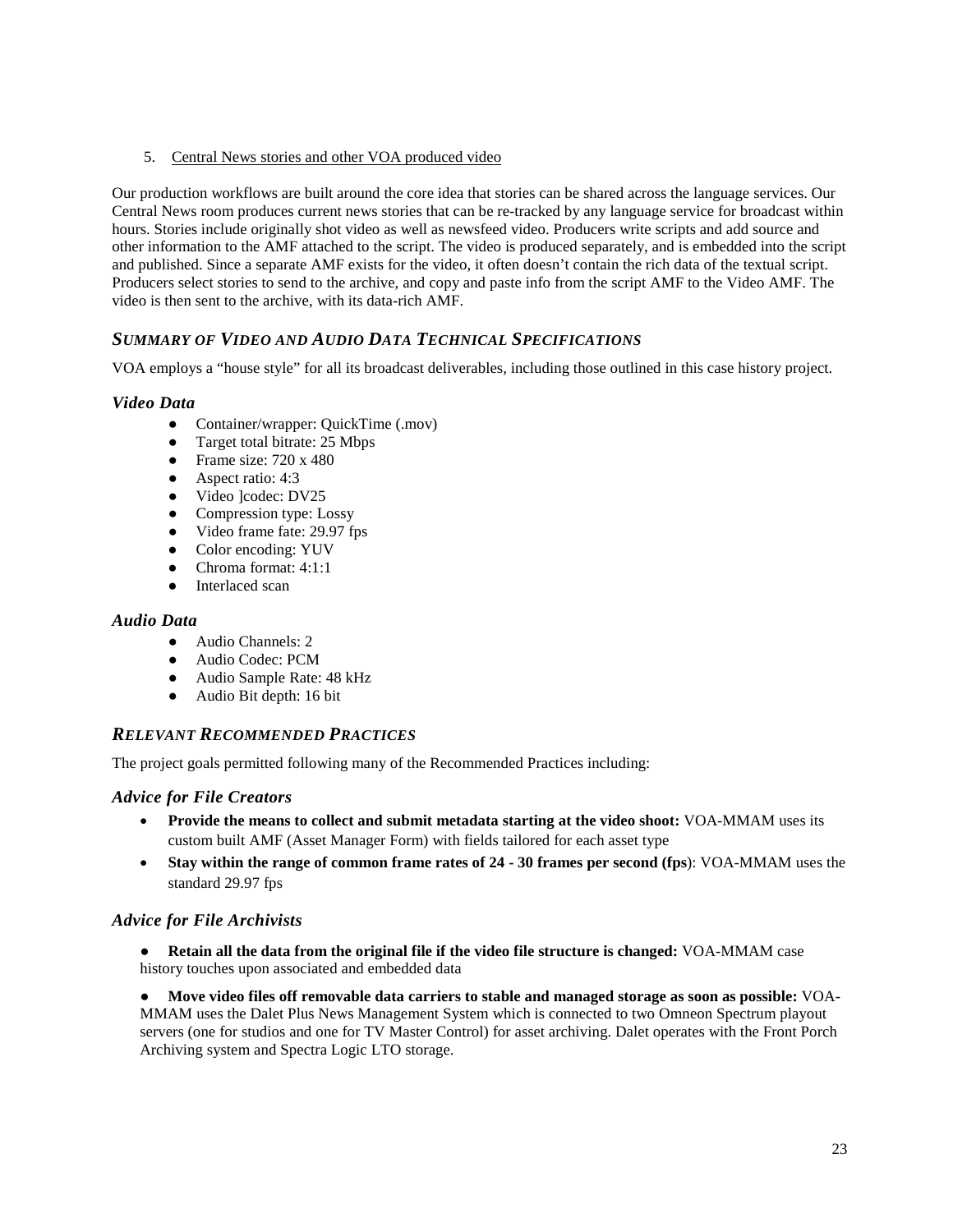5. Central News stories and other VOA produced video

Our production workflows are built around the core idea that stories can be shared across the language services. Our Central News room produces current news stories that can be re-tracked by any language service for broadcast within hours. Stories include originally shot video as well as newsfeed video. Producers write scripts and add source and other information to the AMF attached to the script. The video is produced separately, and is embedded into the script and published. Since a separate AMF exists for the video, it often doesn't contain the rich data of the textual script. Producers select stories to send to the archive, and copy and paste info from the script AMF to the Video AMF. The video is then sent to the archive, with its data-rich AMF.

## *SUMMARY OF VIDEO AND AUDIO DATA TECHNICAL SPECIFICATIONS*

VOA employs a "house style" for all its broadcast deliverables, including those outlined in this case history project.

### *Video Data*

- Container/wrapper: QuickTime (.mov)
- Target total bitrate: 25 Mbps
- Frame size: 720 x 480
- Aspect ratio: 4:3
- Video ]codec: DV25
- Compression type: Lossy
- Video frame fate: 29.97 fps
- Color encoding: YUV
- Chroma format: 4:1:1
- Interlaced scan

### *Audio Data*

- Audio Channels: 2
- Audio Codec: PCM
- Audio Sample Rate: 48 kHz
- Audio Bit depth: 16 bit

## *RELEVANT RECOMMENDED PRACTICES*

The project goals permitted following many of the Recommended Practices including:

### *Advice for File Creators*

- **Provide the means to collect and submit metadata starting at the video shoot:** VOA-MMAM uses its custom built AMF (Asset Manager Form) with fields tailored for each asset type
- **Stay within the range of common frame rates of 24 - 30 frames per second (fps**): VOA-MMAM uses the standard 29.97 fps

### *Advice for File Archivists*

- **Retain all the data from the original file if the video file structure is changed:** VOA-MMAM case history touches upon associated and embedded data
- **Move video files off removable data carriers to stable and managed storage as soon as possible:** VOA-MMAM uses the Dalet Plus News Management System which is connected to two Omneon Spectrum playout servers (one for studios and one for TV Master Control) for asset archiving. Dalet operates with the Front Porch Archiving system and Spectra Logic LTO storage.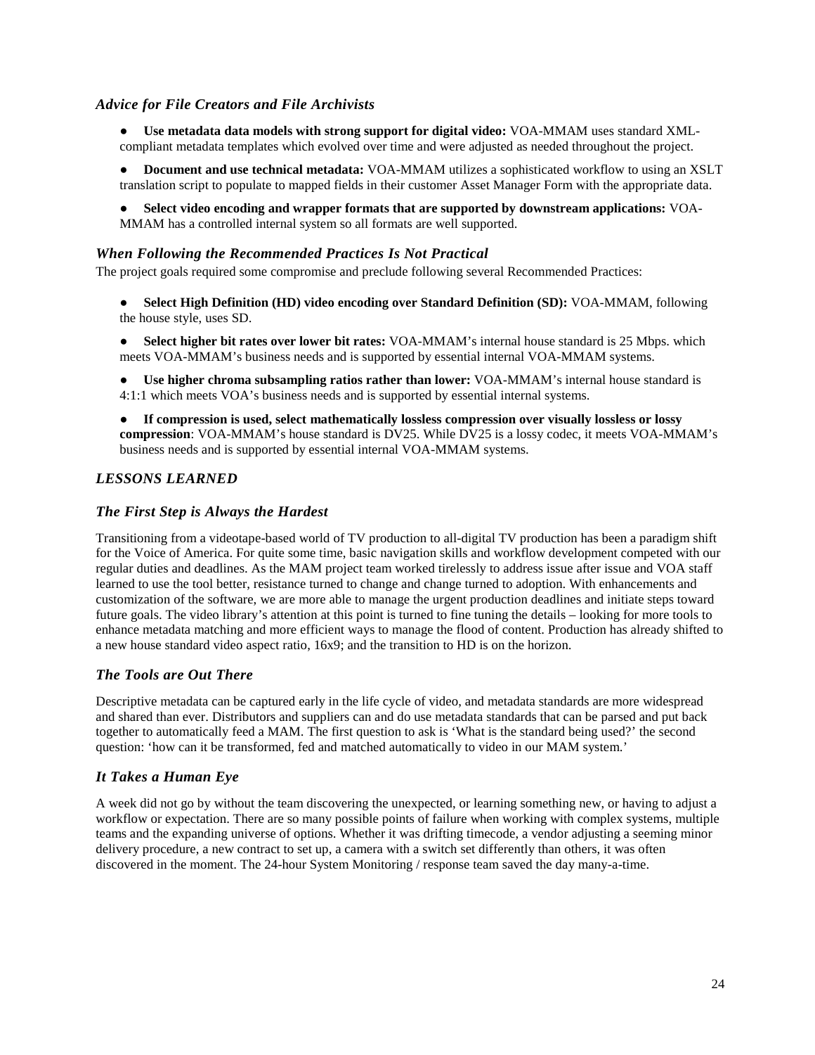### *Advice for File Creators and File Archivists*

- **Use metadata data models with strong support for digital video:** VOA-MMAM uses standard XML-compliant metadata templates which evolved over time and were adjusted as needed throughout the project.
- **Document and use technical metadata:** VOA-MMAM utilizes a sophisticated workflow to using an XSLT translation script to populate to mapped fields in their customer Asset Manager Form with the appropriate data.
- **Select video encoding and wrapper formats that are supported by downstream applications:** VOA-MMAM has a controlled internal system so all formats are well supported.

### *When Following the Recommended Practices Is Not Practical*

The project goals required some compromise and preclude following several Recommended Practices:

- **Select High Definition (HD) video encoding over Standard Definition (SD):** VOA-MMAM, following the house style, uses SD.
- **Select higher bit rates over lower bit rates:** VOA-MMAM's internal house standard is 25 Mbps. which meets VOA-MMAM's business needs and is supported by essential internal VOA-MMAM systems.
- **Use higher chroma subsampling ratios rather than lower:** VOA-MMAM's internal house standard is 4:1:1 which meets VOA's business needs and is supported by essential internal systems.
- **If compression is used, select mathematically lossless compression over visually lossless or lossy compression**: VOA-MMAM's house standard is DV25. While DV25 is a lossy codec, it meets VOA-MMAM's business needs and is supported by essential internal VOA-MMAM systems.

## *LESSONS LEARNED*

### *The First Step is Always the Hardest*

Transitioning from a videotape-based world of TV production to all-digital TV production has been a paradigm shift for the Voice of America. For quite some time, basic navigation skills and workflow development competed with our regular duties and deadlines. As the MAM project team worked tirelessly to address issue after issue and VOA staff learned to use the tool better, resistance turned to change and change turned to adoption. With enhancements and customization of the software, we are more able to manage the urgent production deadlines and initiate steps toward future goals. The video library's attention at this point is turned to fine tuning the details – looking for more tools to enhance metadata matching and more efficient ways to manage the flood of content. Production has already shifted to a new house standard video aspect ratio, 16x9; and the transition to HD is on the horizon.

### *The Tools are Out There*

Descriptive metadata can be captured early in the life cycle of video, and metadata standards are more widespread and shared than ever. Distributors and suppliers can and do use metadata standards that can be parsed and put back together to automatically feed a MAM. The first question to ask is 'What is the standard being used?' the second question: 'how can it be transformed, fed and matched automatically to video in our MAM system.'

### *It Takes a Human Eye*

A week did not go by without the team discovering the unexpected, or learning something new, or having to adjust a workflow or expectation. There are so many possible points of failure when working with complex systems, multiple teams and the expanding universe of options. Whether it was drifting timecode, a vendor adjusting a seeming minor delivery procedure, a new contract to set up, a camera with a switch set differently than others, it was often discovered in the moment. The 24-hour System Monitoring / response team saved the day many-a-time.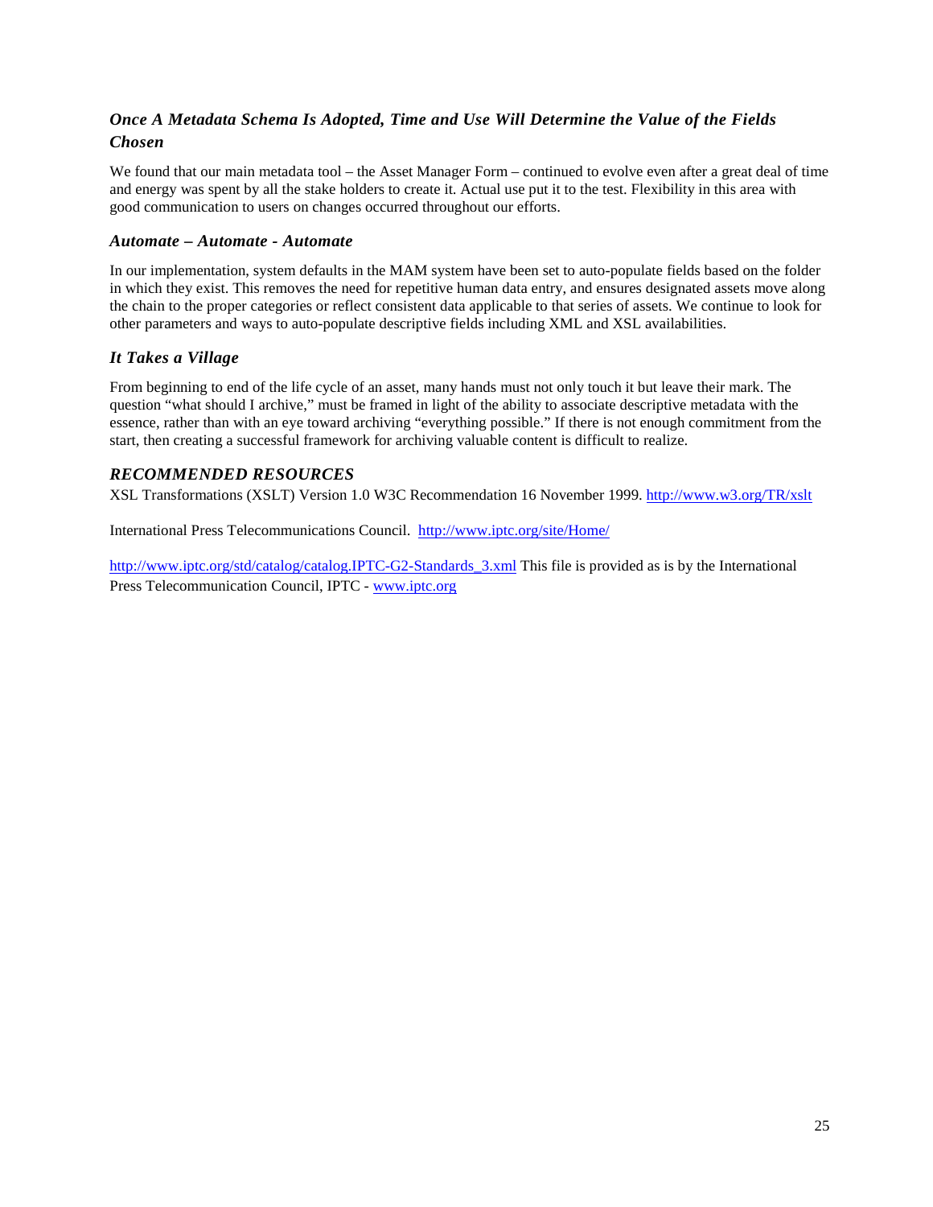### *Once A Metadata Schema Is Adopted, Time and Use Will Determine the Value of the Fields Chosen*

We found that our main metadata tool – the Asset Manager Form – continued to evolve even after a great deal of time and energy was spent by all the stake holders to create it. Actual use put it to the test. Flexibility in this area with good communication to users on changes occurred throughout our efforts.

### *Automate – Automate - Automate*

In our implementation, system defaults in the MAM system have been set to auto-populate fields based on the folder in which they exist. This removes the need for repetitive human data entry, and ensures designated assets move along the chain to the proper categories or reflect consistent data applicable to that series of assets. We continue to look for other parameters and ways to auto-populate descriptive fields including XML and XSL availabilities.

### *It Takes a Village*

From beginning to end of the life cycle of an asset, many hands must not only touch it but leave their mark. The question "what should I archive," must be framed in light of the ability to associate descriptive metadata with the essence, rather than with an eye toward archiving "everything possible." If there is not enough commitment from the start, then creating a successful framework for archiving valuable content is difficult to realize.

### *RECOMMENDED RESOURCES*

XSL Transformations (XSLT) Version 1.0 W3C Recommendation 16 November 1999. http://www.w3.org/TR/xslt

International Press Telecommunications Council. http://www.iptc.org/site/Home/

http://www.iptc.org/std/catalog/catalog.IPTC-G2-Standards_3.xml This file is provided as is by the International Press Telecommunication Council, IPTC - www.iptc.org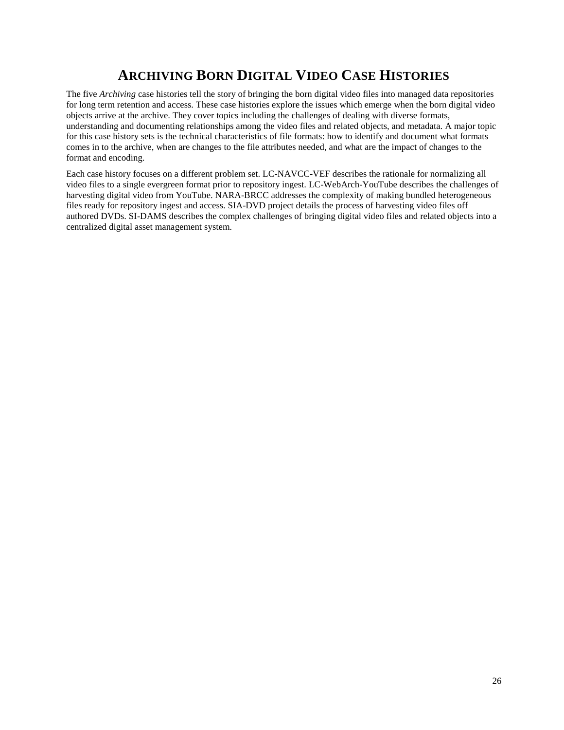# ARCHIVING BORN DIGITAL VIDEO CASE HISTORIES

The five *Archiving* case histories tell the story of bringing the born digital video files into managed data repositories for long term retention and access. These case histories explore the issues which emerge when the born digital video objects arrive at the archive. They cover topics including the challenges of dealing with diverse formats, understanding and documenting relationships among the video files and related objects, and metadata. A major topic for this case history sets is the technical characteristics of file formats: how to identify and document what formats comes in to the archive, when are changes to the file attributes needed, and what are the impact of changes to the format and encoding.

Each case history focuses on a different problem set. LC-NAVCC-VEF describes the rationale for normalizing all video files to a single evergreen format prior to repository ingest. LC-WebArch-YouTube describes the challenges of harvesting digital video from YouTube. NARA-BRCC addresses the complexity of making bundled heterogeneous files ready for repository ingest and access. SIA-DVD project details the process of harvesting video files off authored DVDs. SI-DAMS describes the complex challenges of bringing digital video files and related objects into a centralized digital asset management system.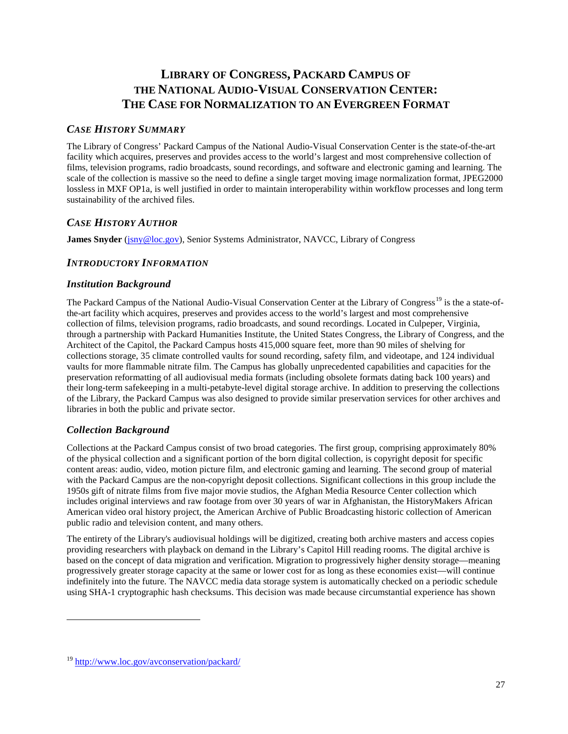# Library of Congress, Packard Campus of the National Audio-Visual Conservation Center: The Case for Normalization to an Evergreen Format

## *Case History Summary*

The Library of Congress' Packard Campus of the National Audio-Visual Conservation Center is the state-of-the-art facility which acquires, preserves and provides access to the world's largest and most comprehensive collection of films, television programs, radio broadcasts, sound recordings, and software and electronic gaming and learning. The scale of the collection is massive so the need to define a single target moving image normalization format, JPEG2000 lossless in MXF OP1a, is well justified in order to maintain interoperability within workflow processes and long term sustainability of the archived files.

## *Case History Author*

**James Snyder** (jsny@loc.gov), Senior Systems Administrator, NAVCC, Library of Congress

## *Introductory Information*

### *Institution Background*

The Packard Campus of the National Audio-Visual Conservation Center at the Library of Congress[19] is the a state-of-the-art facility which acquires, preserves and provides access to the world's largest and most comprehensive collection of films, television programs, radio broadcasts, and sound recordings. Located in Culpeper, Virginia, through a partnership with Packard Humanities Institute, the United States Congress, the Library of Congress, and the Architect of the Capitol, the Packard Campus hosts 415,000 square feet, more than 90 miles of shelving for collections storage, 35 climate controlled vaults for sound recording, safety film, and videotape, and 124 individual vaults for more flammable nitrate film. The Campus has globally unprecedented capabilities and capacities for the preservation reformatting of all audiovisual media formats (including obsolete formats dating back 100 years) and their long-term safekeeping in a multi-petabyte-level digital storage archive. In addition to preserving the collections of the Library, the Packard Campus was also designed to provide similar preservation services for other archives and libraries in both the public and private sector.

### *Collection Background*

Collections at the Packard Campus consist of two broad categories. The first group, comprising approximately 80% of the physical collection and a significant portion of the born digital collection, is copyright deposit for specific content areas: audio, video, motion picture film, and electronic gaming and learning. The second group of material with the Packard Campus are the non-copyright deposit collections. Significant collections in this group include the 1950s gift of nitrate films from five major movie studios, the Afghan Media Resource Center collection which includes original interviews and raw footage from over 30 years of war in Afghanistan, the HistoryMakers African American video oral history project, the American Archive of Public Broadcasting historic collection of American public radio and television content, and many others.

The entirety of the Library's audiovisual holdings will be digitized, creating both archive masters and access copies providing researchers with playback on demand in the Library's Capitol Hill reading rooms. The digital archive is based on the concept of data migration and verification. Migration to progressively higher density storage—meaning progressively greater storage capacity at the same or lower cost for as long as these economies exist—will continue indefinitely into the future. The NAVCC media data storage system is automatically checked on a periodic schedule using SHA-1 cryptographic hash checksums. This decision was made because circumstantial experience has shown

[19] http://www.loc.gov/avconservation/packard/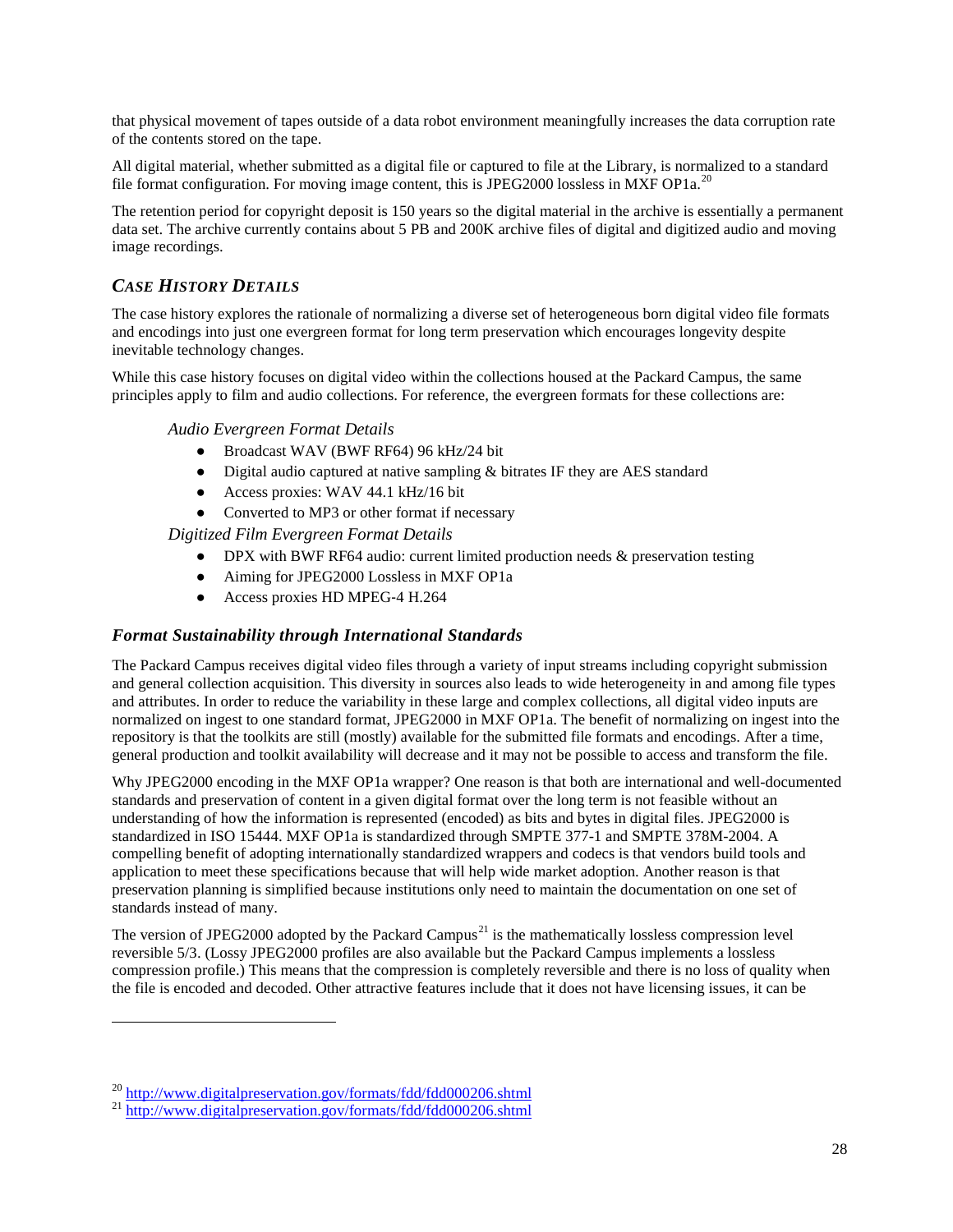that physical movement of tapes outside of a data robot environment meaningfully increases the data corruption rate of the contents stored on the tape.

All digital material, whether submitted as a digital file or captured to file at the Library, is normalized to a standard file format configuration. For moving image content, this is JPEG2000 lossless in MXF OP1a.[20]

The retention period for copyright deposit is 150 years so the digital material in the archive is essentially a permanent data set. The archive currently contains about 5 PB and 200K archive files of digital and digitized audio and moving image recordings.

## *CASE HISTORY DETAILS*

The case history explores the rationale of normalizing a diverse set of heterogeneous born digital video file formats and encodings into just one evergreen format for long term preservation which encourages longevity despite inevitable technology changes.

While this case history focuses on digital video within the collections housed at the Packard Campus, the same principles apply to film and audio collections. For reference, the evergreen formats for these collections are:

*Audio Evergreen Format Details*

- Broadcast WAV (BWF RF64) 96 kHz/24 bit
- Digital audio captured at native sampling & bitrates IF they are AES standard
- Access proxies: WAV 44.1 kHz/16 bit
- Converted to MP3 or other format if necessary

*Digitized Film Evergreen Format Details*

- DPX with BWF RF64 audio: current limited production needs & preservation testing
- Aiming for JPEG2000 Lossless in MXF OP1a
- Access proxies HD MPEG-4 H.264

### ***Format Sustainability through International Standards***

The Packard Campus receives digital video files through a variety of input streams including copyright submission and general collection acquisition. This diversity in sources also leads to wide heterogeneity in and among file types and attributes. In order to reduce the variability in these large and complex collections, all digital video inputs are normalized on ingest to one standard format, JPEG2000 in MXF OP1a. The benefit of normalizing on ingest into the repository is that the toolkits are still (mostly) available for the submitted file formats and encodings. After a time, general production and toolkit availability will decrease and it may not be possible to access and transform the file.

Why JPEG2000 encoding in the MXF OP1a wrapper? One reason is that both are international and well-documented standards and preservation of content in a given digital format over the long term is not feasible without an understanding of how the information is represented (encoded) as bits and bytes in digital files. JPEG2000 is standardized in ISO 15444. MXF OP1a is standardized through SMPTE 377-1 and SMPTE 378M-2004. A compelling benefit of adopting internationally standardized wrappers and codecs is that vendors build tools and application to meet these specifications because that will help wide market adoption. Another reason is that preservation planning is simplified because institutions only need to maintain the documentation on one set of standards instead of many.

The version of JPEG2000 adopted by the Packard Campus[21] is the mathematically lossless compression level reversible 5/3. (Lossy JPEG2000 profiles are also available but the Packard Campus implements a lossless compression profile.) This means that the compression is completely reversible and there is no loss of quality when the file is encoded and decoded. Other attractive features include that it does not have licensing issues, it can be

[20] http://www.digitalpreservation.gov/formats/fdd/fdd000206.shtml

[21] http://www.digitalpreservation.gov/formats/fdd/fdd000206.shtml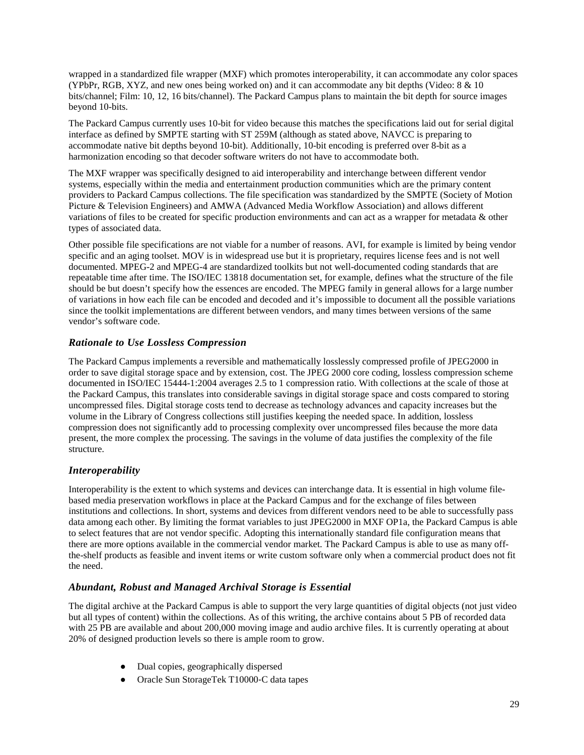wrapped in a standardized file wrapper (MXF) which promotes interoperability, it can accommodate any color spaces (YPbPr, RGB, XYZ, and new ones being worked on) and it can accommodate any bit depths (Video: 8 & 10 bits/channel; Film: 10, 12, 16 bits/channel). The Packard Campus plans to maintain the bit depth for source images beyond 10-bits.

The Packard Campus currently uses 10-bit for video because this matches the specifications laid out for serial digital interface as defined by SMPTE starting with ST 259M (although as stated above, NAVCC is preparing to accommodate native bit depths beyond 10-bit). Additionally, 10-bit encoding is preferred over 8-bit as a harmonization encoding so that decoder software writers do not have to accommodate both.

The MXF wrapper was specifically designed to aid interoperability and interchange between different vendor systems, especially within the media and entertainment production communities which are the primary content providers to Packard Campus collections. The file specification was standardized by the SMPTE (Society of Motion Picture & Television Engineers) and AMWA (Advanced Media Workflow Association) and allows different variations of files to be created for specific production environments and can act as a wrapper for metadata & other types of associated data.

Other possible file specifications are not viable for a number of reasons. AVI, for example is limited by being vendor specific and an aging toolset. MOV is in widespread use but it is proprietary, requires license fees and is not well documented. MPEG-2 and MPEG-4 are standardized toolkits but not well-documented coding standards that are repeatable time after time. The ISO/IEC 13818 documentation set, for example, defines what the structure of the file should be but doesn't specify how the essences are encoded. The MPEG family in general allows for a large number of variations in how each file can be encoded and decoded and it's impossible to document all the possible variations since the toolkit implementations are different between vendors, and many times between versions of the same vendor's software code.

### *Rationale to Use Lossless Compression*

The Packard Campus implements a reversible and mathematically losslessly compressed profile of JPEG2000 in order to save digital storage space and by extension, cost. The JPEG 2000 core coding, lossless compression scheme documented in ISO/IEC 15444-1:2004 averages 2.5 to 1 compression ratio. With collections at the scale of those at the Packard Campus, this translates into considerable savings in digital storage space and costs compared to storing uncompressed files. Digital storage costs tend to decrease as technology advances and capacity increases but the volume in the Library of Congress collections still justifies keeping the needed space. In addition, lossless compression does not significantly add to processing complexity over uncompressed files because the more data present, the more complex the processing. The savings in the volume of data justifies the complexity of the file structure.

### *Interoperability*

Interoperability is the extent to which systems and devices can interchange data. It is essential in high volume file-based media preservation workflows in place at the Packard Campus and for the exchange of files between institutions and collections. In short, systems and devices from different vendors need to be able to successfully pass data among each other. By limiting the format variables to just JPEG2000 in MXF OP1a, the Packard Campus is able to select features that are not vendor specific. Adopting this internationally standard file configuration means that there are more options available in the commercial vendor market. The Packard Campus is able to use as many off-the-shelf products as feasible and invent items or write custom software only when a commercial product does not fit the need.

### *Abundant, Robust and Managed Archival Storage is Essential*

The digital archive at the Packard Campus is able to support the very large quantities of digital objects (not just video but all types of content) within the collections. As of this writing, the archive contains about 5 PB of recorded data with 25 PB are available and about 200,000 moving image and audio archive files. It is currently operating at about 20% of designed production levels so there is ample room to grow.

- Dual copies, geographically dispersed
- Oracle Sun StorageTek T10000-C data tapes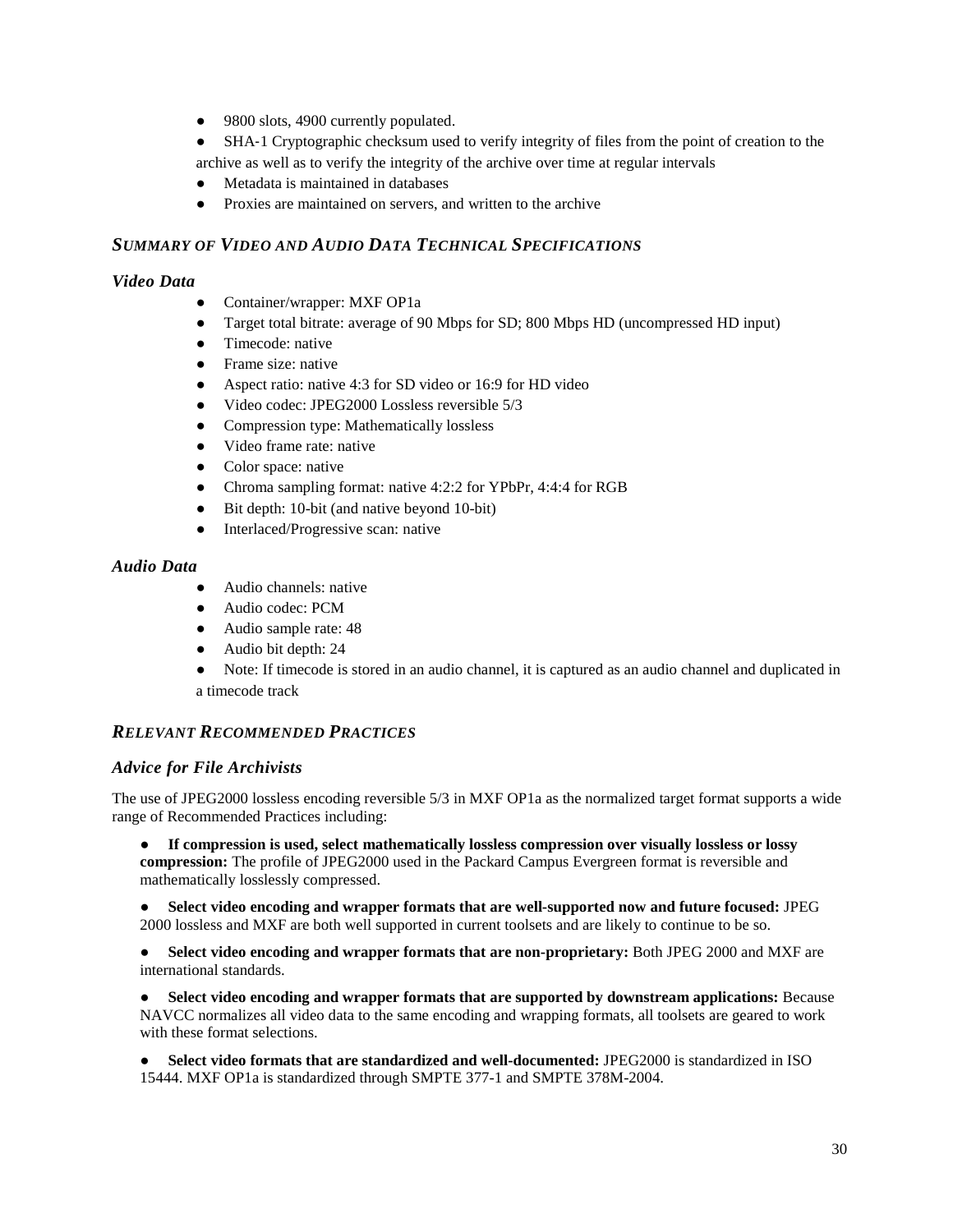- 9800 slots, 4900 currently populated.
- SHA-1 Cryptographic checksum used to verify integrity of files from the point of creation to the archive as well as to verify the integrity of the archive over time at regular intervals
- Metadata is maintained in databases
- Proxies are maintained on servers, and written to the archive

## *SUMMARY OF VIDEO AND AUDIO DATA TECHNICAL SPECIFICATIONS*

### *Video Data*

- Container/wrapper: MXF OP1a
- Target total bitrate: average of 90 Mbps for SD; 800 Mbps HD (uncompressed HD input)
- Timecode: native
- Frame size: native
- Aspect ratio: native 4:3 for SD video or 16:9 for HD video
- Video codec: JPEG2000 Lossless reversible 5/3
- Compression type: Mathematically lossless
- Video frame rate: native
- Color space: native
- Chroma sampling format: native 4:2:2 for YPbPr, 4:4:4 for RGB
- Bit depth: 10-bit (and native beyond 10-bit)
- Interlaced/Progressive scan: native

### *Audio Data*

- Audio channels: native
- Audio codec: PCM
- Audio sample rate: 48
- Audio bit depth: 24
- Note: If timecode is stored in an audio channel, it is captured as an audio channel and duplicated in a timecode track

## *RELEVANT RECOMMENDED PRACTICES*

### *Advice for File Archivists*

The use of JPEG2000 lossless encoding reversible 5/3 in MXF OP1a as the normalized target format supports a wide range of Recommended Practices including:

- **If compression is used, select mathematically lossless compression over visually lossless or lossy compression:** The profile of JPEG2000 used in the Packard Campus Evergreen format is reversible and mathematically losslessly compressed.

- **Select video encoding and wrapper formats that are well-supported now and future focused:** JPEG 2000 lossless and MXF are both well supported in current toolsets and are likely to continue to be so.

- **Select video encoding and wrapper formats that are non-proprietary:** Both JPEG 2000 and MXF are international standards.

- **Select video encoding and wrapper formats that are supported by downstream applications:** Because NAVCC normalizes all video data to the same encoding and wrapping formats, all toolsets are geared to work with these format selections.

- **Select video formats that are standardized and well-documented:** JPEG2000 is standardized in ISO 15444. MXF OP1a is standardized through SMPTE 377-1 and SMPTE 378M-2004.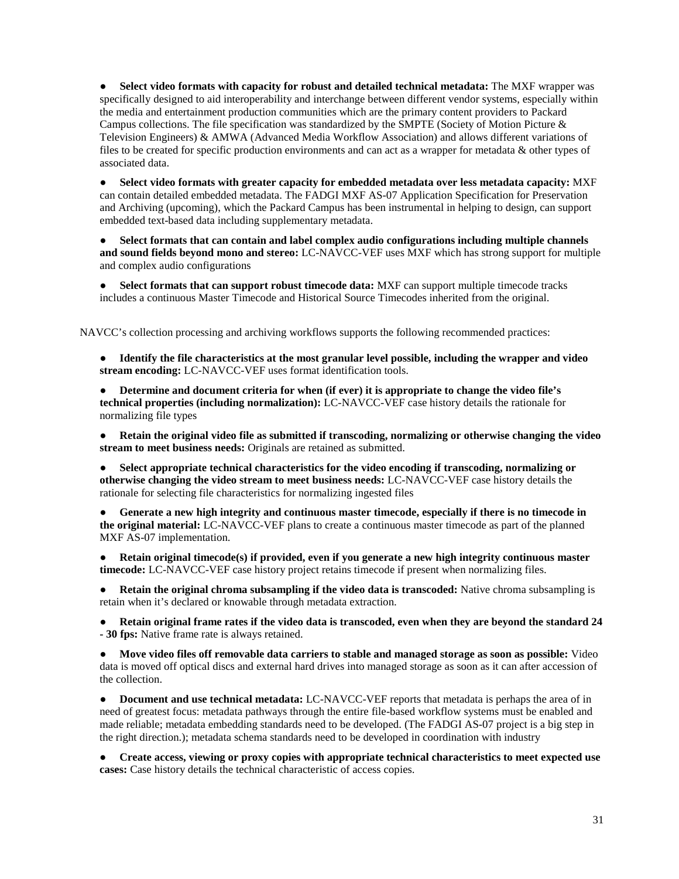- **Select video formats with capacity for robust and detailed technical metadata:** The MXF wrapper was specifically designed to aid interoperability and interchange between different vendor systems, especially within the media and entertainment production communities which are the primary content providers to Packard Campus collections. The file specification was standardized by the SMPTE (Society of Motion Picture & Television Engineers) & AMWA (Advanced Media Workflow Association) and allows different variations of files to be created for specific production environments and can act as a wrapper for metadata & other types of associated data.

- **Select video formats with greater capacity for embedded metadata over less metadata capacity:** MXF can contain detailed embedded metadata. The FADGI MXF AS-07 Application Specification for Preservation and Archiving (upcoming), which the Packard Campus has been instrumental in helping to design, can support embedded text-based data including supplementary metadata.

- **Select formats that can contain and label complex audio configurations including multiple channels and sound fields beyond mono and stereo:** LC-NAVCC-VEF uses MXF which has strong support for multiple and complex audio configurations

- **Select formats that can support robust timecode data:** MXF can support multiple timecode tracks includes a continuous Master Timecode and Historical Source Timecodes inherited from the original.

NAVCC's collection processing and archiving workflows supports the following recommended practices:

- **Identify the file characteristics at the most granular level possible, including the wrapper and video stream encoding:** LC-NAVCC-VEF uses format identification tools.

- **Determine and document criteria for when (if ever) it is appropriate to change the video file's technical properties (including normalization):** LC-NAVCC-VEF case history details the rationale for normalizing file types

- **Retain the original video file as submitted if transcoding, normalizing or otherwise changing the video stream to meet business needs:** Originals are retained as submitted.

- **Select appropriate technical characteristics for the video encoding if transcoding, normalizing or otherwise changing the video stream to meet business needs:** LC-NAVCC-VEF case history details the rationale for selecting file characteristics for normalizing ingested files

- **Generate a new high integrity and continuous master timecode, especially if there is no timecode in the original material:** LC-NAVCC-VEF plans to create a continuous master timecode as part of the planned MXF AS-07 implementation.

- **Retain original timecode(s) if provided, even if you generate a new high integrity continuous master timecode:** LC-NAVCC-VEF case history project retains timecode if present when normalizing files.

- **Retain the original chroma subsampling if the video data is transcoded:** Native chroma subsampling is retain when it's declared or knowable through metadata extraction.

- **Retain original frame rates if the video data is transcoded, even when they are beyond the standard 24 - 30 fps:** Native frame rate is always retained.

- **Move video files off removable data carriers to stable and managed storage as soon as possible:** Video data is moved off optical discs and external hard drives into managed storage as soon as it can after accession of the collection.

- **Document and use technical metadata:** LC-NAVCC-VEF reports that metadata is perhaps the area of in need of greatest focus: metadata pathways through the entire file-based workflow systems must be enabled and made reliable; metadata embedding standards need to be developed. (The FADGI AS-07 project is a big step in the right direction.); metadata schema standards need to be developed in coordination with industry

- **Create access, viewing or proxy copies with appropriate technical characteristics to meet expected use cases:** Case history details the technical characteristic of access copies.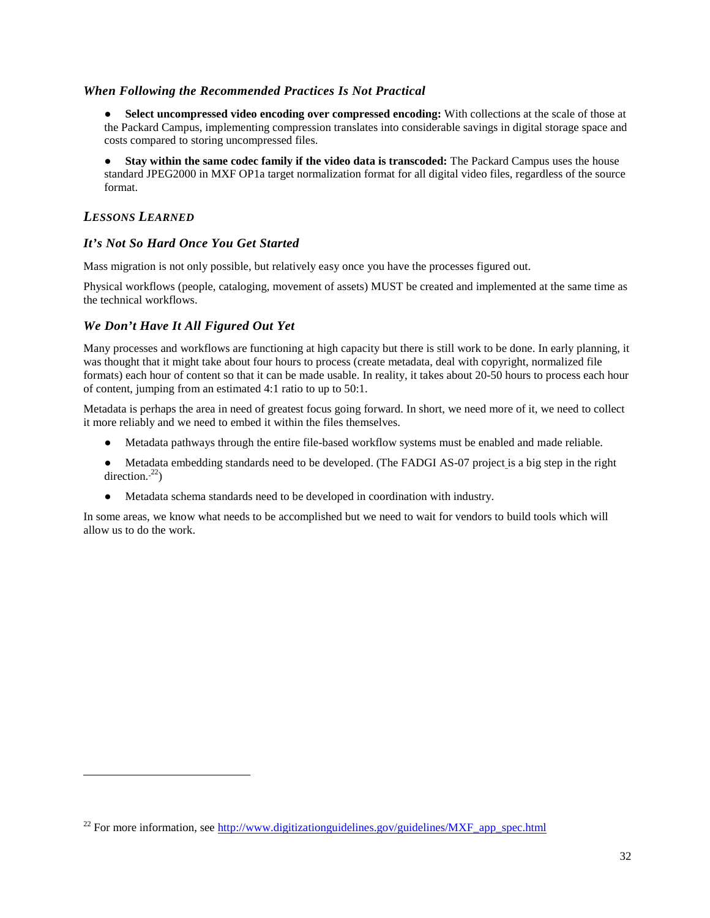### *When Following the Recommended Practices Is Not Practical*

- **Select uncompressed video encoding over compressed encoding:** With collections at the scale of those at the Packard Campus, implementing compression translates into considerable savings in digital storage space and costs compared to storing uncompressed files.

- **Stay within the same codec family if the video data is transcoded:** The Packard Campus uses the house standard JPEG2000 in MXF OP1a target normalization format for all digital video files, regardless of the source format.

## *Lessons Learned*

### *It's Not So Hard Once You Get Started*

Mass migration is not only possible, but relatively easy once you have the processes figured out.

Physical workflows (people, cataloging, movement of assets) MUST be created and implemented at the same time as the technical workflows.

### *We Don't Have It All Figured Out Yet*

Many processes and workflows are functioning at high capacity but there is still work to be done. In early planning, it was thought that it might take about four hours to process (create metadata, deal with copyright, normalized file formats) each hour of content so that it can be made usable. In reality, it takes about 20-50 hours to process each hour of content, jumping from an estimated 4:1 ratio to up to 50:1.

Metadata is perhaps the area in need of greatest focus going forward. In short, we need more of it, we need to collect it more reliably and we need to embed it within the files themselves.

- Metadata pathways through the entire file-based workflow systems must be enabled and made reliable.

- Metadata embedding standards need to be developed. (The FADGI AS-07 project is a big step in the right direction.[22])

- Metadata schema standards need to be developed in coordination with industry.

In some areas, we know what needs to be accomplished but we need to wait for vendors to build tools which will allow us to do the work.

---

[22] For more information, see http://www.digitizationguidelines.gov/guidelines/MXF_app_spec.html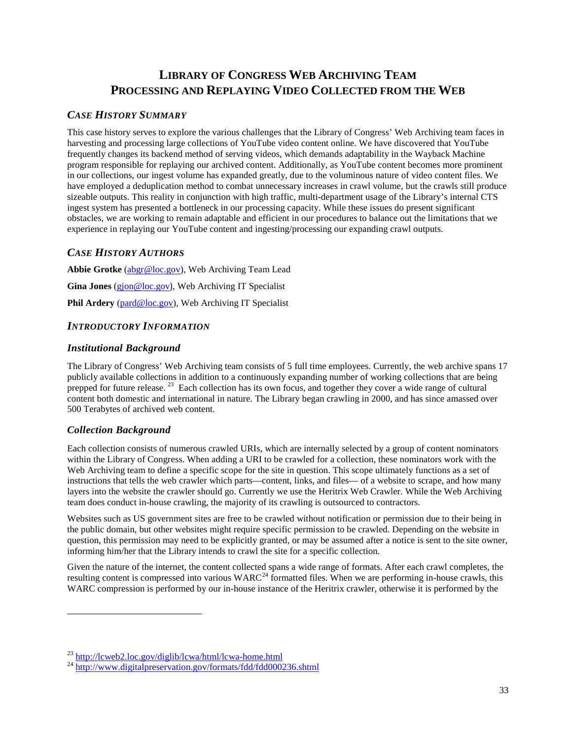# Library of Congress Web Archiving Team
# Processing and Replaying Video Collected from the Web

### *Case History Summary*

This case history serves to explore the various challenges that the Library of Congress' Web Archiving team faces in harvesting and processing large collections of YouTube video content online. We have discovered that YouTube frequently changes its backend method of serving videos, which demands adaptability in the Wayback Machine program responsible for replaying our archived content. Additionally, as YouTube content becomes more prominent in our collections, our ingest volume has expanded greatly, due to the voluminous nature of video content files. We have employed a deduplication method to combat unnecessary increases in crawl volume, but the crawls still produce sizeable outputs. This reality in conjunction with high traffic, multi-department usage of the Library's internal CTS ingest system has presented a bottleneck in our processing capacity. While these issues do present significant obstacles, we are working to remain adaptable and efficient in our procedures to balance out the limitations that we experience in replaying our YouTube content and ingesting/processing our expanding crawl outputs.

### *Case History Authors*

**Abbie Grotke** (abgr@loc.gov), Web Archiving Team Lead

**Gina Jones** (gjon@loc.gov), Web Archiving IT Specialist

**Phil Ardery** (pard@loc.gov), Web Archiving IT Specialist

### *Introductory Information*

### *Institutional Background*

The Library of Congress' Web Archiving team consists of 5 full time employees. Currently, the web archive spans 17 publicly available collections in addition to a continuously expanding number of working collections that are being prepped for future release. [23] Each collection has its own focus, and together they cover a wide range of cultural content both domestic and international in nature. The Library began crawling in 2000, and has since amassed over 500 Terabytes of archived web content.

### *Collection Background*

Each collection consists of numerous crawled URIs, which are internally selected by a group of content nominators within the Library of Congress. When adding a URI to be crawled for a collection, these nominators work with the Web Archiving team to define a specific scope for the site in question. This scope ultimately functions as a set of instructions that tells the web crawler which parts—content, links, and files— of a website to scrape, and how many layers into the website the crawler should go. Currently we use the Heritrix Web Crawler. While the Web Archiving team does conduct in-house crawling, the majority of its crawling is outsourced to contractors.

Websites such as US government sites are free to be crawled without notification or permission due to their being in the public domain, but other websites might require specific permission to be crawled. Depending on the website in question, this permission may need to be explicitly granted, or may be assumed after a notice is sent to the site owner, informing him/her that the Library intends to crawl the site for a specific collection.

Given the nature of the internet, the content collected spans a wide range of formats. After each crawl completes, the resulting content is compressed into various WARC[24] formatted files. When we are performing in-house crawls, this WARC compression is performed by our in-house instance of the Heritrix crawler, otherwise it is performed by the

---

[23] http://lcweb2.loc.gov/diglib/lcwa/html/lcwa-home.html

[24] http://www.digitalpreservation.gov/formats/fdd/fdd000236.shtml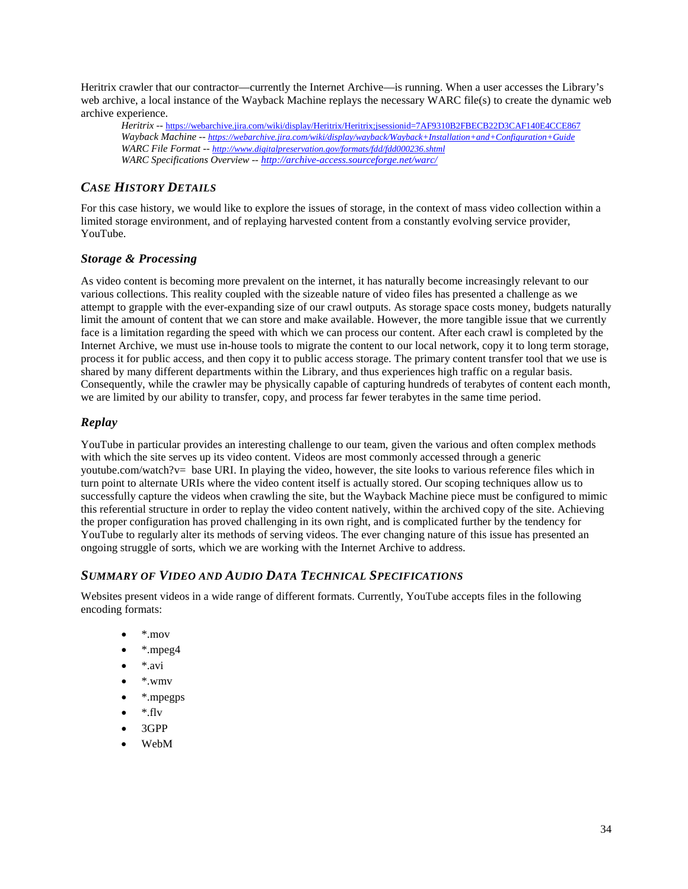Heritrix crawler that our contractor—currently the Internet Archive—is running. When a user accesses the Library's web archive, a local instance of the Wayback Machine replays the necessary WARC file(s) to create the dynamic web archive experience.

> *Heritrix* -- https://webarchive.jira.com/wiki/display/Heritrix/Heritrix;jsessionid=7AF9310B2FBECB22D3CAF140E4CCE867
> *Wayback Machine* -- https://webarchive.jira.com/wiki/display/wayback/Wayback+Installation+and+Configuration+Guide
> *WARC File Format* -- http://www.digitalpreservation.gov/formats/fdd/fdd000236.shtml
> *WARC Specifications Overview* -- http://archive-access.sourceforge.net/warc/

## *Case History Details*

For this case history, we would like to explore the issues of storage, in the context of mass video collection within a limited storage environment, and of replaying harvested content from a constantly evolving service provider, YouTube.

### *Storage & Processing*

As video content is becoming more prevalent on the internet, it has naturally become increasingly relevant to our various collections. This reality coupled with the sizeable nature of video files has presented a challenge as we attempt to grapple with the ever-expanding size of our crawl outputs. As storage space costs money, budgets naturally limit the amount of content that we can store and make available. However, the more tangible issue that we currently face is a limitation regarding the speed with which we can process our content. After each crawl is completed by the Internet Archive, we must use in-house tools to migrate the content to our local network, copy it to long term storage, process it for public access, and then copy it to public access storage. The primary content transfer tool that we use is shared by many different departments within the Library, and thus experiences high traffic on a regular basis. Consequently, while the crawler may be physically capable of capturing hundreds of terabytes of content each month, we are limited by our ability to transfer, copy, and process far fewer terabytes in the same time period.

### *Replay*

YouTube in particular provides an interesting challenge to our team, given the various and often complex methods with which the site serves up its video content. Videos are most commonly accessed through a generic youtube.com/watch?v= base URI. In playing the video, however, the site looks to various reference files which in turn point to alternate URIs where the video content itself is actually stored. Our scoping techniques allow us to successfully capture the videos when crawling the site, but the Wayback Machine piece must be configured to mimic this referential structure in order to replay the video content natively, within the archived copy of the site. Achieving the proper configuration has proved challenging in its own right, and is complicated further by the tendency for YouTube to regularly alter its methods of serving videos. The ever changing nature of this issue has presented an ongoing struggle of sorts, which we are working with the Internet Archive to address.

## *Summary of Video and Audio Data Technical Specifications*

Websites present videos in a wide range of different formats. Currently, YouTube accepts files in the following encoding formats:

- *.mov
- *.mpeg4
- *.avi
- *.wmv
- *.mpegps
- *.flv
- 3GPP
- WebM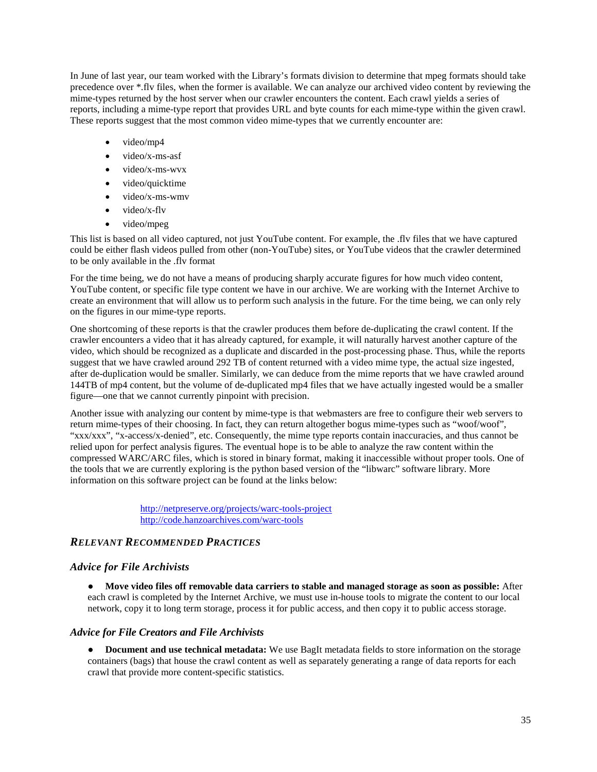In June of last year, our team worked with the Library's formats division to determine that mpeg formats should take precedence over *.flv files, when the former is available. We can analyze our archived video content by reviewing the mime-types returned by the host server when our crawler encounters the content. Each crawl yields a series of reports, including a mime-type report that provides URL and byte counts for each mime-type within the given crawl. These reports suggest that the most common video mime-types that we currently encounter are:

- video/mp4
- video/x-ms-asf
- video/x-ms-wvx
- video/quicktime
- video/x-ms-wmv
- video/x-flv
- video/mpeg

This list is based on all video captured, not just YouTube content. For example, the .flv files that we have captured could be either flash videos pulled from other (non-YouTube) sites, or YouTube videos that the crawler determined to be only available in the .flv format

For the time being, we do not have a means of producing sharply accurate figures for how much video content, YouTube content, or specific file type content we have in our archive. We are working with the Internet Archive to create an environment that will allow us to perform such analysis in the future. For the time being, we can only rely on the figures in our mime-type reports.

One shortcoming of these reports is that the crawler produces them before de-duplicating the crawl content. If the crawler encounters a video that it has already captured, for example, it will naturally harvest another capture of the video, which should be recognized as a duplicate and discarded in the post-processing phase. Thus, while the reports suggest that we have crawled around 292 TB of content returned with a video mime type, the actual size ingested, after de-duplication would be smaller. Similarly, we can deduce from the mime reports that we have crawled around 144TB of mp4 content, but the volume of de-duplicated mp4 files that we have actually ingested would be a smaller figure—one that we cannot currently pinpoint with precision.

Another issue with analyzing our content by mime-type is that webmasters are free to configure their web servers to return mime-types of their choosing. In fact, they can return altogether bogus mime-types such as "woof/woof", "xxx/xxx", "x-access/x-denied", etc. Consequently, the mime type reports contain inaccuracies, and thus cannot be relied upon for perfect analysis figures. The eventual hope is to be able to analyze the raw content within the compressed WARC/ARC files, which is stored in binary format, making it inaccessible without proper tools. One of the tools that we are currently exploring is the python based version of the "libwarc" software library. More information on this software project can be found at the links below:

> http://netpreserve.org/projects/warc-tools-project
> http://code.hanzoarchives.com/warc-tools

## *RELEVANT RECOMMENDED PRACTICES*

### *Advice for File Archivists*

- **Move video files off removable data carriers to stable and managed storage as soon as possible:** After each crawl is completed by the Internet Archive, we must use in-house tools to migrate the content to our local network, copy it to long term storage, process it for public access, and then copy it to public access storage.

### *Advice for File Creators and File Archivists*

- **Document and use technical metadata:** We use BagIt metadata fields to store information on the storage containers (bags) that house the crawl content as well as separately generating a range of data reports for each crawl that provide more content-specific statistics.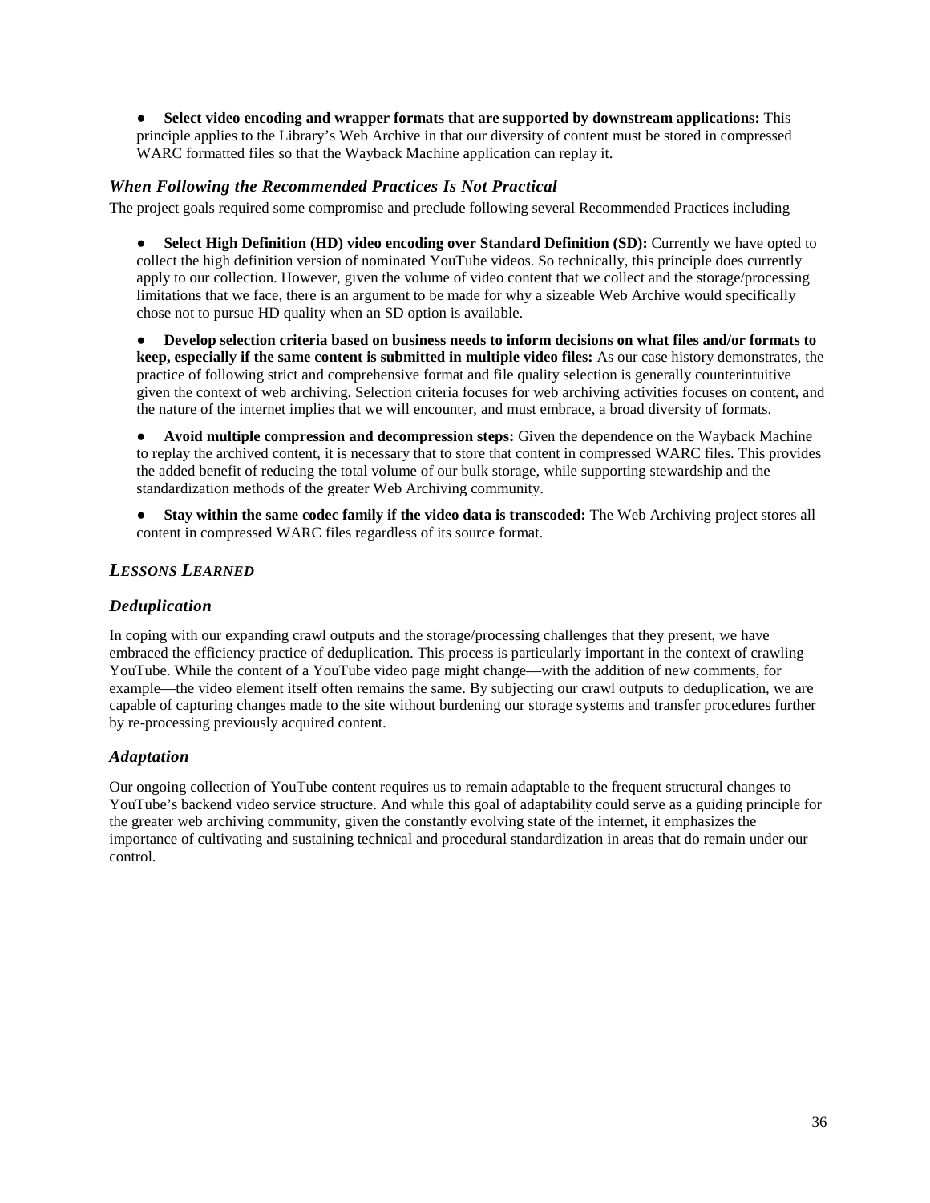- **Select video encoding and wrapper formats that are supported by downstream applications:** This principle applies to the Library's Web Archive in that our diversity of content must be stored in compressed WARC formatted files so that the Wayback Machine application can replay it.

### *When Following the Recommended Practices Is Not Practical*

The project goals required some compromise and preclude following several Recommended Practices including

- **Select High Definition (HD) video encoding over Standard Definition (SD):** Currently we have opted to collect the high definition version of nominated YouTube videos. So technically, this principle does currently apply to our collection. However, given the volume of video content that we collect and the storage/processing limitations that we face, there is an argument to be made for why a sizeable Web Archive would specifically chose not to pursue HD quality when an SD option is available.

- **Develop selection criteria based on business needs to inform decisions on what files and/or formats to keep, especially if the same content is submitted in multiple video files:** As our case history demonstrates, the practice of following strict and comprehensive format and file quality selection is generally counterintuitive given the context of web archiving. Selection criteria focuses for web archiving activities focuses on content, and the nature of the internet implies that we will encounter, and must embrace, a broad diversity of formats.

- **Avoid multiple compression and decompression steps:** Given the dependence on the Wayback Machine to replay the archived content, it is necessary that to store that content in compressed WARC files. This provides the added benefit of reducing the total volume of our bulk storage, while supporting stewardship and the standardization methods of the greater Web Archiving community.

- **Stay within the same codec family if the video data is transcoded:** The Web Archiving project stores all content in compressed WARC files regardless of its source format.

## *LESSONS LEARNED*

### *Deduplication*

In coping with our expanding crawl outputs and the storage/processing challenges that they present, we have embraced the efficiency practice of deduplication. This process is particularly important in the context of crawling YouTube. While the content of a YouTube video page might change—with the addition of new comments, for example—the video element itself often remains the same. By subjecting our crawl outputs to deduplication, we are capable of capturing changes made to the site without burdening our storage systems and transfer procedures further by re-processing previously acquired content.

### *Adaptation*

Our ongoing collection of YouTube content requires us to remain adaptable to the frequent structural changes to YouTube's backend video service structure. And while this goal of adaptability could serve as a guiding principle for the greater web archiving community, given the constantly evolving state of the internet, it emphasizes the importance of cultivating and sustaining technical and procedural standardization in areas that do remain under our control.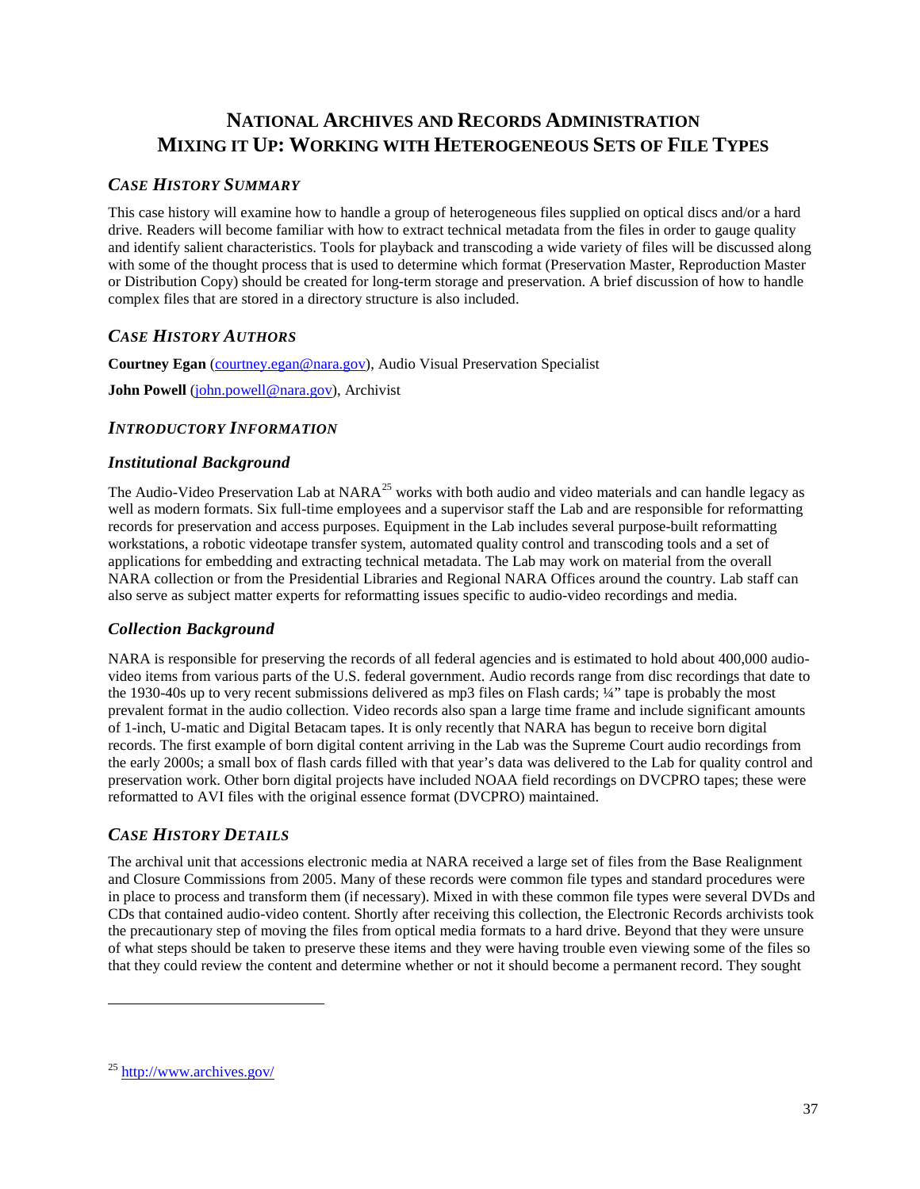# NATIONAL ARCHIVES AND RECORDS ADMINISTRATION
# MIXING IT UP: WORKING WITH HETEROGENEOUS SETS OF FILE TYPES

## *CASE HISTORY SUMMARY*

This case history will examine how to handle a group of heterogeneous files supplied on optical discs and/or a hard drive. Readers will become familiar with how to extract technical metadata from the files in order to gauge quality and identify salient characteristics. Tools for playback and transcoding a wide variety of files will be discussed along with some of the thought process that is used to determine which format (Preservation Master, Reproduction Master or Distribution Copy) should be created for long-term storage and preservation. A brief discussion of how to handle complex files that are stored in a directory structure is also included.

## *CASE HISTORY AUTHORS*

**Courtney Egan** (courtney.egan@nara.gov), Audio Visual Preservation Specialist

**John Powell** (john.powell@nara.gov), Archivist

## *INTRODUCTORY INFORMATION*

### *Institutional Background*

The Audio-Video Preservation Lab at NARA[25] works with both audio and video materials and can handle legacy as well as modern formats. Six full-time employees and a supervisor staff the Lab and are responsible for reformatting records for preservation and access purposes. Equipment in the Lab includes several purpose-built reformatting workstations, a robotic videotape transfer system, automated quality control and transcoding tools and a set of applications for embedding and extracting technical metadata. The Lab may work on material from the overall NARA collection or from the Presidential Libraries and Regional NARA Offices around the country. Lab staff can also serve as subject matter experts for reformatting issues specific to audio-video recordings and media.

### *Collection Background*

NARA is responsible for preserving the records of all federal agencies and is estimated to hold about 400,000 audio-video items from various parts of the U.S. federal government. Audio records range from disc recordings that date to the 1930-40s up to very recent submissions delivered as mp3 files on Flash cards; ¼" tape is probably the most prevalent format in the audio collection. Video records also span a large time frame and include significant amounts of 1-inch, U-matic and Digital Betacam tapes. It is only recently that NARA has begun to receive born digital records. The first example of born digital content arriving in the Lab was the Supreme Court audio recordings from the early 2000s; a small box of flash cards filled with that year's data was delivered to the Lab for quality control and preservation work. Other born digital projects have included NOAA field recordings on DVCPRO tapes; these were reformatted to AVI files with the original essence format (DVCPRO) maintained.

## *CASE HISTORY DETAILS*

The archival unit that accessions electronic media at NARA received a large set of files from the Base Realignment and Closure Commissions from 2005. Many of these records were common file types and standard procedures were in place to process and transform them (if necessary). Mixed in with these common file types were several DVDs and CDs that contained audio-video content. Shortly after receiving this collection, the Electronic Records archivists took the precautionary step of moving the files from optical media formats to a hard drive. Beyond that they were unsure of what steps should be taken to preserve these items and they were having trouble even viewing some of the files so that they could review the content and determine whether or not it should become a permanent record. They sought

---

[25] http://www.archives.gov/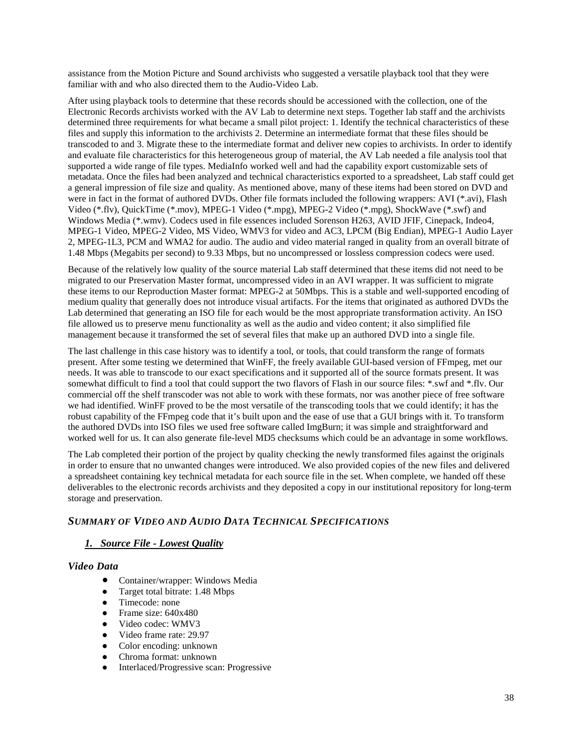assistance from the Motion Picture and Sound archivists who suggested a versatile playback tool that they were familiar with and who also directed them to the Audio-Video Lab.

After using playback tools to determine that these records should be accessioned with the collection, one of the Electronic Records archivists worked with the AV Lab to determine next steps. Together lab staff and the archivists determined three requirements for what became a small pilot project: 1. Identify the technical characteristics of these files and supply this information to the archivists 2. Determine an intermediate format that these files should be transcoded to and 3. Migrate these to the intermediate format and deliver new copies to archivists. In order to identify and evaluate file characteristics for this heterogeneous group of material, the AV Lab needed a file analysis tool that supported a wide range of file types. MediaInfo worked well and had the capability export customizable sets of metadata. Once the files had been analyzed and technical characteristics exported to a spreadsheet, Lab staff could get a general impression of file size and quality. As mentioned above, many of these items had been stored on DVD and were in fact in the format of authored DVDs. Other file formats included the following wrappers: AVI (*.avi), Flash Video (*.flv), QuickTime (*.mov), MPEG-1 Video (*.mpg), MPEG-2 Video (*.mpg), ShockWave (*.swf) and Windows Media (*.wmv). Codecs used in file essences included Sorenson H263, AVID JFIF, Cinepack, Indeo4, MPEG-1 Video, MPEG-2 Video, MS Video, WMV3 for video and AC3, LPCM (Big Endian), MPEG-1 Audio Layer 2, MPEG-1L3, PCM and WMA2 for audio. The audio and video material ranged in quality from an overall bitrate of 1.48 Mbps (Megabits per second) to 9.33 Mbps, but no uncompressed or lossless compression codecs were used.

Because of the relatively low quality of the source material Lab staff determined that these items did not need to be migrated to our Preservation Master format, uncompressed video in an AVI wrapper. It was sufficient to migrate these items to our Reproduction Master format: MPEG-2 at 50Mbps. This is a stable and well-supported encoding of medium quality that generally does not introduce visual artifacts. For the items that originated as authored DVDs the Lab determined that generating an ISO file for each would be the most appropriate transformation activity. An ISO file allowed us to preserve menu functionality as well as the audio and video content; it also simplified file management because it transformed the set of several files that make up an authored DVD into a single file.

The last challenge in this case history was to identify a tool, or tools, that could transform the range of formats present. After some testing we determined that WinFF, the freely available GUI-based version of FFmpeg, met our needs. It was able to transcode to our exact specifications and it supported all of the source formats present. It was somewhat difficult to find a tool that could support the two flavors of Flash in our source files: *.swf and *.flv. Our commercial off the shelf transcoder was not able to work with these formats, nor was another piece of free software we had identified. WinFF proved to be the most versatile of the transcoding tools that we could identify; it has the robust capability of the FFmpeg code that it's built upon and the ease of use that a GUI brings with it. To transform the authored DVDs into ISO files we used free software called ImgBurn; it was simple and straightforward and worked well for us. It can also generate file-level MD5 checksums which could be an advantage in some workflows.

The Lab completed their portion of the project by quality checking the newly transformed files against the originals in order to ensure that no unwanted changes were introduced. We also provided copies of the new files and delivered a spreadsheet containing key technical metadata for each source file in the set. When complete, we handed off these deliverables to the electronic records archivists and they deposited a copy in our institutional repository for long-term storage and preservation.

## *SUMMARY OF VIDEO AND AUDIO DATA TECHNICAL SPECIFICATIONS*

### ***1. Source File - Lowest Quality***

### *Video Data*

- Container/wrapper: Windows Media
- Target total bitrate: 1.48 Mbps
- Timecode: none
- Frame size: 640x480
- Video codec: WMV3
- Video frame rate: 29.97
- Color encoding: unknown
- Chroma format: unknown
- Interlaced/Progressive scan: Progressive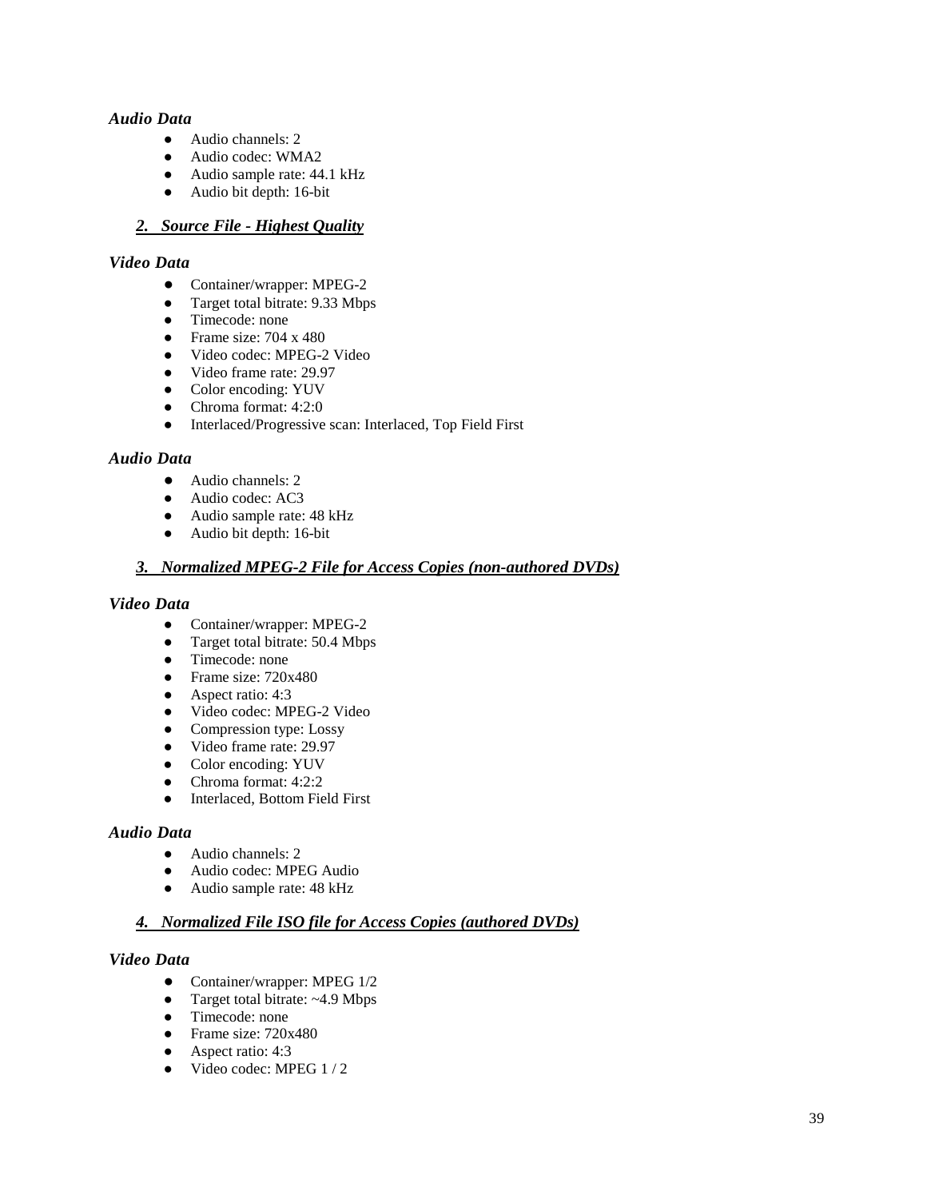### *Audio Data*

- Audio channels: 2
- Audio codec: WMA2
- Audio sample rate: 44.1 kHz
- Audio bit depth: 16-bit

#### ***2. Source File - Highest Quality***

### *Video Data*

- Container/wrapper: MPEG-2
- Target total bitrate: 9.33 Mbps
- Timecode: none
- Frame size: 704 x 480
- Video codec: MPEG-2 Video
- Video frame rate: 29.97
- Color encoding: YUV
- Chroma format: 4:2:0
- Interlaced/Progressive scan: Interlaced, Top Field First

### *Audio Data*

- Audio channels: 2
- Audio codec: AC3
- Audio sample rate: 48 kHz
- Audio bit depth: 16-bit

#### ***3. Normalized MPEG-2 File for Access Copies (non-authored DVDs)***

### *Video Data*

- Container/wrapper: MPEG-2
- Target total bitrate: 50.4 Mbps
- Timecode: none
- Frame size: 720x480
- Aspect ratio: 4:3
- Video codec: MPEG-2 Video
- Compression type: Lossy
- Video frame rate: 29.97
- Color encoding: YUV
- Chroma format: 4:2:2
- Interlaced, Bottom Field First

### *Audio Data*

- Audio channels: 2
- Audio codec: MPEG Audio
- Audio sample rate: 48 kHz

#### ***4. Normalized File ISO file for Access Copies (authored DVDs)***

### *Video Data*

- Container/wrapper: MPEG 1/2
- Target total bitrate: ~4.9 Mbps
- Timecode: none
- Frame size: 720x480
- Aspect ratio: 4:3
- Video codec: MPEG 1 / 2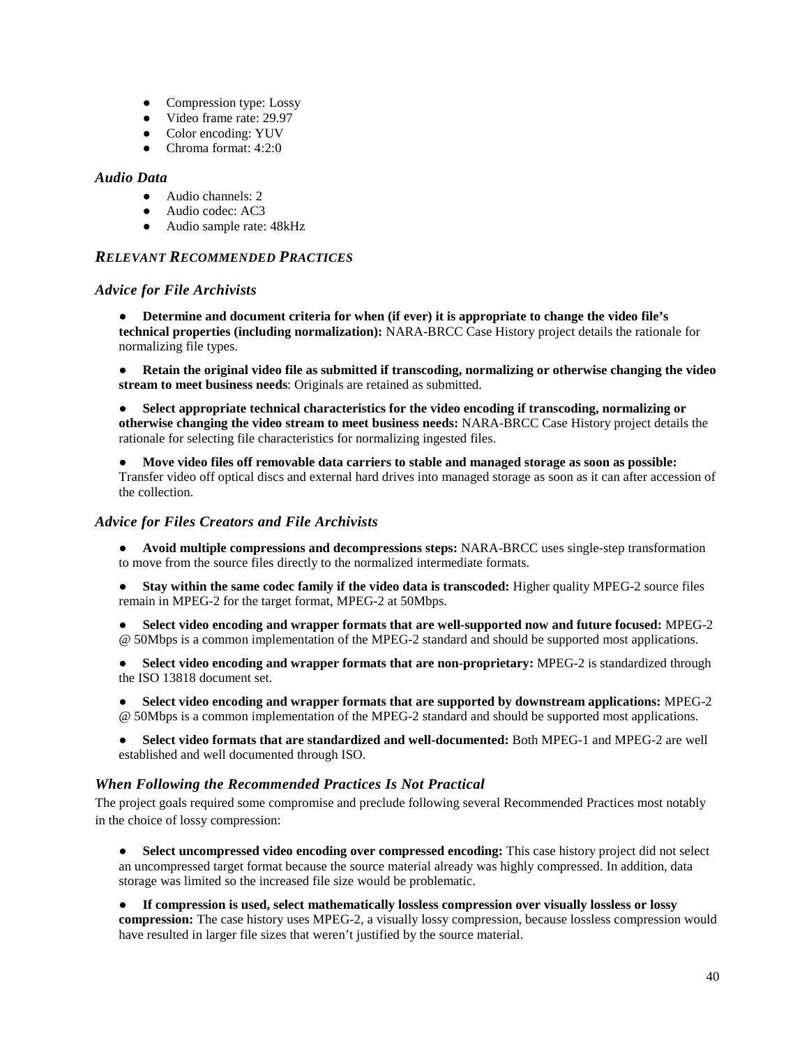- Compression type: Lossy
- Video frame rate: 29.97
- Color encoding: YUV
- Chroma format: 4:2:0

### *Audio Data*

- Audio channels: 2
- Audio codec: AC3
- Audio sample rate: 48kHz

## *RELEVANT RECOMMENDED PRACTICES*

### *Advice for File Archivists*

- **Determine and document criteria for when (if ever) it is appropriate to change the video file's technical properties (including normalization):** NARA-BRCC Case History project details the rationale for normalizing file types.

- **Retain the original video file as submitted if transcoding, normalizing or otherwise changing the video stream to meet business needs**: Originals are retained as submitted.

- **Select appropriate technical characteristics for the video encoding if transcoding, normalizing or otherwise changing the video stream to meet business needs:** NARA-BRCC Case History project details the rationale for selecting file characteristics for normalizing ingested files.

- **Move video files off removable data carriers to stable and managed storage as soon as possible:** Transfer video off optical discs and external hard drives into managed storage as soon as it can after accession of the collection.

### *Advice for Files Creators and File Archivists*

- **Avoid multiple compressions and decompressions steps:** NARA-BRCC uses single-step transformation to move from the source files directly to the normalized intermediate formats.

- **Stay within the same codec family if the video data is transcoded:** Higher quality MPEG-2 source files remain in MPEG-2 for the target format, MPEG-2 at 50Mbps.

- **Select video encoding and wrapper formats that are well-supported now and future focused:** MPEG-2 @ 50Mbps is a common implementation of the MPEG-2 standard and should be supported most applications.

- **Select video encoding and wrapper formats that are non-proprietary:** MPEG-2 is standardized through the ISO 13818 document set.

- **Select video encoding and wrapper formats that are supported by downstream applications:** MPEG-2 @ 50Mbps is a common implementation of the MPEG-2 standard and should be supported most applications.

- **Select video formats that are standardized and well-documented:** Both MPEG-1 and MPEG-2 are well established and well documented through ISO.

### *When Following the Recommended Practices Is Not Practical*

The project goals required some compromise and preclude following several Recommended Practices most notably in the choice of lossy compression:

- **Select uncompressed video encoding over compressed encoding:** This case history project did not select an uncompressed target format because the source material already was highly compressed. In addition, data storage was limited so the increased file size would be problematic.

- **If compression is used, select mathematically lossless compression over visually lossless or lossy compression:** The case history uses MPEG-2, a visually lossy compression, because lossless compression would have resulted in larger file sizes that weren't justified by the source material.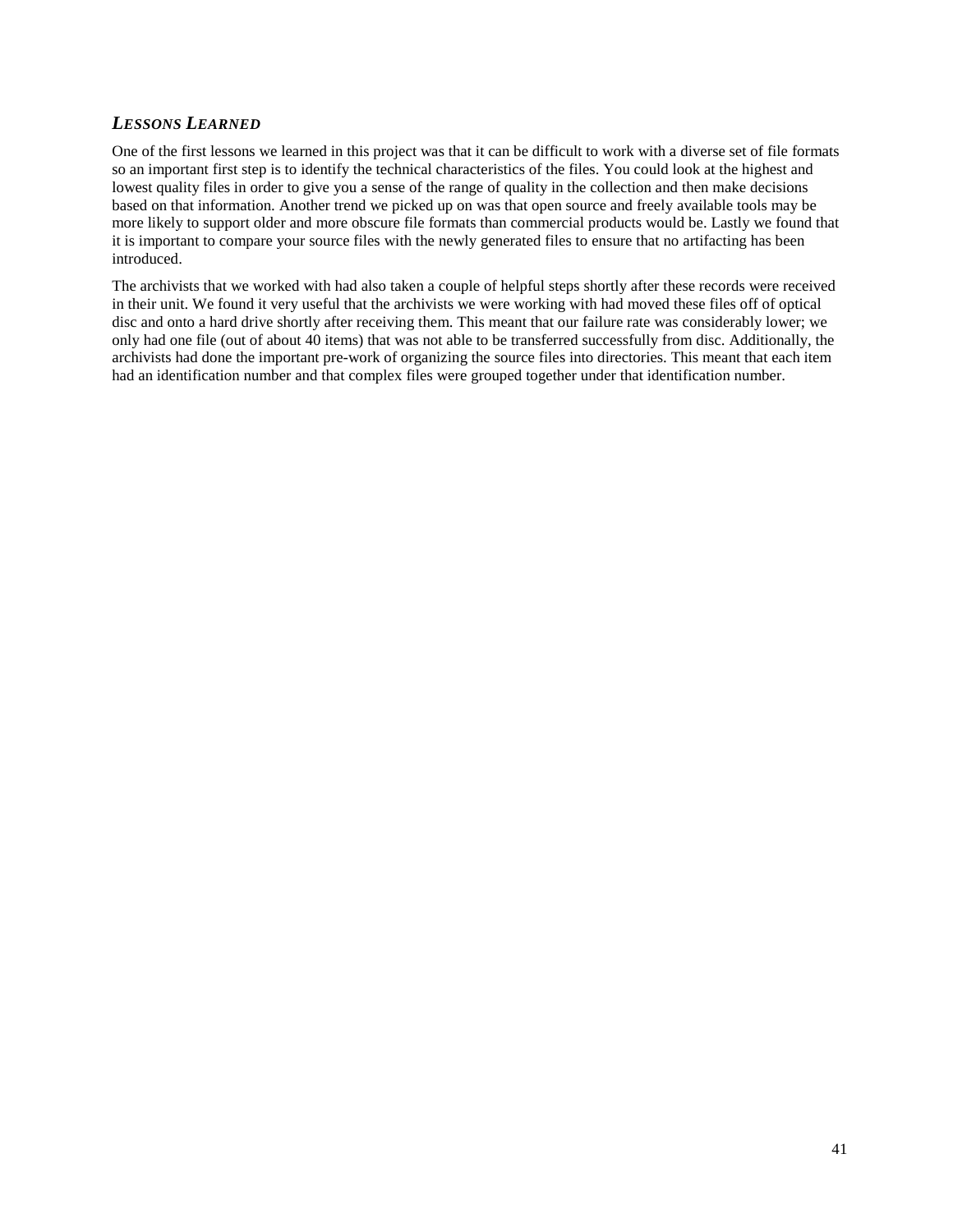### *LESSONS LEARNED*

One of the first lessons we learned in this project was that it can be difficult to work with a diverse set of file formats so an important first step is to identify the technical characteristics of the files. You could look at the highest and lowest quality files in order to give you a sense of the range of quality in the collection and then make decisions based on that information. Another trend we picked up on was that open source and freely available tools may be more likely to support older and more obscure file formats than commercial products would be. Lastly we found that it is important to compare your source files with the newly generated files to ensure that no artifacting has been introduced.

The archivists that we worked with had also taken a couple of helpful steps shortly after these records were received in their unit. We found it very useful that the archivists we were working with had moved these files off of optical disc and onto a hard drive shortly after receiving them. This meant that our failure rate was considerably lower; we only had one file (out of about 40 items) that was not able to be transferred successfully from disc. Additionally, the archivists had done the important pre-work of organizing the source files into directories. This meant that each item had an identification number and that complex files were grouped together under that identification number.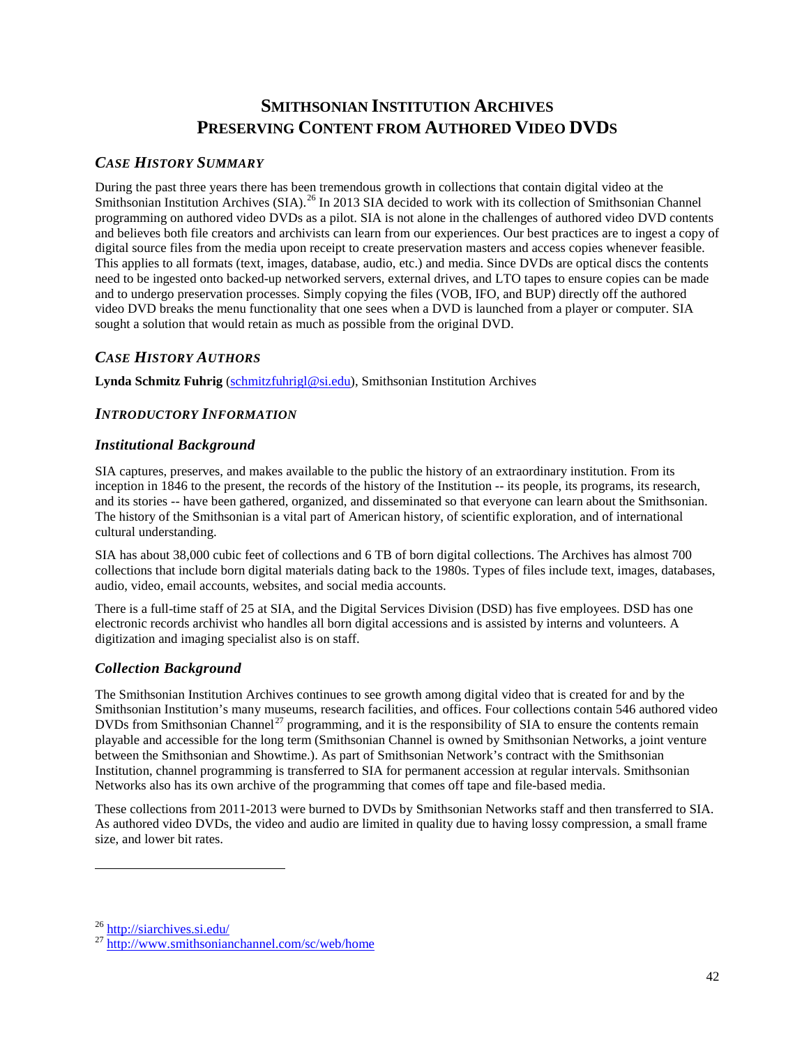# Smithsonian Institution Archives
# Preserving Content from Authored Video DVDs

## *Case History Summary*

During the past three years there has been tremendous growth in collections that contain digital video at the Smithsonian Institution Archives (SIA).[26] In 2013 SIA decided to work with its collection of Smithsonian Channel programming on authored video DVDs as a pilot. SIA is not alone in the challenges of authored video DVD contents and believes both file creators and archivists can learn from our experiences. Our best practices are to ingest a copy of digital source files from the media upon receipt to create preservation masters and access copies whenever feasible. This applies to all formats (text, images, database, audio, etc.) and media. Since DVDs are optical discs the contents need to be ingested onto backed-up networked servers, external drives, and LTO tapes to ensure copies can be made and to undergo preservation processes. Simply copying the files (VOB, IFO, and BUP) directly off the authored video DVD breaks the menu functionality that one sees when a DVD is launched from a player or computer. SIA sought a solution that would retain as much as possible from the original DVD.

## *Case History Authors*

**Lynda Schmitz Fuhrig** (schmitzfuhrigl@si.edu), Smithsonian Institution Archives

## *Introductory Information*

### *Institutional Background*

SIA captures, preserves, and makes available to the public the history of an extraordinary institution. From its inception in 1846 to the present, the records of the history of the Institution -- its people, its programs, its research, and its stories -- have been gathered, organized, and disseminated so that everyone can learn about the Smithsonian. The history of the Smithsonian is a vital part of American history, of scientific exploration, and of international cultural understanding.

SIA has about 38,000 cubic feet of collections and 6 TB of born digital collections. The Archives has almost 700 collections that include born digital materials dating back to the 1980s. Types of files include text, images, databases, audio, video, email accounts, websites, and social media accounts.

There is a full-time staff of 25 at SIA, and the Digital Services Division (DSD) has five employees. DSD has one electronic records archivist who handles all born digital accessions and is assisted by interns and volunteers. A digitization and imaging specialist also is on staff.

### *Collection Background*

The Smithsonian Institution Archives continues to see growth among digital video that is created for and by the Smithsonian Institution's many museums, research facilities, and offices. Four collections contain 546 authored video DVDs from Smithsonian Channel[27] programming, and it is the responsibility of SIA to ensure the contents remain playable and accessible for the long term (Smithsonian Channel is owned by Smithsonian Networks, a joint venture between the Smithsonian and Showtime.). As part of Smithsonian Network's contract with the Smithsonian Institution, channel programming is transferred to SIA for permanent accession at regular intervals. Smithsonian Networks also has its own archive of the programming that comes off tape and file-based media.

These collections from 2011-2013 were burned to DVDs by Smithsonian Networks staff and then transferred to SIA. As authored video DVDs, the video and audio are limited in quality due to having lossy compression, a small frame size, and lower bit rates.

---

[26] http://siarchives.si.edu/

[27] http://www.smithsonianchannel.com/sc/web/home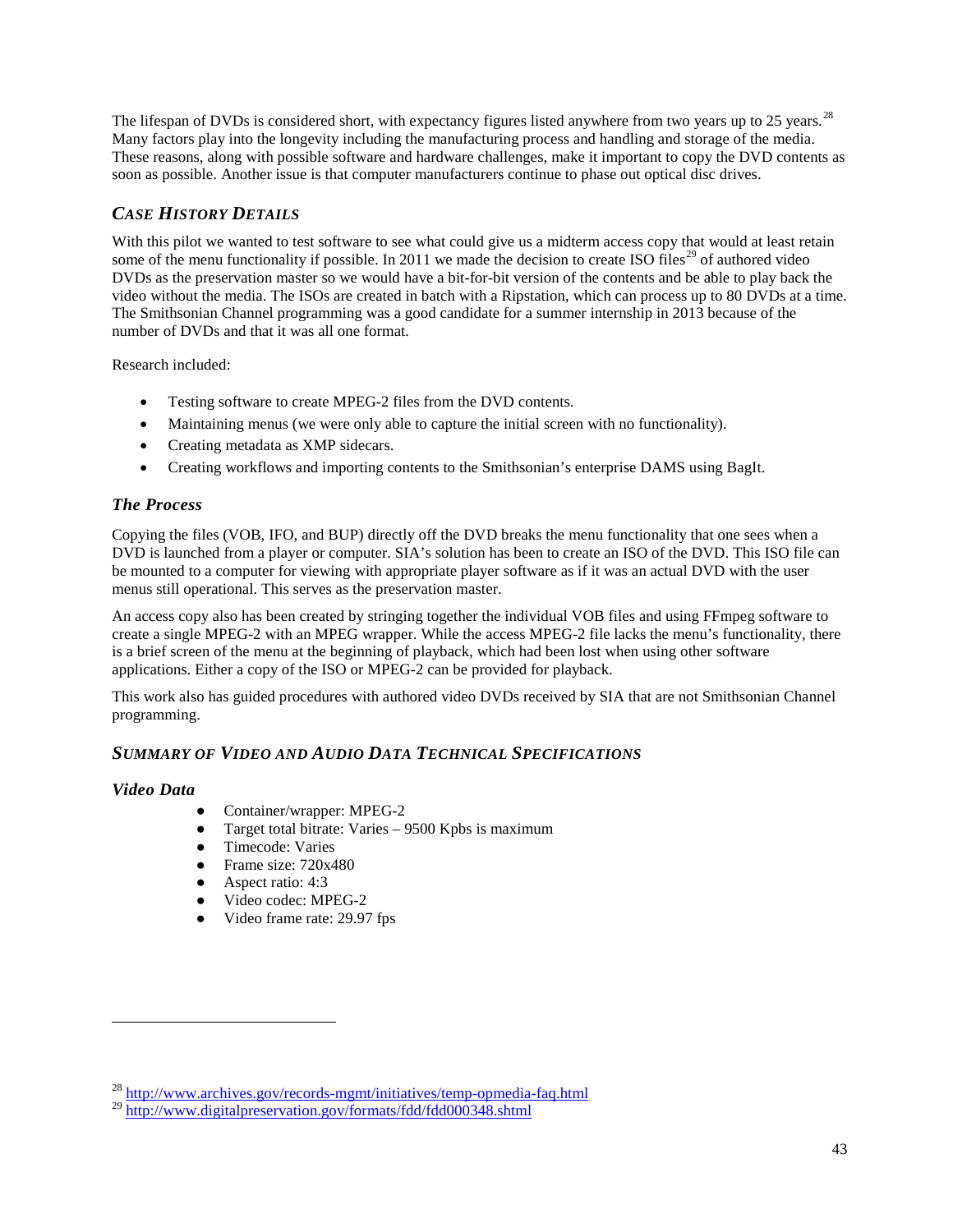The lifespan of DVDs is considered short, with expectancy figures listed anywhere from two years up to 25 years.[28] Many factors play into the longevity including the manufacturing process and handling and storage of the media. These reasons, along with possible software and hardware challenges, make it important to copy the DVD contents as soon as possible. Another issue is that computer manufacturers continue to phase out optical disc drives.

## *Case History Details*

With this pilot we wanted to test software to see what could give us a midterm access copy that would at least retain some of the menu functionality if possible. In 2011 we made the decision to create ISO files[29] of authored video DVDs as the preservation master so we would have a bit-for-bit version of the contents and be able to play back the video without the media. The ISOs are created in batch with a Ripstation, which can process up to 80 DVDs at a time. The Smithsonian Channel programming was a good candidate for a summer internship in 2013 because of the number of DVDs and that it was all one format.

Research included:

- Testing software to create MPEG-2 files from the DVD contents.
- Maintaining menus (we were only able to capture the initial screen with no functionality).
- Creating metadata as XMP sidecars.
- Creating workflows and importing contents to the Smithsonian's enterprise DAMS using BagIt.

### *The Process*

Copying the files (VOB, IFO, and BUP) directly off the DVD breaks the menu functionality that one sees when a DVD is launched from a player or computer. SIA's solution has been to create an ISO of the DVD. This ISO file can be mounted to a computer for viewing with appropriate player software as if it was an actual DVD with the user menus still operational. This serves as the preservation master.

An access copy also has been created by stringing together the individual VOB files and using FFmpeg software to create a single MPEG-2 with an MPEG wrapper. While the access MPEG-2 file lacks the menu's functionality, there is a brief screen of the menu at the beginning of playback, which had been lost when using other software applications. Either a copy of the ISO or MPEG-2 can be provided for playback.

This work also has guided procedures with authored video DVDs received by SIA that are not Smithsonian Channel programming.

## *Summary of Video and Audio Data Technical Specifications*

### *Video Data*

- Container/wrapper: MPEG-2
- Target total bitrate: Varies – 9500 Kpbs is maximum
- Timecode: Varies
- Frame size: 720x480
- Aspect ratio: 4:3
- Video codec: MPEG-2
- Video frame rate: 29.97 fps

---

[28] http://www.archives.gov/records-mgmt/initiatives/temp-opmedia-faq.html

[29] http://www.digitalpreservation.gov/formats/fdd/fdd000348.shtml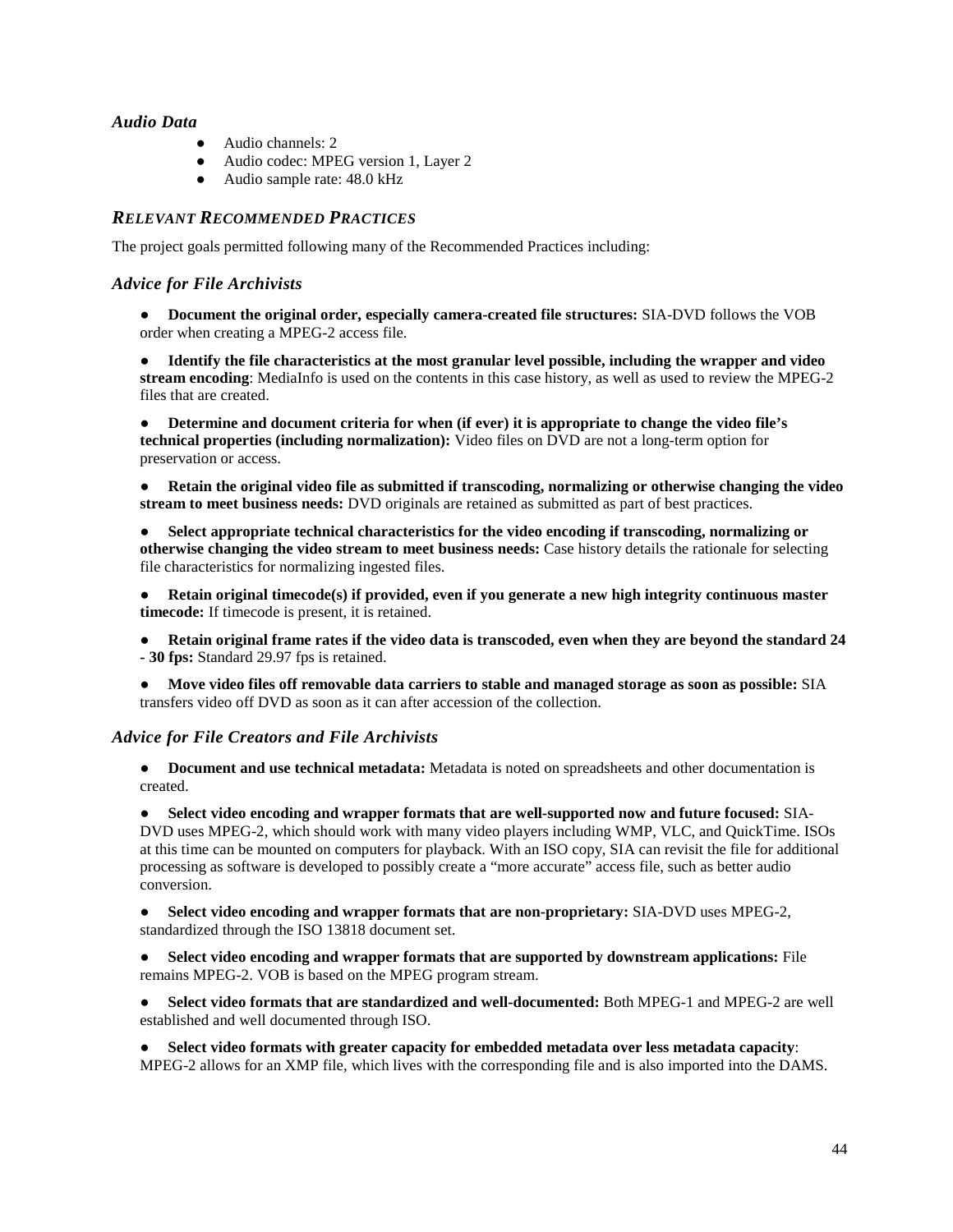### *Audio Data*

- Audio channels: 2
- Audio codec: MPEG version 1, Layer 2
- Audio sample rate: 48.0 kHz

## *RELEVANT RECOMMENDED PRACTICES*

The project goals permitted following many of the Recommended Practices including:

### *Advice for File Archivists*

- **Document the original order, especially camera-created file structures:** SIA-DVD follows the VOB order when creating a MPEG-2 access file.
- **Identify the file characteristics at the most granular level possible, including the wrapper and video stream encoding**: MediaInfo is used on the contents in this case history, as well as used to review the MPEG-2 files that are created.
- **Determine and document criteria for when (if ever) it is appropriate to change the video file's technical properties (including normalization):** Video files on DVD are not a long-term option for preservation or access.
- **Retain the original video file as submitted if transcoding, normalizing or otherwise changing the video stream to meet business needs:** DVD originals are retained as submitted as part of best practices.
- **Select appropriate technical characteristics for the video encoding if transcoding, normalizing or otherwise changing the video stream to meet business needs:** Case history details the rationale for selecting file characteristics for normalizing ingested files.
- **Retain original timecode(s) if provided, even if you generate a new high integrity continuous master timecode:** If timecode is present, it is retained.
- **Retain original frame rates if the video data is transcoded, even when they are beyond the standard 24 - 30 fps:** Standard 29.97 fps is retained.
- **Move video files off removable data carriers to stable and managed storage as soon as possible:** SIA transfers video off DVD as soon as it can after accession of the collection.

### *Advice for File Creators and File Archivists*

- **Document and use technical metadata:** Metadata is noted on spreadsheets and other documentation is created.
- **Select video encoding and wrapper formats that are well-supported now and future focused:** SIA-DVD uses MPEG-2, which should work with many video players including WMP, VLC, and QuickTime. ISOs at this time can be mounted on computers for playback. With an ISO copy, SIA can revisit the file for additional processing as software is developed to possibly create a "more accurate" access file, such as better audio conversion.
- **Select video encoding and wrapper formats that are non-proprietary:** SIA-DVD uses MPEG-2, standardized through the ISO 13818 document set.
- **Select video encoding and wrapper formats that are supported by downstream applications:** File remains MPEG-2. VOB is based on the MPEG program stream.
- **Select video formats that are standardized and well-documented:** Both MPEG-1 and MPEG-2 are well established and well documented through ISO.
- **Select video formats with greater capacity for embedded metadata over less metadata capacity**: MPEG-2 allows for an XMP file, which lives with the corresponding file and is also imported into the DAMS.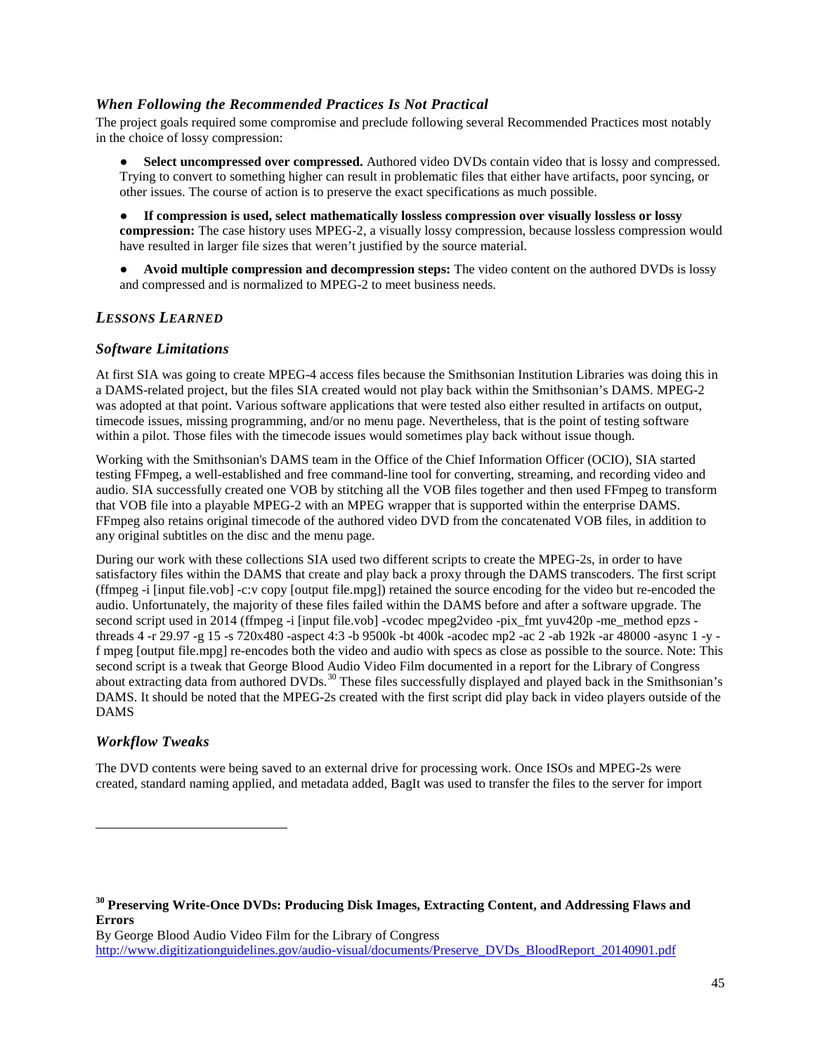### *When Following the Recommended Practices Is Not Practical*

The project goals required some compromise and preclude following several Recommended Practices most notably in the choice of lossy compression:

- **Select uncompressed over compressed.** Authored video DVDs contain video that is lossy and compressed. Trying to convert to something higher can result in problematic files that either have artifacts, poor syncing, or other issues. The course of action is to preserve the exact specifications as much possible.
- **If compression is used, select mathematically lossless compression over visually lossless or lossy compression:** The case history uses MPEG-2, a visually lossy compression, because lossless compression would have resulted in larger file sizes that weren't justified by the source material.
- **Avoid multiple compression and decompression steps:** The video content on the authored DVDs is lossy and compressed and is normalized to MPEG-2 to meet business needs.

## *LESSONS LEARNED*

### *Software Limitations*

At first SIA was going to create MPEG-4 access files because the Smithsonian Institution Libraries was doing this in a DAMS-related project, but the files SIA created would not play back within the Smithsonian's DAMS. MPEG-2 was adopted at that point. Various software applications that were tested also either resulted in artifacts on output, timecode issues, missing programming, and/or no menu page. Nevertheless, that is the point of testing software within a pilot. Those files with the timecode issues would sometimes play back without issue though.

Working with the Smithsonian's DAMS team in the Office of the Chief Information Officer (OCIO), SIA started testing FFmpeg, a well-established and free command-line tool for converting, streaming, and recording video and audio. SIA successfully created one VOB by stitching all the VOB files together and then used FFmpeg to transform that VOB file into a playable MPEG-2 with an MPEG wrapper that is supported within the enterprise DAMS. FFmpeg also retains original timecode of the authored video DVD from the concatenated VOB files, in addition to any original subtitles on the disc and the menu page.

During our work with these collections SIA used two different scripts to create the MPEG-2s, in order to have satisfactory files within the DAMS that create and play back a proxy through the DAMS transcoders. The first script (ffmpeg -i [input file.vob] -c:v copy [output file.mpg]) retained the source encoding for the video but re-encoded the audio. Unfortunately, the majority of these files failed within the DAMS before and after a software upgrade. The second script used in 2014 (ffmpeg -i [input file.vob] -vcodec mpeg2video -pix_fmt yuv420p -me_method epzs -threads 4 -r 29.97 -g 15 -s 720x480 -aspect 4:3 -b 9500k -bt 400k -acodec mp2 -ac 2 -ab 192k -ar 48000 -async 1 -y -f mpeg [output file.mpg] re-encodes both the video and audio with specs as close as possible to the source. Note: This second script is a tweak that George Blood Audio Video Film documented in a report for the Library of Congress about extracting data from authored DVDs.[30] These files successfully displayed and played back in the Smithsonian's DAMS. It should be noted that the MPEG-2s created with the first script did play back in video players outside of the DAMS

### *Workflow Tweaks*

The DVD contents were being saved to an external drive for processing work. Once ISOs and MPEG-2s were created, standard naming applied, and metadata added, BagIt was used to transfer the files to the server for import

---

[30] **Preserving Write-Once DVDs: Producing Disk Images, Extracting Content, and Addressing Flaws and Errors**
By George Blood Audio Video Film for the Library of Congress
http://www.digitizationguidelines.gov/audio-visual/documents/Preserve_DVDs_BloodReport_20140901.pdf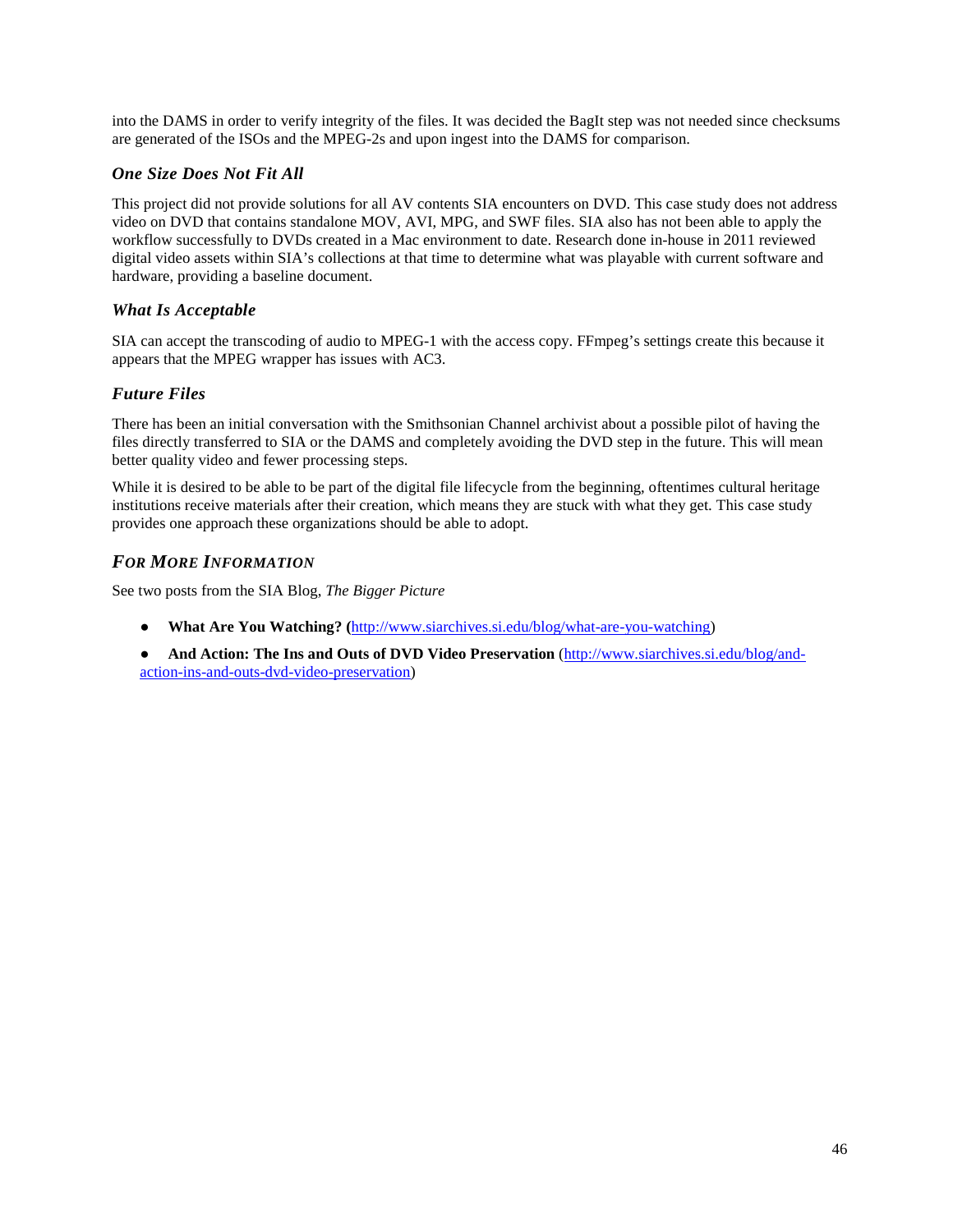into the DAMS in order to verify integrity of the files. It was decided the BagIt step was not needed since checksums are generated of the ISOs and the MPEG-2s and upon ingest into the DAMS for comparison.

### *One Size Does Not Fit All*

This project did not provide solutions for all AV contents SIA encounters on DVD. This case study does not address video on DVD that contains standalone MOV, AVI, MPG, and SWF files. SIA also has not been able to apply the workflow successfully to DVDs created in a Mac environment to date. Research done in-house in 2011 reviewed digital video assets within SIA's collections at that time to determine what was playable with current software and hardware, providing a baseline document.

### *What Is Acceptable*

SIA can accept the transcoding of audio to MPEG-1 with the access copy. FFmpeg's settings create this because it appears that the MPEG wrapper has issues with AC3.

### *Future Files*

There has been an initial conversation with the Smithsonian Channel archivist about a possible pilot of having the files directly transferred to SIA or the DAMS and completely avoiding the DVD step in the future. This will mean better quality video and fewer processing steps.

While it is desired to be able to be part of the digital file lifecycle from the beginning, oftentimes cultural heritage institutions receive materials after their creation, which means they are stuck with what they get. This case study provides one approach these organizations should be able to adopt.

## *For More Information*

See two posts from the SIA Blog, *The Bigger Picture*

- **What Are You Watching? (**http://www.siarchives.si.edu/blog/what-are-you-watching)
- **And Action: The Ins and Outs of DVD Video Preservation** (http://www.siarchives.si.edu/blog/and-action-ins-and-outs-dvd-video-preservation)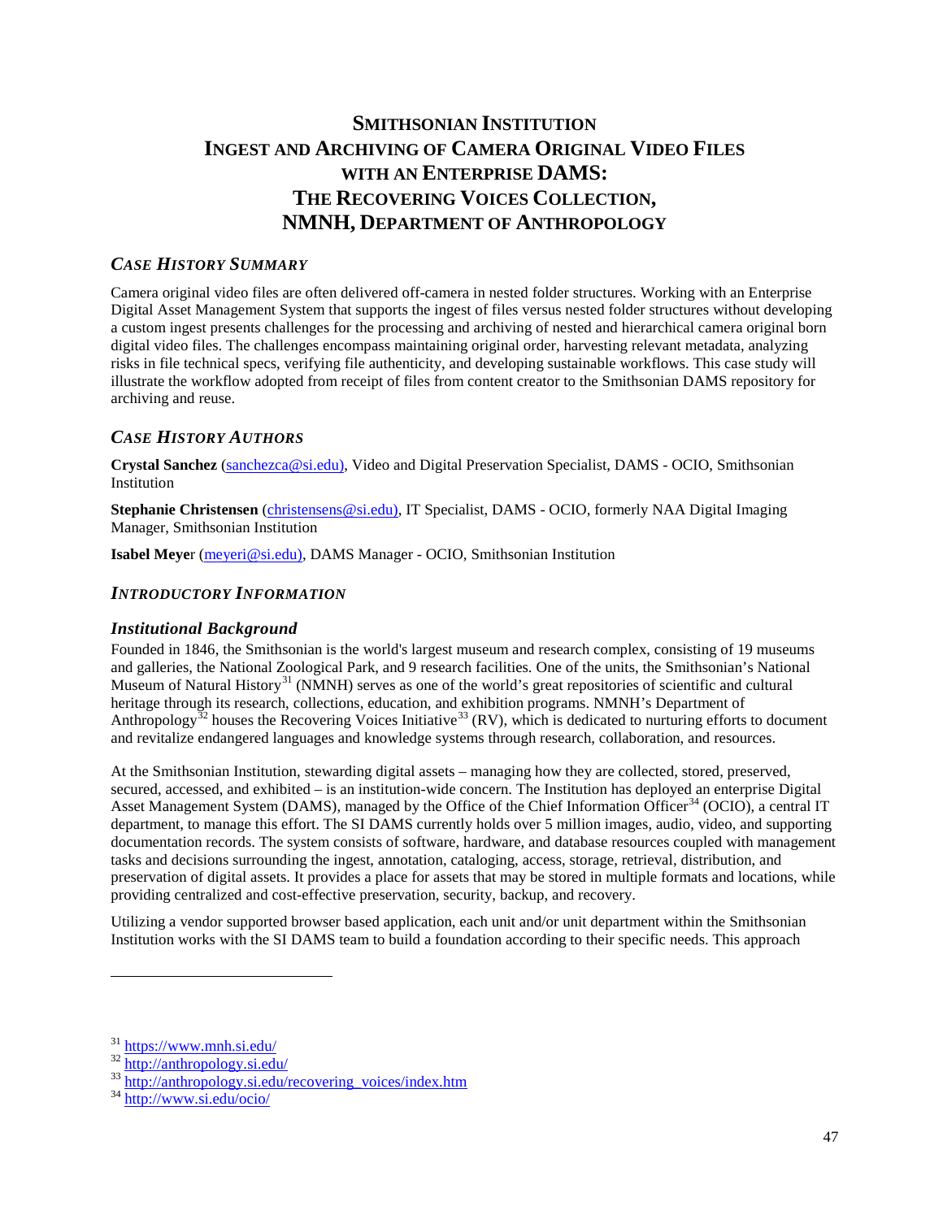# SMITHSONIAN INSTITUTION INGEST AND ARCHIVING OF CAMERA ORIGINAL VIDEO FILES WITH AN ENTERPRISE DAMS: THE RECOVERING VOICES COLLECTION, NMNH, DEPARTMENT OF ANTHROPOLOGY

## *CASE HISTORY SUMMARY*

Camera original video files are often delivered off-camera in nested folder structures. Working with an Enterprise Digital Asset Management System that supports the ingest of files versus nested folder structures without developing a custom ingest presents challenges for the processing and archiving of nested and hierarchical camera original born digital video files. The challenges encompass maintaining original order, harvesting relevant metadata, analyzing risks in file technical specs, verifying file authenticity, and developing sustainable workflows. This case study will illustrate the workflow adopted from receipt of files from content creator to the Smithsonian DAMS repository for archiving and reuse.

## *CASE HISTORY AUTHORS*

**Crystal Sanchez** (sanchezca@si.edu), Video and Digital Preservation Specialist, DAMS - OCIO, Smithsonian Institution

**Stephanie Christensen** (christensens@si.edu), IT Specialist, DAMS - OCIO, formerly NAA Digital Imaging Manager, Smithsonian Institution

**Isabel Meyer** (meyeri@si.edu), DAMS Manager - OCIO, Smithsonian Institution

## *INTRODUCTORY INFORMATION*

### *Institutional Background*

Founded in 1846, the Smithsonian is the world's largest museum and research complex, consisting of 19 museums and galleries, the National Zoological Park, and 9 research facilities. One of the units, the Smithsonian's National Museum of Natural History[31] (NMNH) serves as one of the world's great repositories of scientific and cultural heritage through its research, collections, education, and exhibition programs. NMNH's Department of Anthropology[32] houses the Recovering Voices Initiative[33] (RV), which is dedicated to nurturing efforts to document and revitalize endangered languages and knowledge systems through research, collaboration, and resources.

At the Smithsonian Institution, stewarding digital assets – managing how they are collected, stored, preserved, secured, accessed, and exhibited – is an institution-wide concern. The Institution has deployed an enterprise Digital Asset Management System (DAMS), managed by the Office of the Chief Information Officer[34] (OCIO), a central IT department, to manage this effort. The SI DAMS currently holds over 5 million images, audio, video, and supporting documentation records. The system consists of software, hardware, and database resources coupled with management tasks and decisions surrounding the ingest, annotation, cataloging, access, storage, retrieval, distribution, and preservation of digital assets. It provides a place for assets that may be stored in multiple formats and locations, while providing centralized and cost-effective preservation, security, backup, and recovery.

Utilizing a vendor supported browser based application, each unit and/or unit department within the Smithsonian Institution works with the SI DAMS team to build a foundation according to their specific needs. This approach

---

[31] https://www.mnh.si.edu/
[32] http://anthropology.si.edu/
[33] http://anthropology.si.edu/recovering_voices/index.htm
[34] http://www.si.edu/ocio/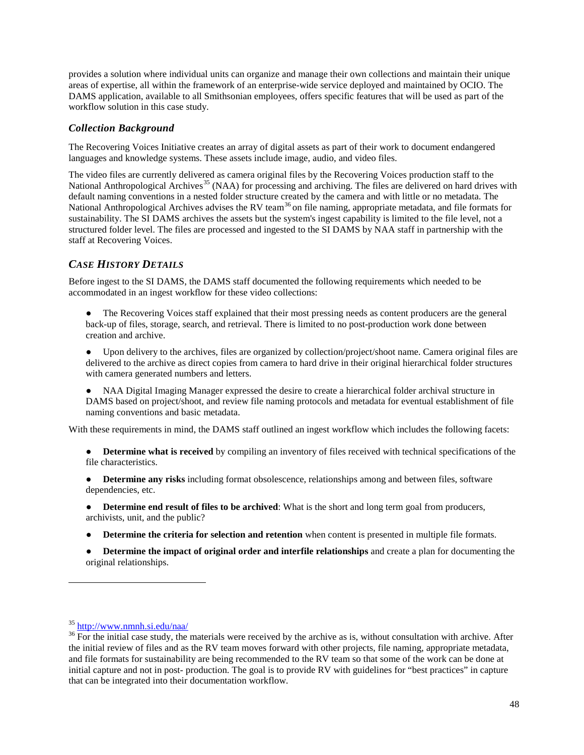provides a solution where individual units can organize and manage their own collections and maintain their unique areas of expertise, all within the framework of an enterprise-wide service deployed and maintained by OCIO. The DAMS application, available to all Smithsonian employees, offers specific features that will be used as part of the workflow solution in this case study.

### *Collection Background*

The Recovering Voices Initiative creates an array of digital assets as part of their work to document endangered languages and knowledge systems. These assets include image, audio, and video files.

The video files are currently delivered as camera original files by the Recovering Voices production staff to the National Anthropological Archives[35] (NAA) for processing and archiving. The files are delivered on hard drives with default naming conventions in a nested folder structure created by the camera and with little or no metadata. The National Anthropological Archives advises the RV team[36] on file naming, appropriate metadata, and file formats for sustainability. The SI DAMS archives the assets but the system's ingest capability is limited to the file level, not a structured folder level. The files are processed and ingested to the SI DAMS by NAA staff in partnership with the staff at Recovering Voices.

### *CASE HISTORY DETAILS*

Before ingest to the SI DAMS, the DAMS staff documented the following requirements which needed to be accommodated in an ingest workflow for these video collections:

- The Recovering Voices staff explained that their most pressing needs as content producers are the general back-up of files, storage, search, and retrieval. There is limited to no post-production work done between creation and archive.
- Upon delivery to the archives, files are organized by collection/project/shoot name. Camera original files are delivered to the archive as direct copies from camera to hard drive in their original hierarchical folder structures with camera generated numbers and letters.
- NAA Digital Imaging Manager expressed the desire to create a hierarchical folder archival structure in DAMS based on project/shoot, and review file naming protocols and metadata for eventual establishment of file naming conventions and basic metadata.

With these requirements in mind, the DAMS staff outlined an ingest workflow which includes the following facets:

- **Determine what is received** by compiling an inventory of files received with technical specifications of the file characteristics.
- **Determine any risks** including format obsolescence, relationships among and between files, software dependencies, etc.
- **Determine end result of files to be archived**: What is the short and long term goal from producers, archivists, unit, and the public?
- **Determine the criteria for selection and retention** when content is presented in multiple file formats.
- **Determine the impact of original order and interfile relationships** and create a plan for documenting the original relationships.

---

[35] http://www.nmnh.si.edu/naa/

[36] For the initial case study, the materials were received by the archive as is, without consultation with archive. After the initial review of files and as the RV team moves forward with other projects, file naming, appropriate metadata, and file formats for sustainability are being recommended to the RV team so that some of the work can be done at initial capture and not in post- production. The goal is to provide RV with guidelines for "best practices" in capture that can be integrated into their documentation workflow.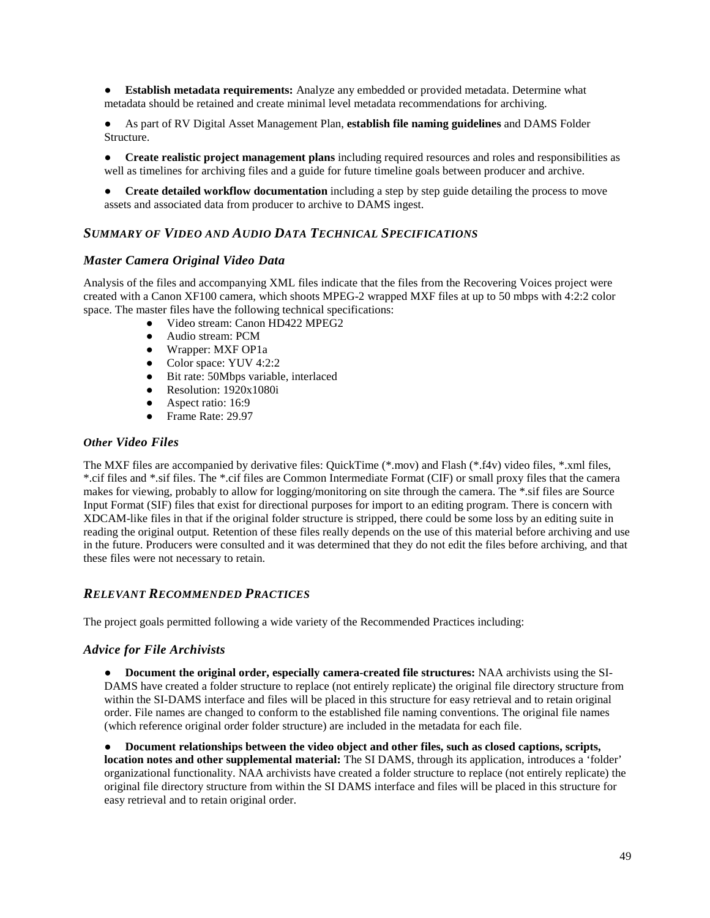- **Establish metadata requirements:** Analyze any embedded or provided metadata. Determine what metadata should be retained and create minimal level metadata recommendations for archiving.
- As part of RV Digital Asset Management Plan, **establish file naming guidelines** and DAMS Folder Structure.
- **Create realistic project management plans** including required resources and roles and responsibilities as well as timelines for archiving files and a guide for future timeline goals between producer and archive.
- **Create detailed workflow documentation** including a step by step guide detailing the process to move assets and associated data from producer to archive to DAMS ingest.

## *SUMMARY OF VIDEO AND AUDIO DATA TECHNICAL SPECIFICATIONS*

### *Master Camera Original Video Data*

Analysis of the files and accompanying XML files indicate that the files from the Recovering Voices project were created with a Canon XF100 camera, which shoots MPEG-2 wrapped MXF files at up to 50 mbps with 4:2:2 color space. The master files have the following technical specifications:

- Video stream: Canon HD422 MPEG2
- Audio stream: PCM
- Wrapper: MXF OP1a
- Color space: YUV 4:2:2
- Bit rate: 50Mbps variable, interlaced
- Resolution: 1920x1080i
- Aspect ratio: 16:9
- Frame Rate: 29.97

### *Other Video Files*

The MXF files are accompanied by derivative files: QuickTime (*.mov) and Flash (*.f4v) video files, *.xml files, *.cif files and *.sif files. The *.cif files are Common Intermediate Format (CIF) or small proxy files that the camera makes for viewing, probably to allow for logging/monitoring on site through the camera. The *.sif files are Source Input Format (SIF) files that exist for directional purposes for import to an editing program. There is concern with XDCAM-like files in that if the original folder structure is stripped, there could be some loss by an editing suite in reading the original output. Retention of these files really depends on the use of this material before archiving and use in the future. Producers were consulted and it was determined that they do not edit the files before archiving, and that these files were not necessary to retain.

## *RELEVANT RECOMMENDED PRACTICES*

The project goals permitted following a wide variety of the Recommended Practices including:

### *Advice for File Archivists*

- **Document the original order, especially camera-created file structures:** NAA archivists using the SI-DAMS have created a folder structure to replace (not entirely replicate) the original file directory structure from within the SI-DAMS interface and files will be placed in this structure for easy retrieval and to retain original order. File names are changed to conform to the established file naming conventions. The original file names (which reference original order folder structure) are included in the metadata for each file.
- **Document relationships between the video object and other files, such as closed captions, scripts, location notes and other supplemental material:** The SI DAMS, through its application, introduces a 'folder' organizational functionality. NAA archivists have created a folder structure to replace (not entirely replicate) the original file directory structure from within the SI DAMS interface and files will be placed in this structure for easy retrieval and to retain original order.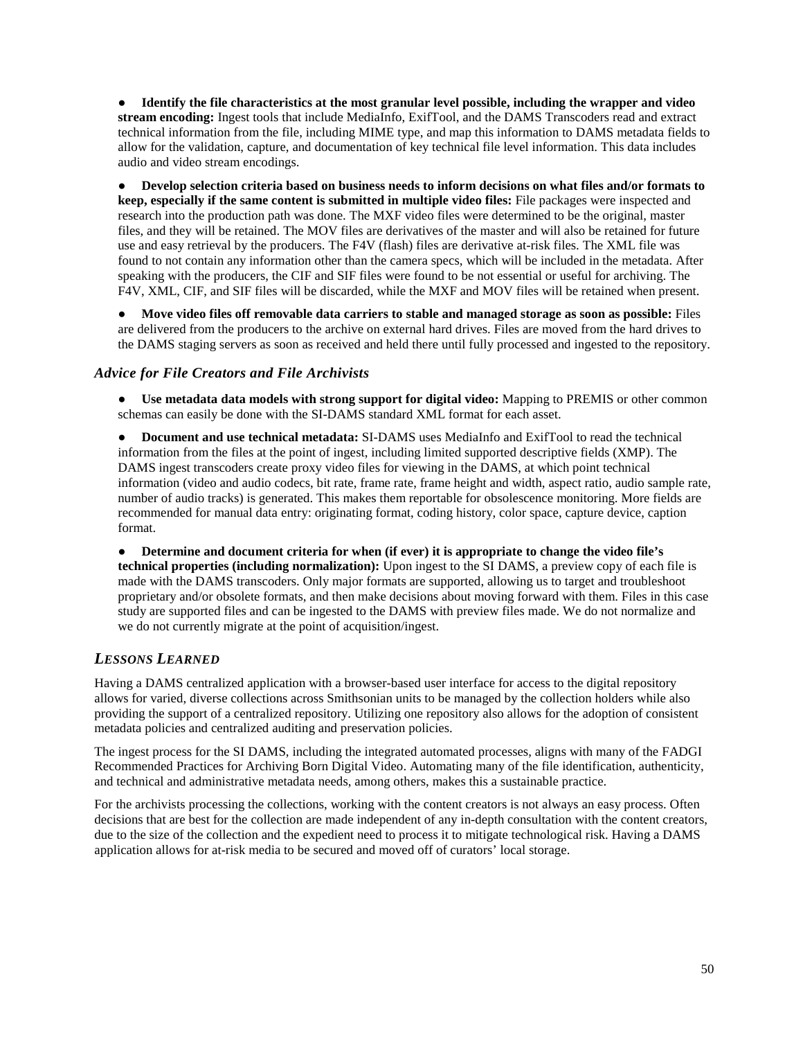- **Identify the file characteristics at the most granular level possible, including the wrapper and video stream encoding:** Ingest tools that include MediaInfo, ExifTool, and the DAMS Transcoders read and extract technical information from the file, including MIME type, and map this information to DAMS metadata fields to allow for the validation, capture, and documentation of key technical file level information. This data includes audio and video stream encodings.

- **Develop selection criteria based on business needs to inform decisions on what files and/or formats to keep, especially if the same content is submitted in multiple video files:** File packages were inspected and research into the production path was done. The MXF video files were determined to be the original, master files, and they will be retained. The MOV files are derivatives of the master and will also be retained for future use and easy retrieval by the producers. The F4V (flash) files are derivative at-risk files. The XML file was found to not contain any information other than the camera specs, which will be included in the metadata. After speaking with the producers, the CIF and SIF files were found to be not essential or useful for archiving. The F4V, XML, CIF, and SIF files will be discarded, while the MXF and MOV files will be retained when present.

- **Move video files off removable data carriers to stable and managed storage as soon as possible:** Files are delivered from the producers to the archive on external hard drives. Files are moved from the hard drives to the DAMS staging servers as soon as received and held there until fully processed and ingested to the repository.

### *Advice for File Creators and File Archivists*

- **Use metadata data models with strong support for digital video:** Mapping to PREMIS or other common schemas can easily be done with the SI-DAMS standard XML format for each asset.

- **Document and use technical metadata:** SI-DAMS uses MediaInfo and ExifTool to read the technical information from the files at the point of ingest, including limited supported descriptive fields (XMP). The DAMS ingest transcoders create proxy video files for viewing in the DAMS, at which point technical information (video and audio codecs, bit rate, frame rate, frame height and width, aspect ratio, audio sample rate, number of audio tracks) is generated. This makes them reportable for obsolescence monitoring. More fields are recommended for manual data entry: originating format, coding history, color space, capture device, caption format.

- **Determine and document criteria for when (if ever) it is appropriate to change the video file's technical properties (including normalization):** Upon ingest to the SI DAMS, a preview copy of each file is made with the DAMS transcoders. Only major formats are supported, allowing us to target and troubleshoot proprietary and/or obsolete formats, and then make decisions about moving forward with them. Files in this case study are supported files and can be ingested to the DAMS with preview files made. We do not normalize and we do not currently migrate at the point of acquisition/ingest.

## *LESSONS LEARNED*

Having a DAMS centralized application with a browser-based user interface for access to the digital repository allows for varied, diverse collections across Smithsonian units to be managed by the collection holders while also providing the support of a centralized repository. Utilizing one repository also allows for the adoption of consistent metadata policies and centralized auditing and preservation policies.

The ingest process for the SI DAMS, including the integrated automated processes, aligns with many of the FADGI Recommended Practices for Archiving Born Digital Video. Automating many of the file identification, authenticity, and technical and administrative metadata needs, among others, makes this a sustainable practice.

For the archivists processing the collections, working with the content creators is not always an easy process. Often decisions that are best for the collection are made independent of any in-depth consultation with the content creators, due to the size of the collection and the expedient need to process it to mitigate technological risk. Having a DAMS application allows for at-risk media to be secured and moved off of curators' local storage.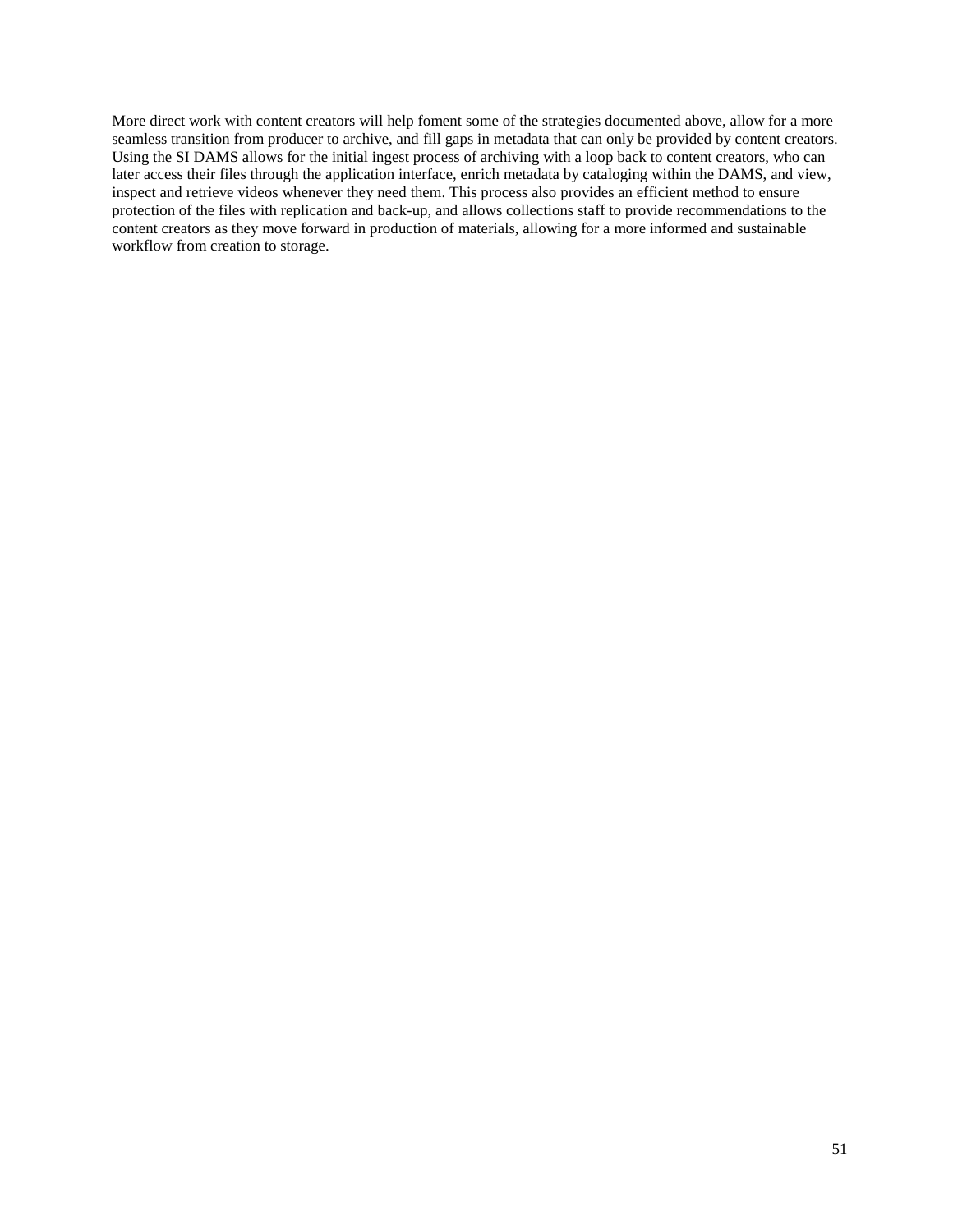More direct work with content creators will help foment some of the strategies documented above, allow for a more seamless transition from producer to archive, and fill gaps in metadata that can only be provided by content creators. Using the SI DAMS allows for the initial ingest process of archiving with a loop back to content creators, who can later access their files through the application interface, enrich metadata by cataloging within the DAMS, and view, inspect and retrieve videos whenever they need them. This process also provides an efficient method to ensure protection of the files with replication and back-up, and allows collections staff to provide recommendations to the content creators as they move forward in production of materials, allowing for a more informed and sustainable workflow from creation to storage.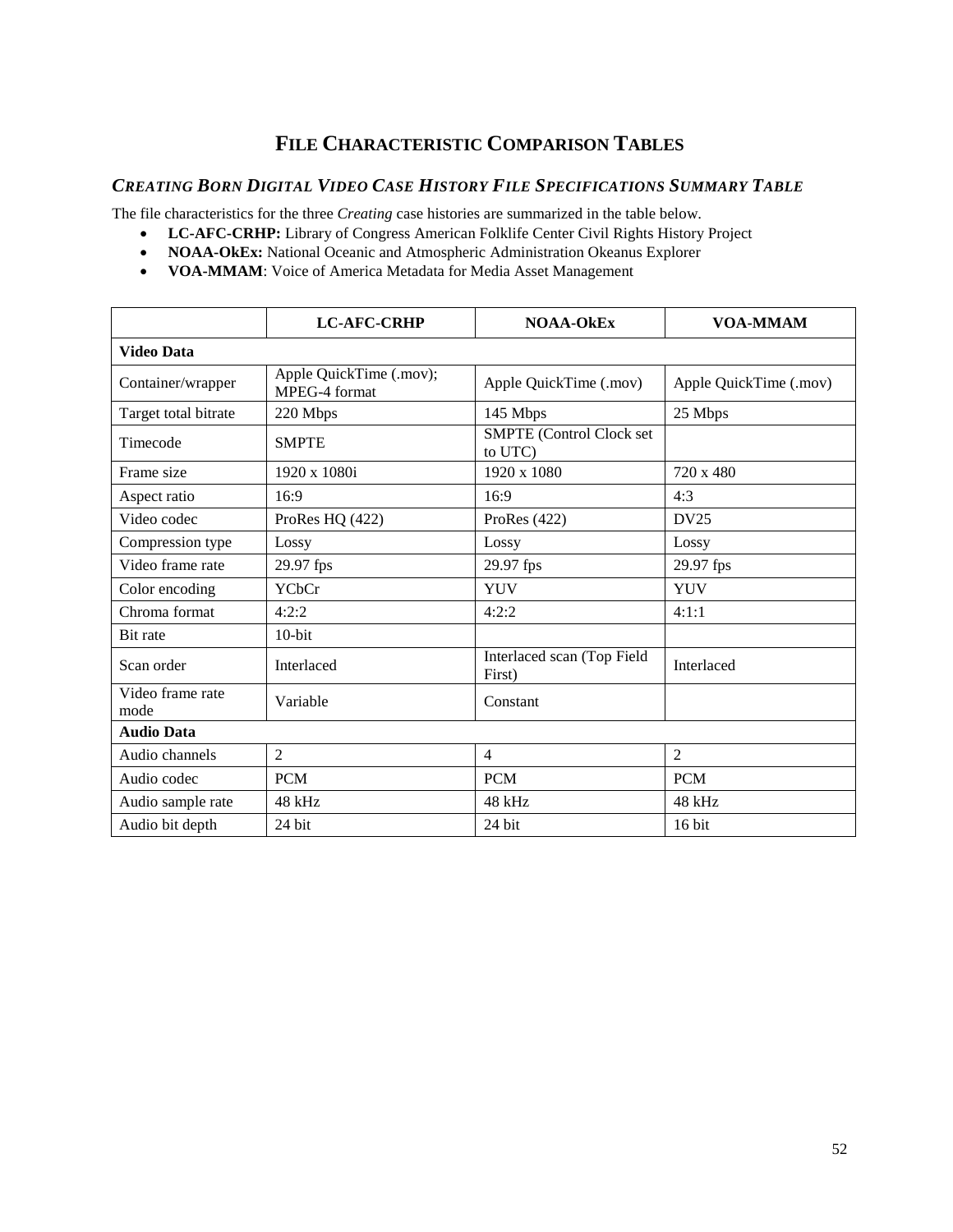# File Characteristic Comparison Tables

## *Creating Born Digital Video Case History File Specifications Summary Table*

The file characteristics for the three *Creating* case histories are summarized in the table below.

- **LC-AFC-CRHP:** Library of Congress American Folklife Center Civil Rights History Project
- **NOAA-OkEx:** National Oceanic and Atmospheric Administration Okeanus Explorer
- **VOA-MMAM**: Voice of America Metadata for Media Asset Management

| | LC-AFC-CRHP | NOAA-OkEx | VOA-MMAM |
|---|---|---|---|
| **Video Data** | | | |
| Container/wrapper | Apple QuickTime (.mov); MPEG-4 format | Apple QuickTime (.mov) | Apple QuickTime (.mov) |
| Target total bitrate | 220 Mbps | 145 Mbps | 25 Mbps |
| Timecode | SMPTE | SMPTE (Control Clock set to UTC) | |
| Frame size | 1920 x 1080i | 1920 x 1080 | 720 x 480 |
| Aspect ratio | 16:9 | 16:9 | 4:3 |
| Video codec | ProRes HQ (422) | ProRes (422) | DV25 |
| Compression type | Lossy | Lossy | Lossy |
| Video frame rate | 29.97 fps | 29.97 fps | 29.97 fps |
| Color encoding | YCbCr | YUV | YUV |
| Chroma format | 4:2:2 | 4:2:2 | 4:1:1 |
| Bit rate | 10-bit | | |
| Scan order | Interlaced | Interlaced scan (Top Field First) | Interlaced |
| Video frame rate mode | Variable | Constant | |
| **Audio Data** | | | |
| Audio channels | 2 | 4 | 2 |
| Audio codec | PCM | PCM | PCM |
| Audio sample rate | 48 kHz | 48 kHz | 48 kHz |
| Audio bit depth | 24 bit | 24 bit | 16 bit |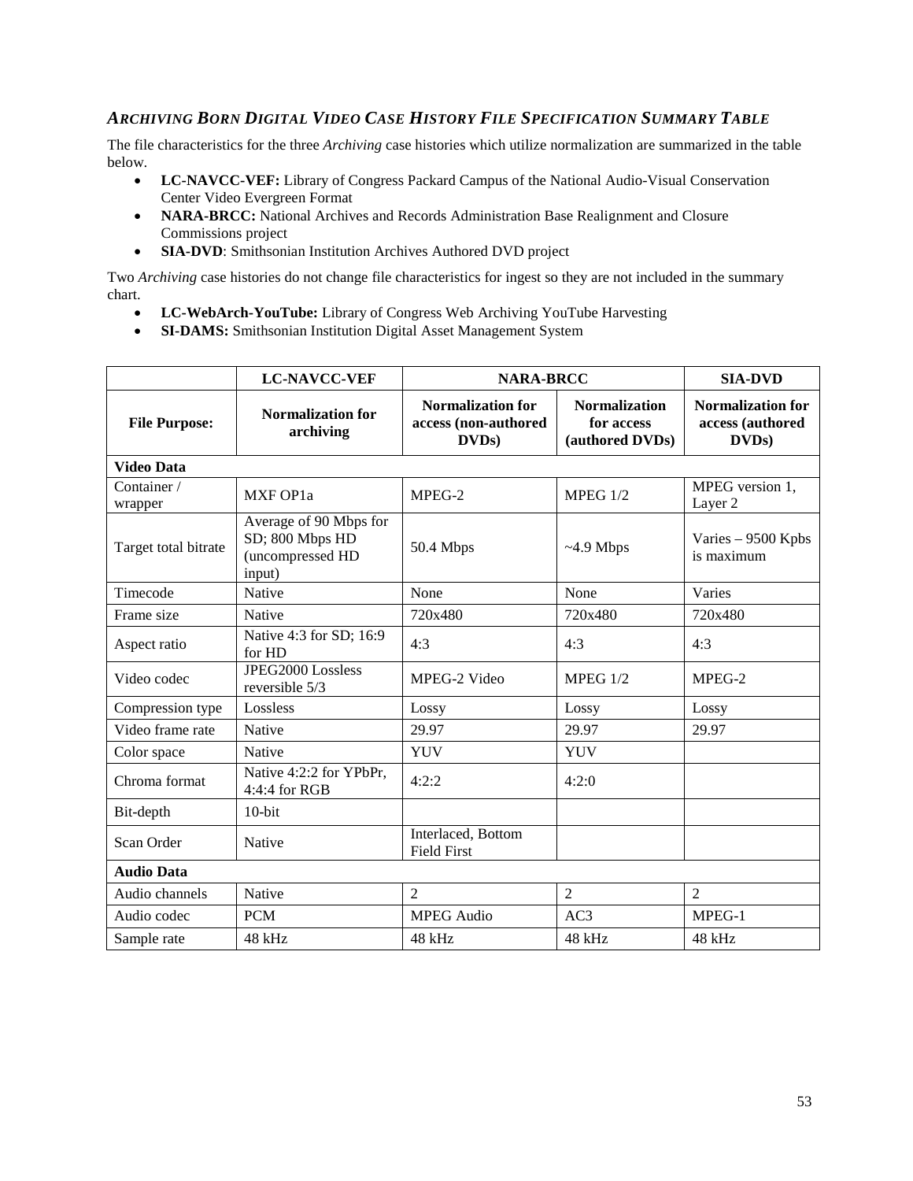### *Archiving Born Digital Video Case History File Specification Summary Table*

The file characteristics for the three *Archiving* case histories which utilize normalization are summarized in the table below.

- **LC-NAVCC-VEF:** Library of Congress Packard Campus of the National Audio-Visual Conservation Center Video Evergreen Format
- **NARA-BRCC:** National Archives and Records Administration Base Realignment and Closure Commissions project
- **SIA-DVD**: Smithsonian Institution Archives Authored DVD project

Two *Archiving* case histories do not change file characteristics for ingest so they are not included in the summary chart.

- **LC-WebArch-YouTube:** Library of Congress Web Archiving YouTube Harvesting
- **SI-DAMS:** Smithsonian Institution Digital Asset Management System

| | **LC-NAVCC-VEF** | **NARA-BRCC** | | **SIA-DVD** |
|---|---|---|---|---|
| **File Purpose:** | **Normalization for archiving** | **Normalization for access (non-authored DVDs)** | **Normalization for access (authored DVDs)** | **Normalization for access (authored DVDs)** |
| **Video Data** | | | | |
| Container / wrapper | MXF OP1a | MPEG-2 | MPEG 1/2 | MPEG version 1, Layer 2 |
| Target total bitrate | Average of 90 Mbps for SD; 800 Mbps HD (uncompressed HD input) | 50.4 Mbps | ~4.9 Mbps | Varies – 9500 Kpbs is maximum |
| Timecode | Native | None | None | Varies |
| Frame size | Native | 720x480 | 720x480 | 720x480 |
| Aspect ratio | Native 4:3 for SD; 16:9 for HD | 4:3 | 4:3 | 4:3 |
| Video codec | JPEG2000 Lossless reversible 5/3 | MPEG-2 Video | MPEG 1/2 | MPEG-2 |
| Compression type | Lossless | Lossy | Lossy | Lossy |
| Video frame rate | Native | 29.97 | 29.97 | 29.97 |
| Color space | Native | YUV | YUV | |
| Chroma format | Native 4:2:2 for YPbPr, 4:4:4 for RGB | 4:2:2 | 4:2:0 | |
| Bit-depth | 10-bit | | | |
| Scan Order | Native | Interlaced, Bottom Field First | | |
| **Audio Data** | | | | |
| Audio channels | Native | 2 | 2 | 2 |
| Audio codec | PCM | MPEG Audio | AC3 | MPEG-1 |
| Sample rate | 48 kHz | 48 kHz | 48 kHz | 48 kHz |